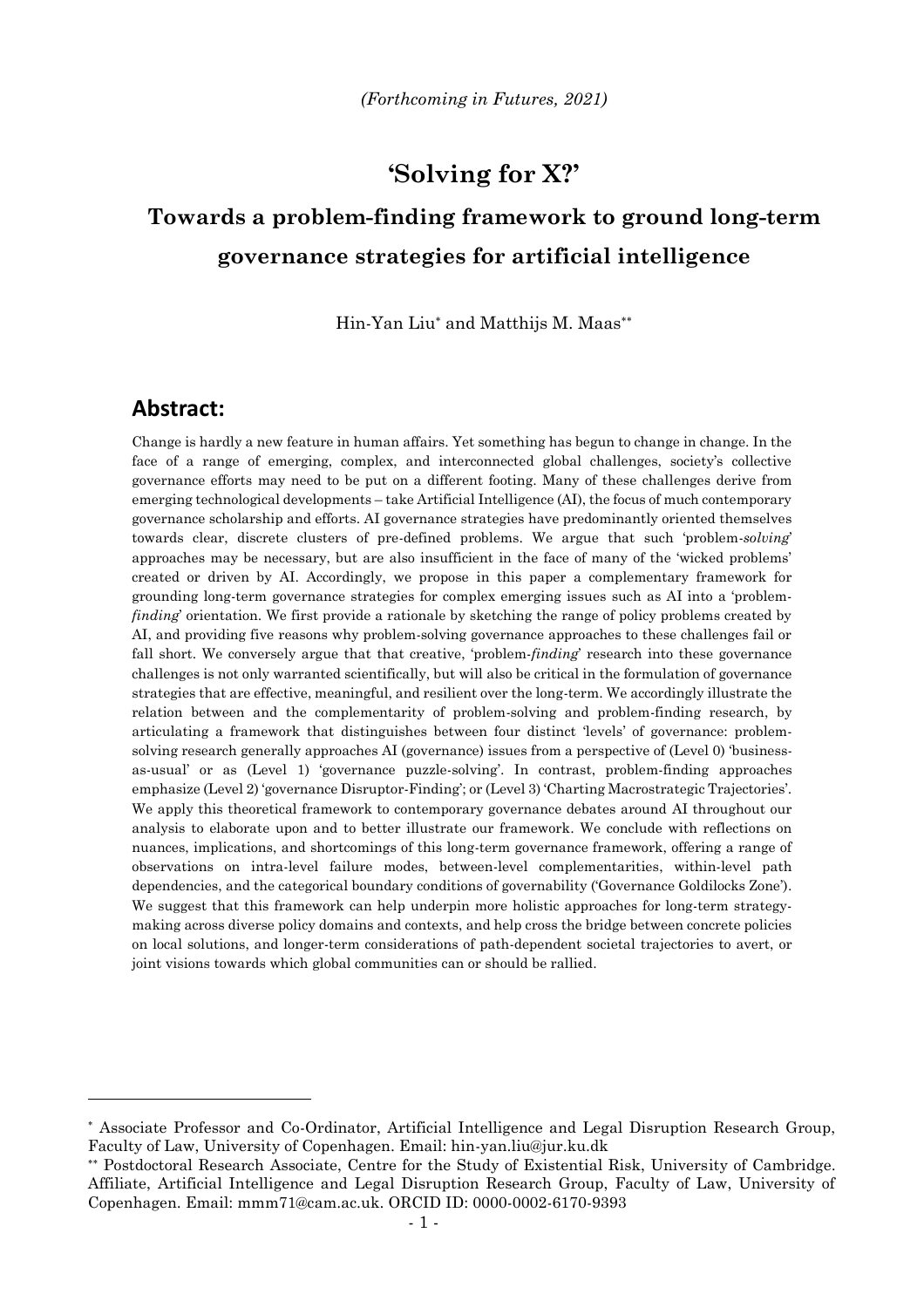*(Forthcoming in Futures, 2021)*

# 'Solving for X?'

## Towards a problem-finding framework to ground long-term governance strategies for artificial intelligence

Hin-Yan Liu* and Matthijs M. Maas**

## Abstract:

Change is hardly a new feature in human affairs. Yet something has begun to change in change. In the face of a range of emerging, complex, and interconnected global challenges, society's collective governance efforts may need to be put on a different footing. Many of these challenges derive from emerging technological developments – take Artificial Intelligence (AI), the focus of much contemporary governance scholarship and efforts. AI governance strategies have predominantly oriented themselves towards clear, discrete clusters of pre-defined problems. We argue that such 'problem-*solving*' approaches may be necessary, but are also insufficient in the face of many of the 'wicked problems' created or driven by AI. Accordingly, we propose in this paper a complementary framework for grounding long-term governance strategies for complex emerging issues such as AI into a 'problem-*finding*' orientation. We first provide a rationale by sketching the range of policy problems created by AI, and providing five reasons why problem-solving governance approaches to these challenges fail or fall short. We conversely argue that that creative, 'problem-*finding*' research into these governance challenges is not only warranted scientifically, but will also be critical in the formulation of governance strategies that are effective, meaningful, and resilient over the long-term. We accordingly illustrate the relation between and the complementarity of problem-solving and problem-finding research, by articulating a framework that distinguishes between four distinct 'levels' of governance: problem-solving research generally approaches AI (governance) issues from a perspective of (Level 0) 'business-as-usual' or as (Level 1) 'governance puzzle-solving'. In contrast, problem-finding approaches emphasize (Level 2) 'governance Disruptor-Finding'; or (Level 3) 'Charting Macrostrategic Trajectories'. We apply this theoretical framework to contemporary governance debates around AI throughout our analysis to elaborate upon and to better illustrate our framework. We conclude with reflections on nuances, implications, and shortcomings of this long-term governance framework, offering a range of observations on intra-level failure modes, between-level complementarities, within-level path dependencies, and the categorical boundary conditions of governability ('Governance Goldilocks Zone'). We suggest that this framework can help underpin more holistic approaches for long-term strategy-making across diverse policy domains and contexts, and help cross the bridge between concrete policies on local solutions, and longer-term considerations of path-dependent societal trajectories to avert, or joint visions towards which global communities can or should be rallied.

---

* Associate Professor and Co-Ordinator, Artificial Intelligence and Legal Disruption Research Group, Faculty of Law, University of Copenhagen. Email: hin-yan.liu@jur.ku.dk

** Postdoctoral Research Associate, Centre for the Study of Existential Risk, University of Cambridge. Affiliate, Artificial Intelligence and Legal Disruption Research Group, Faculty of Law, University of Copenhagen. Email: mmm71@cam.ac.uk. ORCID ID: 0000-0002-6170-9393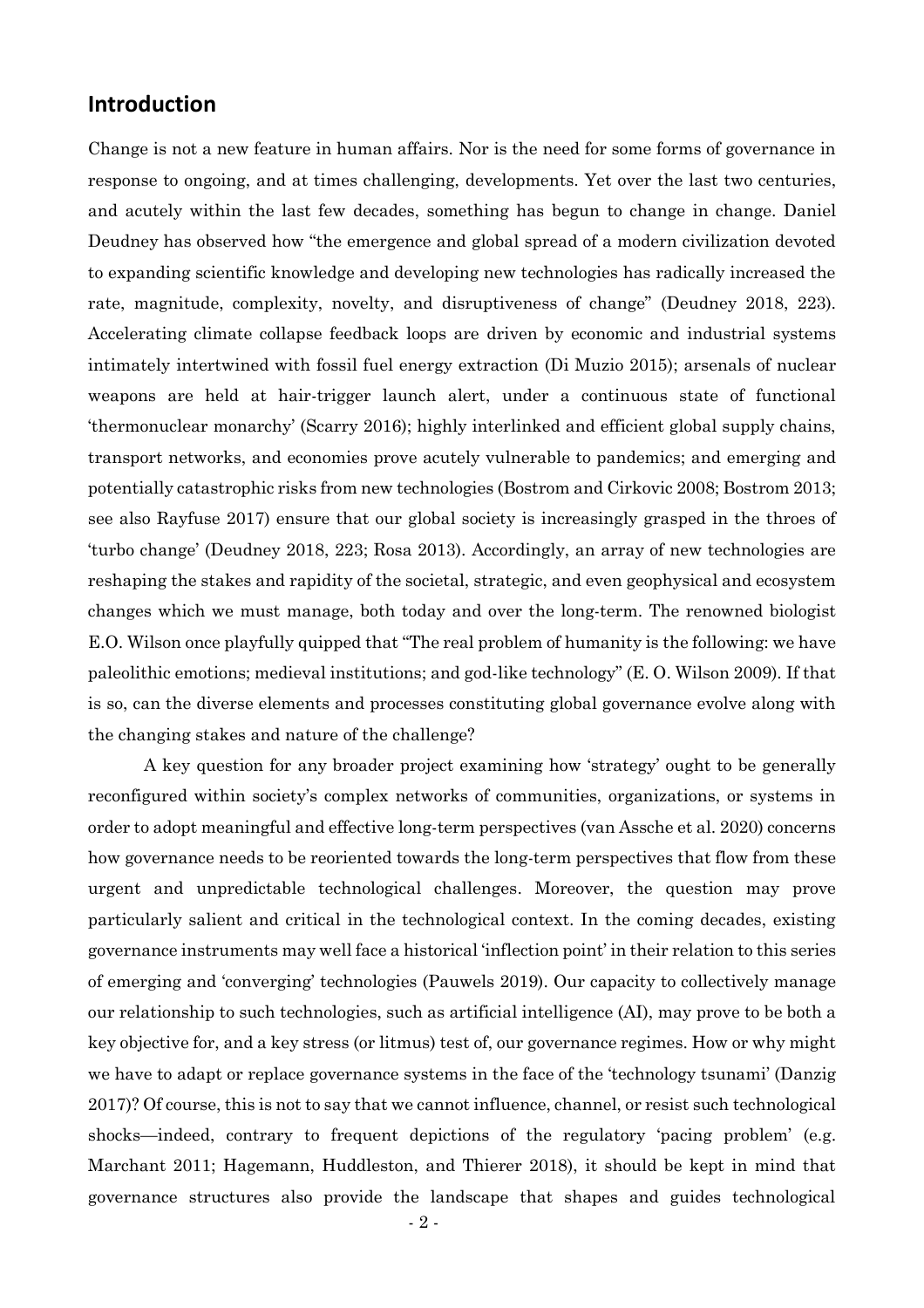## Introduction

Change is not a new feature in human affairs. Nor is the need for some forms of governance in response to ongoing, and at times challenging, developments. Yet over the last two centuries, and acutely within the last few decades, something has begun to change in change. Daniel Deudney has observed how "the emergence and global spread of a modern civilization devoted to expanding scientific knowledge and developing new technologies has radically increased the rate, magnitude, complexity, novelty, and disruptiveness of change" (Deudney 2018, 223). Accelerating climate collapse feedback loops are driven by economic and industrial systems intimately intertwined with fossil fuel energy extraction (Di Muzio 2015); arsenals of nuclear weapons are held at hair-trigger launch alert, under a continuous state of functional 'thermonuclear monarchy' (Scarry 2016); highly interlinked and efficient global supply chains, transport networks, and economies prove acutely vulnerable to pandemics; and emerging and potentially catastrophic risks from new technologies (Bostrom and Cirkovic 2008; Bostrom 2013; see also Rayfuse 2017) ensure that our global society is increasingly grasped in the throes of 'turbo change' (Deudney 2018, 223; Rosa 2013). Accordingly, an array of new technologies are reshaping the stakes and rapidity of the societal, strategic, and even geophysical and ecosystem changes which we must manage, both today and over the long-term. The renowned biologist E.O. Wilson once playfully quipped that "The real problem of humanity is the following: we have paleolithic emotions; medieval institutions; and god-like technology" (E. O. Wilson 2009). If that is so, can the diverse elements and processes constituting global governance evolve along with the changing stakes and nature of the challenge?

A key question for any broader project examining how 'strategy' ought to be generally reconfigured within society's complex networks of communities, organizations, or systems in order to adopt meaningful and effective long-term perspectives (van Assche et al. 2020) concerns how governance needs to be reoriented towards the long-term perspectives that flow from these urgent and unpredictable technological challenges. Moreover, the question may prove particularly salient and critical in the technological context. In the coming decades, existing governance instruments may well face a historical 'inflection point' in their relation to this series of emerging and 'converging' technologies (Pauwels 2019). Our capacity to collectively manage our relationship to such technologies, such as artificial intelligence (AI), may prove to be both a key objective for, and a key stress (or litmus) test of, our governance regimes. How or why might we have to adapt or replace governance systems in the face of the 'technology tsunami' (Danzig 2017)? Of course, this is not to say that we cannot influence, channel, or resist such technological shocks—indeed, contrary to frequent depictions of the regulatory 'pacing problem' (e.g. Marchant 2011; Hagemann, Huddleston, and Thierer 2018), it should be kept in mind that governance structures also provide the landscape that shapes and guides technological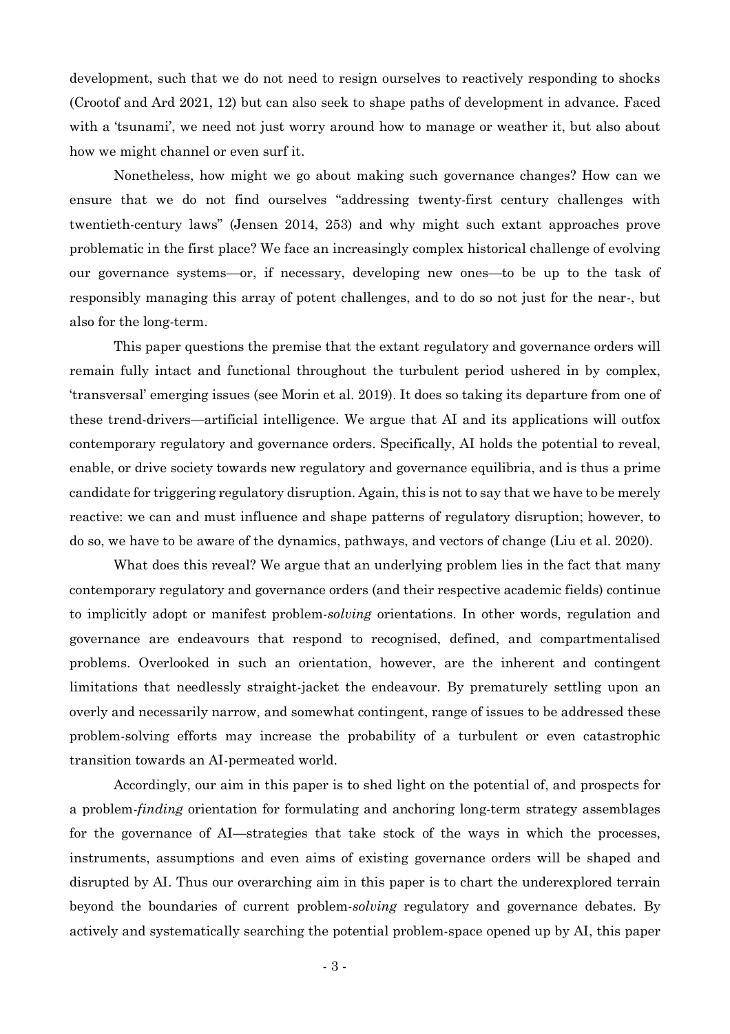development, such that we do not need to resign ourselves to reactively responding to shocks (Crootof and Ard 2021, 12) but can also seek to shape paths of development in advance. Faced with a 'tsunami', we need not just worry around how to manage or weather it, but also about how we might channel or even surf it.

Nonetheless, how might we go about making such governance changes? How can we ensure that we do not find ourselves "addressing twenty-first century challenges with twentieth-century laws" (Jensen 2014, 253) and why might such extant approaches prove problematic in the first place? We face an increasingly complex historical challenge of evolving our governance systems—or, if necessary, developing new ones—to be up to the task of responsibly managing this array of potent challenges, and to do so not just for the near-, but also for the long-term.

This paper questions the premise that the extant regulatory and governance orders will remain fully intact and functional throughout the turbulent period ushered in by complex, 'transversal' emerging issues (see Morin et al. 2019). It does so taking its departure from one of these trend-drivers—artificial intelligence. We argue that AI and its applications will outfox contemporary regulatory and governance orders. Specifically, AI holds the potential to reveal, enable, or drive society towards new regulatory and governance equilibria, and is thus a prime candidate for triggering regulatory disruption. Again, this is not to say that we have to be merely reactive: we can and must influence and shape patterns of regulatory disruption; however, to do so, we have to be aware of the dynamics, pathways, and vectors of change (Liu et al. 2020).

What does this reveal? We argue that an underlying problem lies in the fact that many contemporary regulatory and governance orders (and their respective academic fields) continue to implicitly adopt or manifest problem-*solving* orientations. In other words, regulation and governance are endeavours that respond to recognised, defined, and compartmentalised problems. Overlooked in such an orientation, however, are the inherent and contingent limitations that needlessly straight-jacket the endeavour. By prematurely settling upon an overly and necessarily narrow, and somewhat contingent, range of issues to be addressed these problem-solving efforts may increase the probability of a turbulent or even catastrophic transition towards an AI-permeated world.

Accordingly, our aim in this paper is to shed light on the potential of, and prospects for a problem-*finding* orientation for formulating and anchoring long-term strategy assemblages for the governance of AI—strategies that take stock of the ways in which the processes, instruments, assumptions and even aims of existing governance orders will be shaped and disrupted by AI. Thus our overarching aim in this paper is to chart the underexplored terrain beyond the boundaries of current problem-*solving* regulatory and governance debates. By actively and systematically searching the potential problem-space opened up by AI, this paper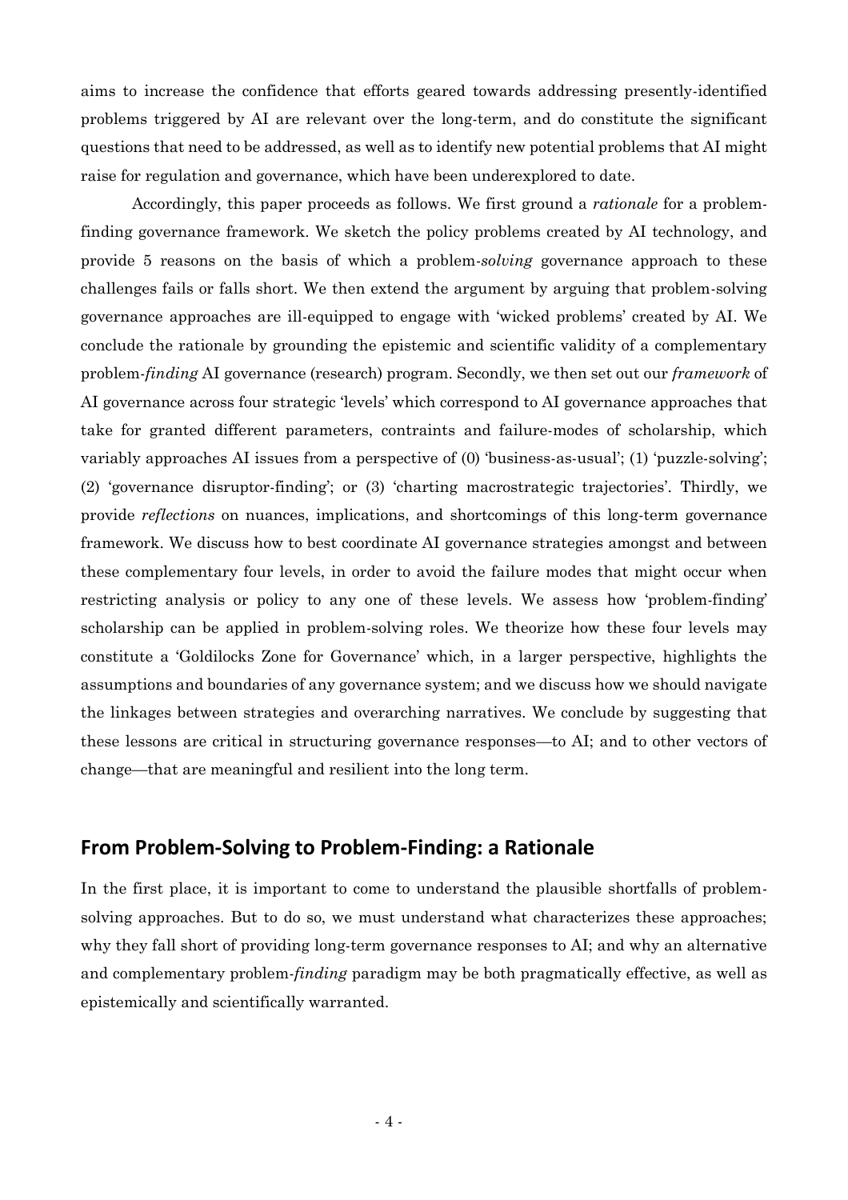aims to increase the confidence that efforts geared towards addressing presently-identified problems triggered by AI are relevant over the long-term, and do constitute the significant questions that need to be addressed, as well as to identify new potential problems that AI might raise for regulation and governance, which have been underexplored to date.

Accordingly, this paper proceeds as follows. We first ground a *rationale* for a problem-finding governance framework. We sketch the policy problems created by AI technology, and provide 5 reasons on the basis of which a problem-*solving* governance approach to these challenges fails or falls short. We then extend the argument by arguing that problem-solving governance approaches are ill-equipped to engage with 'wicked problems' created by AI. We conclude the rationale by grounding the epistemic and scientific validity of a complementary problem-*finding* AI governance (research) program. Secondly, we then set out our *framework* of AI governance across four strategic 'levels' which correspond to AI governance approaches that take for granted different parameters, contraints and failure-modes of scholarship, which variably approaches AI issues from a perspective of (0) 'business-as-usual'; (1) 'puzzle-solving'; (2) 'governance disruptor-finding'; or (3) 'charting macrostrategic trajectories'. Thirdly, we provide *reflections* on nuances, implications, and shortcomings of this long-term governance framework. We discuss how to best coordinate AI governance strategies amongst and between these complementary four levels, in order to avoid the failure modes that might occur when restricting analysis or policy to any one of these levels. We assess how 'problem-finding' scholarship can be applied in problem-solving roles. We theorize how these four levels may constitute a 'Goldilocks Zone for Governance' which, in a larger perspective, highlights the assumptions and boundaries of any governance system; and we discuss how we should navigate the linkages between strategies and overarching narratives. We conclude by suggesting that these lessons are critical in structuring governance responses—to AI; and to other vectors of change—that are meaningful and resilient into the long term.

## From Problem-Solving to Problem-Finding: a Rationale

In the first place, it is important to come to understand the plausible shortfalls of problem-solving approaches. But to do so, we must understand what characterizes these approaches; why they fall short of providing long-term governance responses to AI; and why an alternative and complementary problem-*finding* paradigm may be both pragmatically effective, as well as epistemically and scientifically warranted.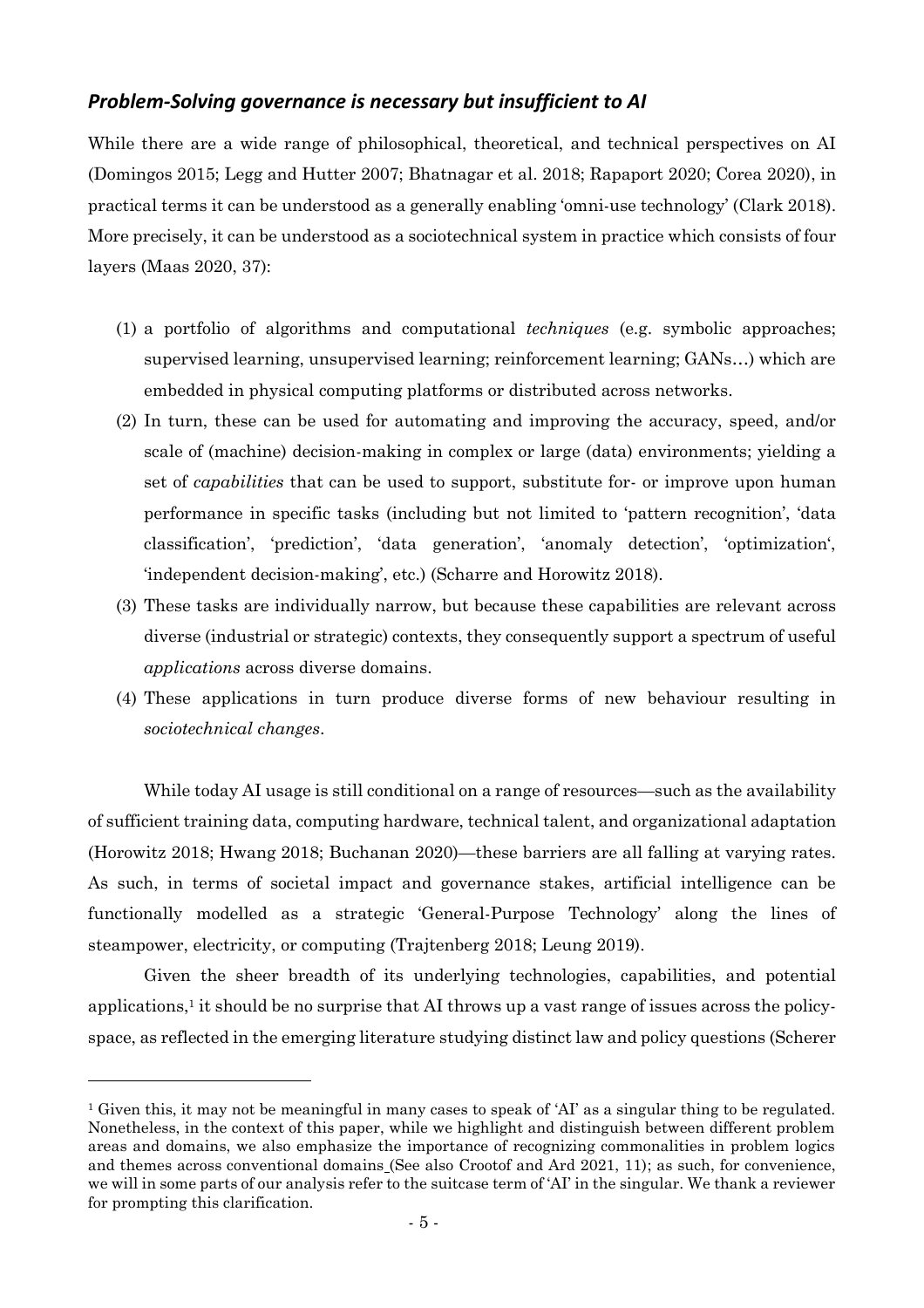## *Problem-Solving governance is necessary but insufficient to AI*

While there are a wide range of philosophical, theoretical, and technical perspectives on AI (Domingos 2015; Legg and Hutter 2007; Bhatnagar et al. 2018; Rapaport 2020; Corea 2020), in practical terms it can be understood as a generally enabling 'omni-use technology' (Clark 2018). More precisely, it can be understood as a sociotechnical system in practice which consists of four layers (Maas 2020, 37):

(1) a portfolio of algorithms and computational *techniques* (e.g. symbolic approaches; supervised learning, unsupervised learning; reinforcement learning; GANs…) which are embedded in physical computing platforms or distributed across networks.

(2) In turn, these can be used for automating and improving the accuracy, speed, and/or scale of (machine) decision-making in complex or large (data) environments; yielding a set of *capabilities* that can be used to support, substitute for- or improve upon human performance in specific tasks (including but not limited to 'pattern recognition', 'data classification', 'prediction', 'data generation', 'anomaly detection', 'optimization', 'independent decision-making', etc.) (Scharre and Horowitz 2018).

(3) These tasks are individually narrow, but because these capabilities are relevant across diverse (industrial or strategic) contexts, they consequently support a spectrum of useful *applications* across diverse domains.

(4) These applications in turn produce diverse forms of new behaviour resulting in *sociotechnical changes*.

While today AI usage is still conditional on a range of resources—such as the availability of sufficient training data, computing hardware, technical talent, and organizational adaptation (Horowitz 2018; Hwang 2018; Buchanan 2020)—these barriers are all falling at varying rates. As such, in terms of societal impact and governance stakes, artificial intelligence can be functionally modelled as a strategic 'General-Purpose Technology' along the lines of steampower, electricity, or computing (Trajtenberg 2018; Leung 2019).

Given the sheer breadth of its underlying technologies, capabilities, and potential applications,[1] it should be no surprise that AI throws up a vast range of issues across the policy-space, as reflected in the emerging literature studying distinct law and policy questions (Scherer

[1] Given this, it may not be meaningful in many cases to speak of 'AI' as a singular thing to be regulated. Nonetheless, in the context of this paper, while we highlight and distinguish between different problem areas and domains, we also emphasize the importance of recognizing commonalities in problem logics and themes across conventional domains (See also Crootof and Ard 2021, 11); as such, for convenience, we will in some parts of our analysis refer to the suitcase term of 'AI' in the singular. We thank a reviewer for prompting this clarification.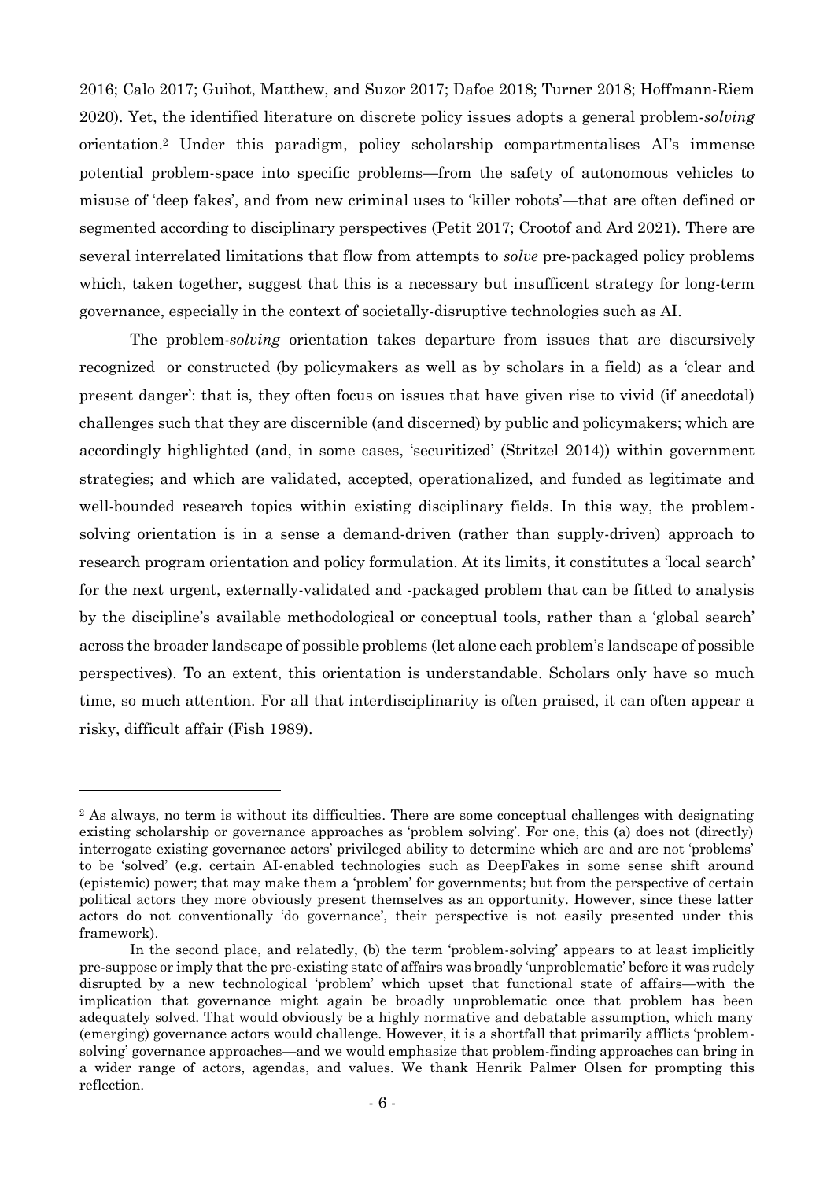2016; Calo 2017; Guihot, Matthew, and Suzor 2017; Dafoe 2018; Turner 2018; Hoffmann-Riem 2020). Yet, the identified literature on discrete policy issues adopts a general problem-*solving* orientation.[2] Under this paradigm, policy scholarship compartmentalises AI's immense potential problem-space into specific problems—from the safety of autonomous vehicles to misuse of 'deep fakes', and from new criminal uses to 'killer robots'—that are often defined or segmented according to disciplinary perspectives (Petit 2017; Crootof and Ard 2021). There are several interrelated limitations that flow from attempts to *solve* pre-packaged policy problems which, taken together, suggest that this is a necessary but insufficent strategy for long-term governance, especially in the context of societally-disruptive technologies such as AI.

The problem-*solving* orientation takes departure from issues that are discursively recognized or constructed (by policymakers as well as by scholars in a field) as a 'clear and present danger': that is, they often focus on issues that have given rise to vivid (if anecdotal) challenges such that they are discernible (and discerned) by public and policymakers; which are accordingly highlighted (and, in some cases, 'securitized' (Stritzel 2014)) within government strategies; and which are validated, accepted, operationalized, and funded as legitimate and well-bounded research topics within existing disciplinary fields. In this way, the problem-solving orientation is in a sense a demand-driven (rather than supply-driven) approach to research program orientation and policy formulation. At its limits, it constitutes a 'local search' for the next urgent, externally-validated and -packaged problem that can be fitted to analysis by the discipline's available methodological or conceptual tools, rather than a 'global search' across the broader landscape of possible problems (let alone each problem's landscape of possible perspectives). To an extent, this orientation is understandable. Scholars only have so much time, so much attention. For all that interdisciplinarity is often praised, it can often appear a risky, difficult affair (Fish 1989).

---

[2] As always, no term is without its difficulties. There are some conceptual challenges with designating existing scholarship or governance approaches as 'problem solving'. For one, this (a) does not (directly) interrogate existing governance actors' privileged ability to determine which are and are not 'problems' to be 'solved' (e.g. certain AI-enabled technologies such as DeepFakes in some sense shift around (epistemic) power; that may make them a 'problem' for governments; but from the perspective of certain political actors they more obviously present themselves as an opportunity. However, since these latter actors do not conventionally 'do governance', their perspective is not easily presented under this framework).

In the second place, and relatedly, (b) the term 'problem-solving' appears to at least implicitly pre-suppose or imply that the pre-existing state of affairs was broadly 'unproblematic' before it was rudely disrupted by a new technological 'problem' which upset that functional state of affairs—with the implication that governance might again be broadly unproblematic once that problem has been adequately solved. That would obviously be a highly normative and debatable assumption, which many (emerging) governance actors would challenge. However, it is a shortfall that primarily afflicts 'problem-solving' governance approaches—and we would emphasize that problem-finding approaches can bring in a wider range of actors, agendas, and values. We thank Henrik Palmer Olsen for prompting this reflection.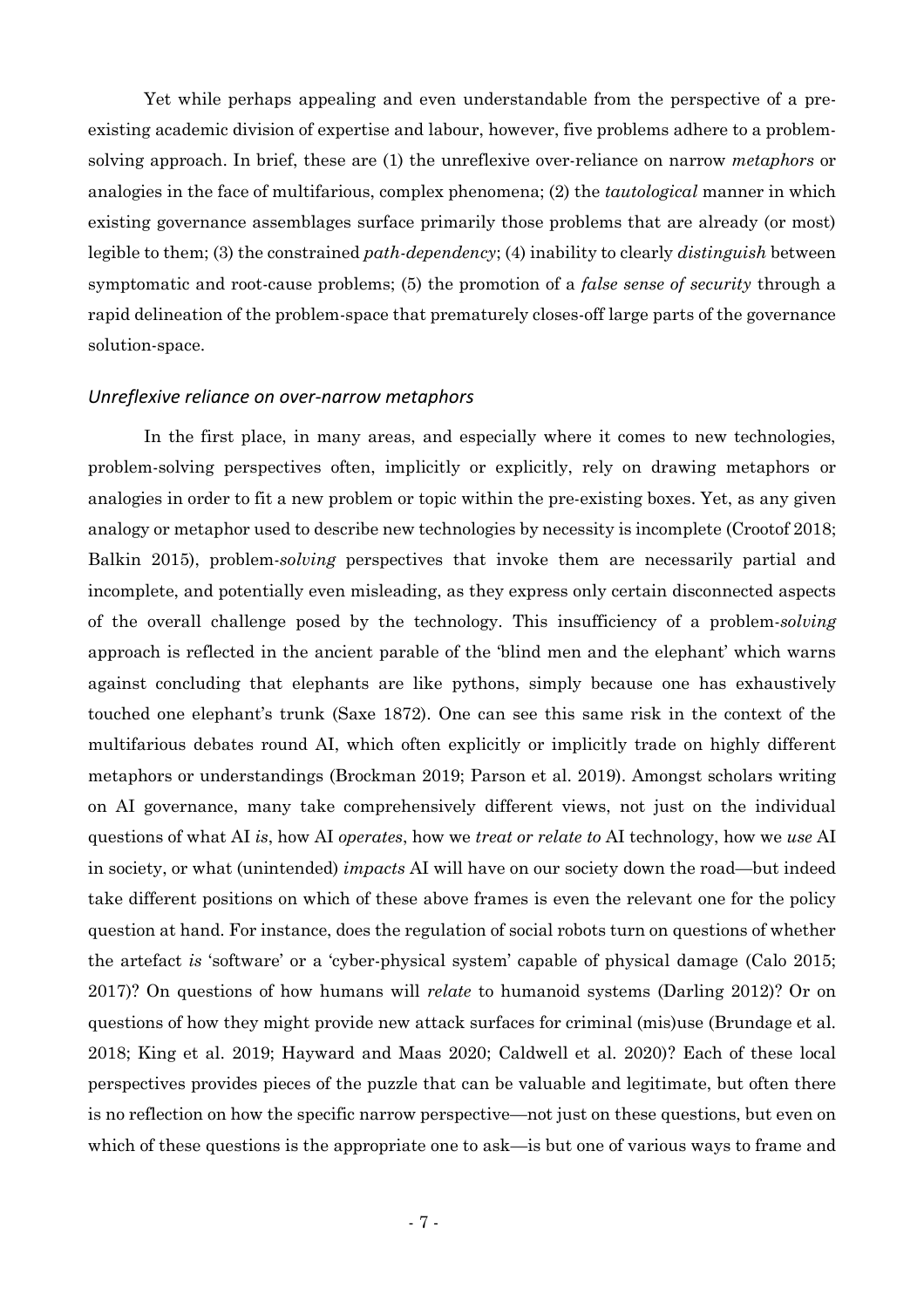Yet while perhaps appealing and even understandable from the perspective of a pre-existing academic division of expertise and labour, however, five problems adhere to a problem-solving approach. In brief, these are (1) the unreflexive over-reliance on narrow *metaphors* or analogies in the face of multifarious, complex phenomena; (2) the *tautological* manner in which existing governance assemblages surface primarily those problems that are already (or most) legible to them; (3) the constrained *path-dependency*; (4) inability to clearly *distinguish* between symptomatic and root-cause problems; (5) the promotion of a *false sense of security* through a rapid delineation of the problem-space that prematurely closes-off large parts of the governance solution-space.

### *Unreflexive reliance on over-narrow metaphors*

In the first place, in many areas, and especially where it comes to new technologies, problem-solving perspectives often, implicitly or explicitly, rely on drawing metaphors or analogies in order to fit a new problem or topic within the pre-existing boxes. Yet, as any given analogy or metaphor used to describe new technologies by necessity is incomplete (Crootof 2018; Balkin 2015), problem-*solving* perspectives that invoke them are necessarily partial and incomplete, and potentially even misleading, as they express only certain disconnected aspects of the overall challenge posed by the technology. This insufficiency of a problem-*solving* approach is reflected in the ancient parable of the 'blind men and the elephant' which warns against concluding that elephants are like pythons, simply because one has exhaustively touched one elephant's trunk (Saxe 1872). One can see this same risk in the context of the multifarious debates round AI, which often explicitly or implicitly trade on highly different metaphors or understandings (Brockman 2019; Parson et al. 2019). Amongst scholars writing on AI governance, many take comprehensively different views, not just on the individual questions of what AI *is*, how AI *operates*, how we *treat or relate to* AI technology, how we *use* AI in society, or what (unintended) *impacts* AI will have on our society down the road—but indeed take different positions on which of these above frames is even the relevant one for the policy question at hand. For instance, does the regulation of social robots turn on questions of whether the artefact *is* 'software' or a 'cyber-physical system' capable of physical damage (Calo 2015; 2017)? On questions of how humans will *relate* to humanoid systems (Darling 2012)? Or on questions of how they might provide new attack surfaces for criminal (mis)use (Brundage et al. 2018; King et al. 2019; Hayward and Maas 2020; Caldwell et al. 2020)? Each of these local perspectives provides pieces of the puzzle that can be valuable and legitimate, but often there is no reflection on how the specific narrow perspective—not just on these questions, but even on which of these questions is the appropriate one to ask—is but one of various ways to frame and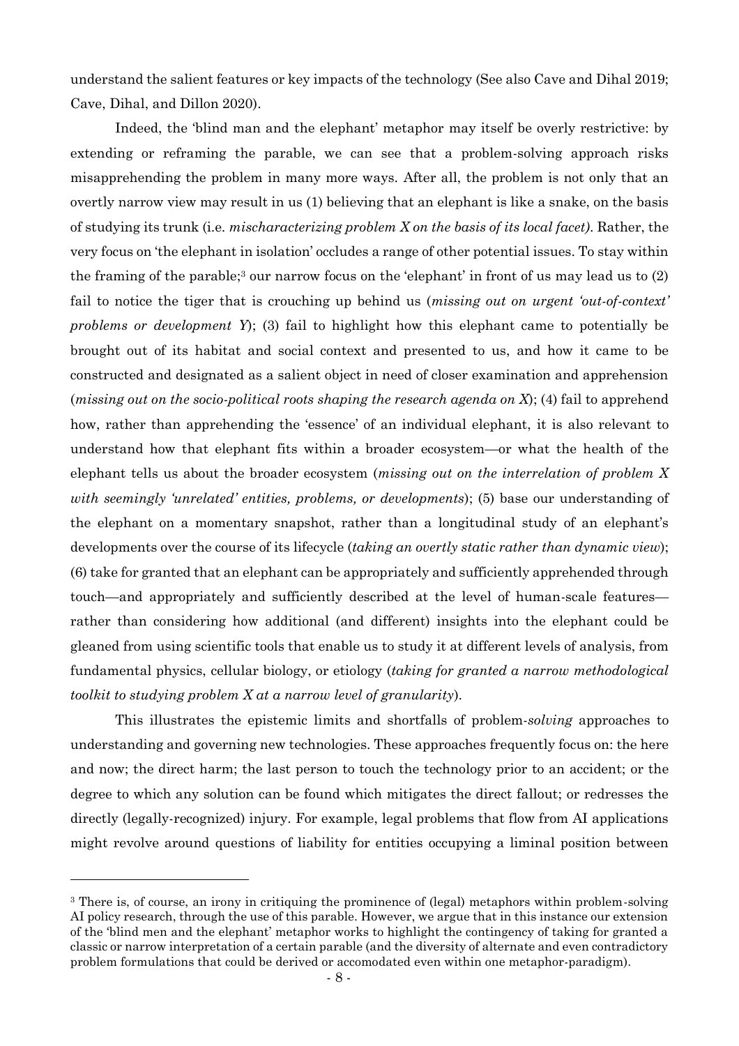understand the salient features or key impacts of the technology (See also Cave and Dihal 2019; Cave, Dihal, and Dillon 2020).

Indeed, the 'blind man and the elephant' metaphor may itself be overly restrictive: by extending or reframing the parable, we can see that a problem-solving approach risks misapprehending the problem in many more ways. After all, the problem is not only that an overtly narrow view may result in us (1) believing that an elephant is like a snake, on the basis of studying its trunk (i.e. *mischaracterizing problem X on the basis of its local facet)*. Rather, the very focus on 'the elephant in isolation' occludes a range of other potential issues. To stay within the framing of the parable;[3] our narrow focus on the 'elephant' in front of us may lead us to (2) fail to notice the tiger that is crouching up behind us (*missing out on urgent 'out-of-context' problems or development Y*); (3) fail to highlight how this elephant came to potentially be brought out of its habitat and social context and presented to us, and how it came to be constructed and designated as a salient object in need of closer examination and apprehension (*missing out on the socio-political roots shaping the research agenda on X*); (4) fail to apprehend how, rather than apprehending the 'essence' of an individual elephant, it is also relevant to understand how that elephant fits within a broader ecosystem—or what the health of the elephant tells us about the broader ecosystem (*missing out on the interrelation of problem X with seemingly 'unrelated' entities, problems, or developments*); (5) base our understanding of the elephant on a momentary snapshot, rather than a longitudinal study of an elephant's developments over the course of its lifecycle (*taking an overtly static rather than dynamic view*); (6) take for granted that an elephant can be appropriately and sufficiently apprehended through touch—and appropriately and sufficiently described at the level of human-scale features—rather than considering how additional (and different) insights into the elephant could be gleaned from using scientific tools that enable us to study it at different levels of analysis, from fundamental physics, cellular biology, or etiology (*taking for granted a narrow methodological toolkit to studying problem X at a narrow level of granularity*).

This illustrates the epistemic limits and shortfalls of problem-*solving* approaches to understanding and governing new technologies. These approaches frequently focus on: the here and now; the direct harm; the last person to touch the technology prior to an accident; or the degree to which any solution can be found which mitigates the direct fallout; or redresses the directly (legally-recognized) injury. For example, legal problems that flow from AI applications might revolve around questions of liability for entities occupying a liminal position between

[3] There is, of course, an irony in critiquing the prominence of (legal) metaphors within problem-solving AI policy research, through the use of this parable. However, we argue that in this instance our extension of the 'blind men and the elephant' metaphor works to highlight the contingency of taking for granted a classic or narrow interpretation of a certain parable (and the diversity of alternate and even contradictory problem formulations that could be derived or accomodated even within one metaphor-paradigm).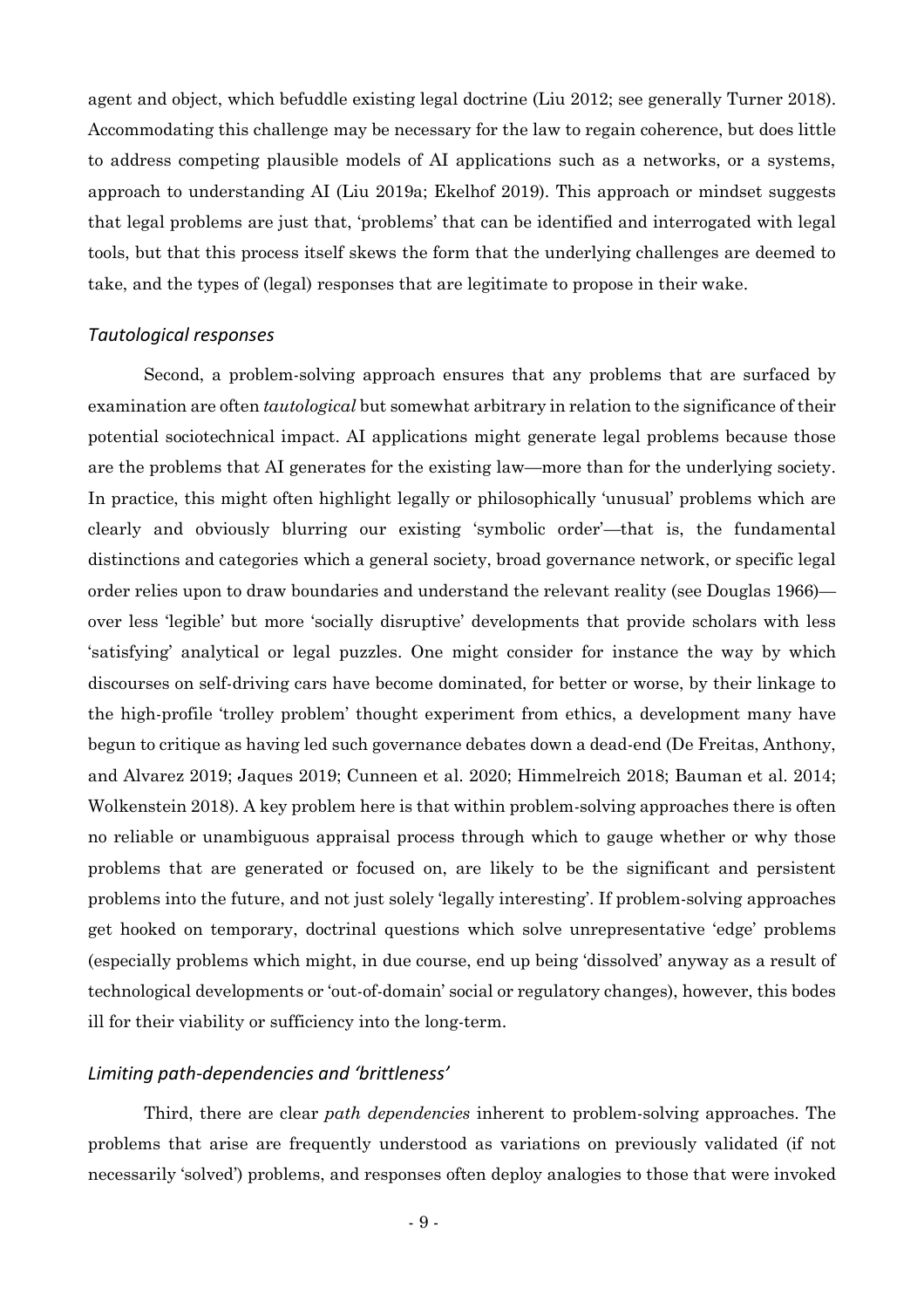agent and object, which befuddle existing legal doctrine (Liu 2012; see generally Turner 2018). Accommodating this challenge may be necessary for the law to regain coherence, but does little to address competing plausible models of AI applications such as a networks, or a systems, approach to understanding AI (Liu 2019a; Ekelhof 2019). This approach or mindset suggests that legal problems are just that, 'problems' that can be identified and interrogated with legal tools, but that this process itself skews the form that the underlying challenges are deemed to take, and the types of (legal) responses that are legitimate to propose in their wake.

### *Tautological responses*

Second, a problem-solving approach ensures that any problems that are surfaced by examination are often *tautological* but somewhat arbitrary in relation to the significance of their potential sociotechnical impact. AI applications might generate legal problems because those are the problems that AI generates for the existing law—more than for the underlying society. In practice, this might often highlight legally or philosophically 'unusual' problems which are clearly and obviously blurring our existing 'symbolic order'—that is, the fundamental distinctions and categories which a general society, broad governance network, or specific legal order relies upon to draw boundaries and understand the relevant reality (see Douglas 1966)—over less 'legible' but more 'socially disruptive' developments that provide scholars with less 'satisfying' analytical or legal puzzles. One might consider for instance the way by which discourses on self-driving cars have become dominated, for better or worse, by their linkage to the high-profile 'trolley problem' thought experiment from ethics, a development many have begun to critique as having led such governance debates down a dead-end (De Freitas, Anthony, and Alvarez 2019; Jaques 2019; Cunneen et al. 2020; Himmelreich 2018; Bauman et al. 2014; Wolkenstein 2018). A key problem here is that within problem-solving approaches there is often no reliable or unambiguous appraisal process through which to gauge whether or why those problems that are generated or focused on, are likely to be the significant and persistent problems into the future, and not just solely 'legally interesting'. If problem-solving approaches get hooked on temporary, doctrinal questions which solve unrepresentative 'edge' problems (especially problems which might, in due course, end up being 'dissolved' anyway as a result of technological developments or 'out-of-domain' social or regulatory changes), however, this bodes ill for their viability or sufficiency into the long-term.

### *Limiting path-dependencies and 'brittleness'*

Third, there are clear *path dependencies* inherent to problem-solving approaches. The problems that arise are frequently understood as variations on previously validated (if not necessarily 'solved') problems, and responses often deploy analogies to those that were invoked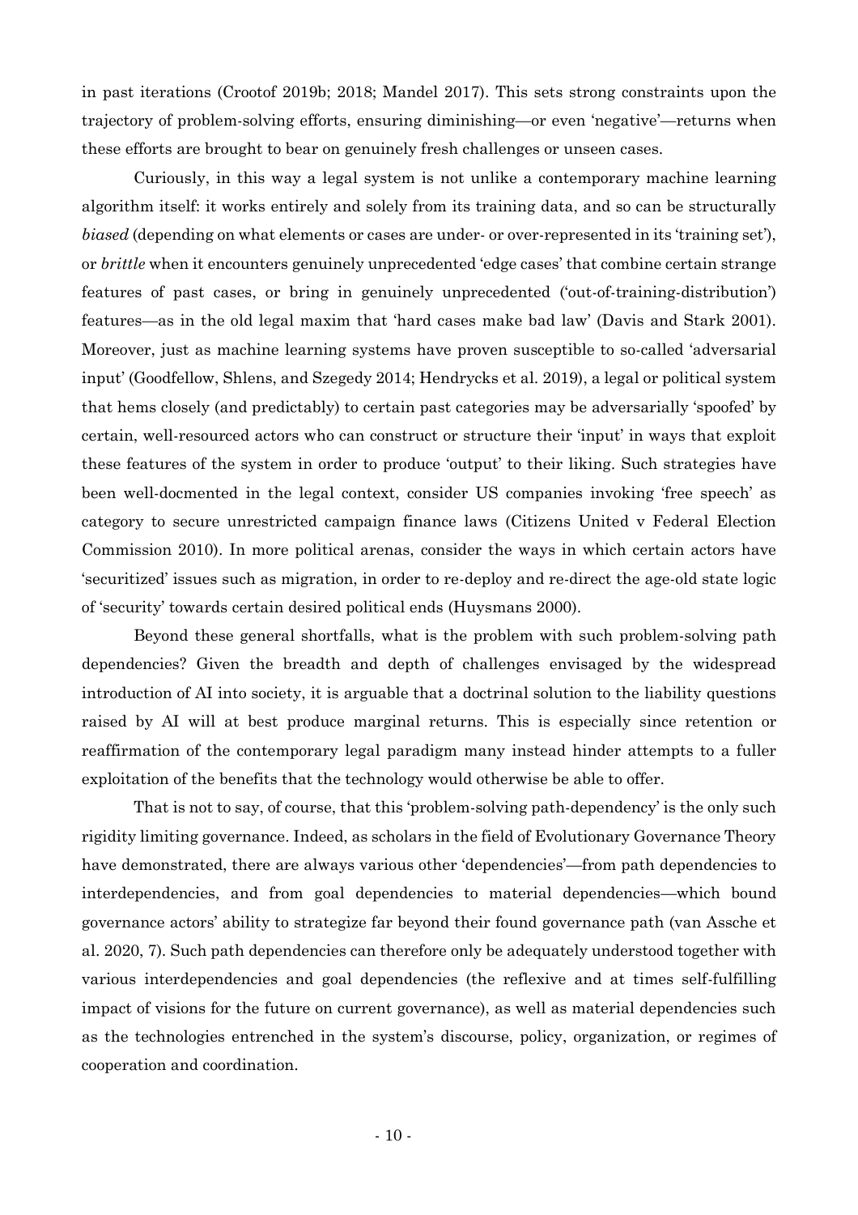in past iterations (Crootof 2019b; 2018; Mandel 2017). This sets strong constraints upon the trajectory of problem-solving efforts, ensuring diminishing—or even 'negative'—returns when these efforts are brought to bear on genuinely fresh challenges or unseen cases.

Curiously, in this way a legal system is not unlike a contemporary machine learning algorithm itself: it works entirely and solely from its training data, and so can be structurally *biased* (depending on what elements or cases are under- or over-represented in its 'training set'), or *brittle* when it encounters genuinely unprecedented 'edge cases' that combine certain strange features of past cases, or bring in genuinely unprecedented ('out-of-training-distribution') features—as in the old legal maxim that 'hard cases make bad law' (Davis and Stark 2001). Moreover, just as machine learning systems have proven susceptible to so-called 'adversarial input' (Goodfellow, Shlens, and Szegedy 2014; Hendrycks et al. 2019), a legal or political system that hems closely (and predictably) to certain past categories may be adversarially 'spoofed' by certain, well-resourced actors who can construct or structure their 'input' in ways that exploit these features of the system in order to produce 'output' to their liking. Such strategies have been well-docmented in the legal context, consider US companies invoking 'free speech' as category to secure unrestricted campaign finance laws (Citizens United v Federal Election Commission 2010). In more political arenas, consider the ways in which certain actors have 'securitized' issues such as migration, in order to re-deploy and re-direct the age-old state logic of 'security' towards certain desired political ends (Huysmans 2000).

Beyond these general shortfalls, what is the problem with such problem-solving path dependencies? Given the breadth and depth of challenges envisaged by the widespread introduction of AI into society, it is arguable that a doctrinal solution to the liability questions raised by AI will at best produce marginal returns. This is especially since retention or reaffirmation of the contemporary legal paradigm many instead hinder attempts to a fuller exploitation of the benefits that the technology would otherwise be able to offer.

That is not to say, of course, that this 'problem-solving path-dependency' is the only such rigidity limiting governance. Indeed, as scholars in the field of Evolutionary Governance Theory have demonstrated, there are always various other 'dependencies'—from path dependencies to interdependencies, and from goal dependencies to material dependencies—which bound governance actors' ability to strategize far beyond their found governance path (van Assche et al. 2020, 7). Such path dependencies can therefore only be adequately understood together with various interdependencies and goal dependencies (the reflexive and at times self-fulfilling impact of visions for the future on current governance), as well as material dependencies such as the technologies entrenched in the system's discourse, policy, organization, or regimes of cooperation and coordination.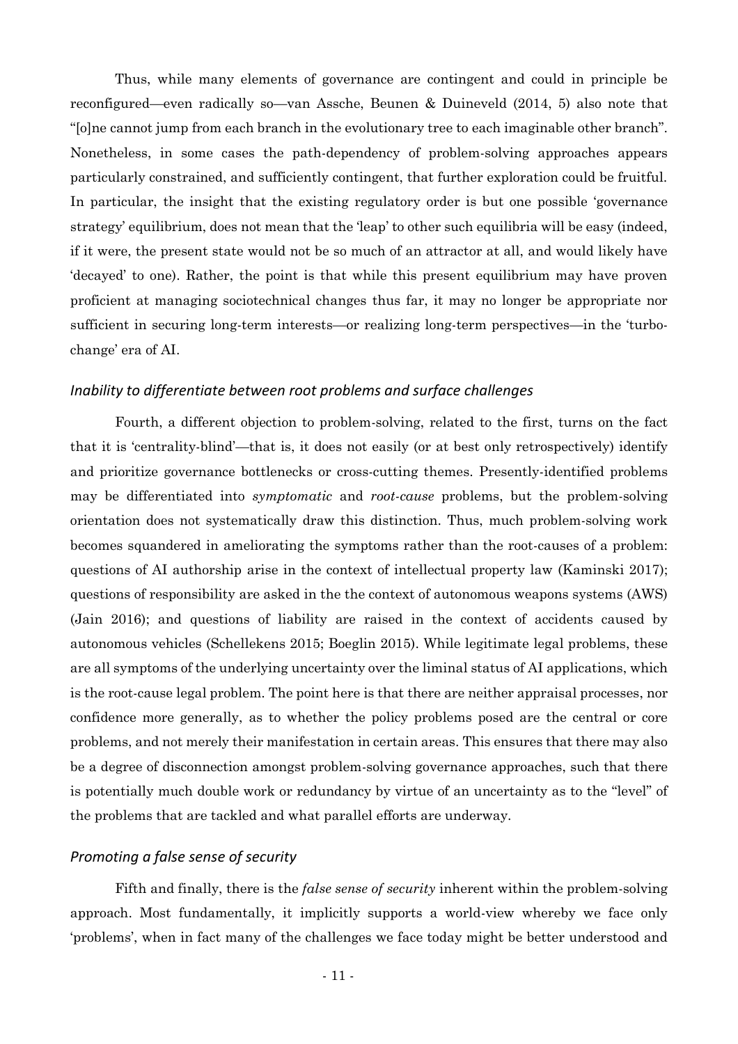Thus, while many elements of governance are contingent and could in principle be reconfigured—even radically so—van Assche, Beunen & Duineveld (2014, 5) also note that "[o]ne cannot jump from each branch in the evolutionary tree to each imaginable other branch". Nonetheless, in some cases the path-dependency of problem-solving approaches appears particularly constrained, and sufficiently contingent, that further exploration could be fruitful. In particular, the insight that the existing regulatory order is but one possible 'governance strategy' equilibrium, does not mean that the 'leap' to other such equilibria will be easy (indeed, if it were, the present state would not be so much of an attractor at all, and would likely have 'decayed' to one). Rather, the point is that while this present equilibrium may have proven proficient at managing sociotechnical changes thus far, it may no longer be appropriate nor sufficient in securing long-term interests—or realizing long-term perspectives—in the 'turbo-change' era of AI.

### *Inability to differentiate between root problems and surface challenges*

Fourth, a different objection to problem-solving, related to the first, turns on the fact that it is 'centrality-blind'—that is, it does not easily (or at best only retrospectively) identify and prioritize governance bottlenecks or cross-cutting themes. Presently-identified problems may be differentiated into *symptomatic* and *root-cause* problems, but the problem-solving orientation does not systematically draw this distinction. Thus, much problem-solving work becomes squandered in ameliorating the symptoms rather than the root-causes of a problem: questions of AI authorship arise in the context of intellectual property law (Kaminski 2017); questions of responsibility are asked in the the context of autonomous weapons systems (AWS) (Jain 2016); and questions of liability are raised in the context of accidents caused by autonomous vehicles (Schellekens 2015; Boeglin 2015). While legitimate legal problems, these are all symptoms of the underlying uncertainty over the liminal status of AI applications, which is the root-cause legal problem. The point here is that there are neither appraisal processes, nor confidence more generally, as to whether the policy problems posed are the central or core problems, and not merely their manifestation in certain areas. This ensures that there may also be a degree of disconnection amongst problem-solving governance approaches, such that there is potentially much double work or redundancy by virtue of an uncertainty as to the "level" of the problems that are tackled and what parallel efforts are underway.

### *Promoting a false sense of security*

Fifth and finally, there is the *false sense of security* inherent within the problem-solving approach. Most fundamentally, it implicitly supports a world-view whereby we face only 'problems', when in fact many of the challenges we face today might be better understood and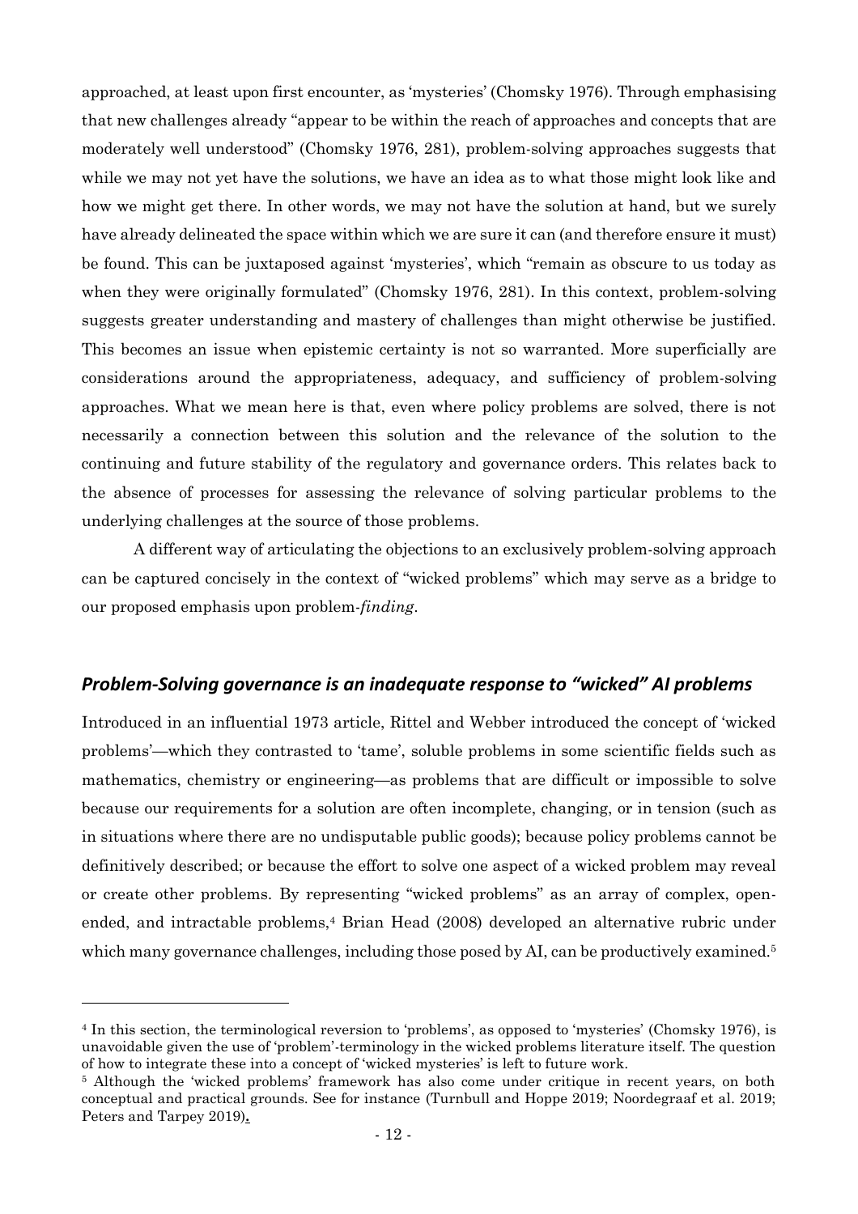approached, at least upon first encounter, as 'mysteries' (Chomsky 1976). Through emphasising that new challenges already "appear to be within the reach of approaches and concepts that are moderately well understood" (Chomsky 1976, 281), problem-solving approaches suggests that while we may not yet have the solutions, we have an idea as to what those might look like and how we might get there. In other words, we may not have the solution at hand, but we surely have already delineated the space within which we are sure it can (and therefore ensure it must) be found. This can be juxtaposed against 'mysteries', which "remain as obscure to us today as when they were originally formulated" (Chomsky 1976, 281). In this context, problem-solving suggests greater understanding and mastery of challenges than might otherwise be justified. This becomes an issue when epistemic certainty is not so warranted. More superficially are considerations around the appropriateness, adequacy, and sufficiency of problem-solving approaches. What we mean here is that, even where policy problems are solved, there is not necessarily a connection between this solution and the relevance of the solution to the continuing and future stability of the regulatory and governance orders. This relates back to the absence of processes for assessing the relevance of solving particular problems to the underlying challenges at the source of those problems.

A different way of articulating the objections to an exclusively problem-solving approach can be captured concisely in the context of "wicked problems" which may serve as a bridge to our proposed emphasis upon problem-*finding*.

## *Problem-Solving governance is an inadequate response to "wicked" AI problems*

Introduced in an influential 1973 article, Rittel and Webber introduced the concept of 'wicked problems'—which they contrasted to 'tame', soluble problems in some scientific fields such as mathematics, chemistry or engineering—as problems that are difficult or impossible to solve because our requirements for a solution are often incomplete, changing, or in tension (such as in situations where there are no undisputable public goods); because policy problems cannot be definitively described; or because the effort to solve one aspect of a wicked problem may reveal or create other problems. By representing "wicked problems" as an array of complex, open-ended, and intractable problems,[4] Brian Head (2008) developed an alternative rubric under which many governance challenges, including those posed by AI, can be productively examined.[5]

[4] In this section, the terminological reversion to 'problems', as opposed to 'mysteries' (Chomsky 1976), is unavoidable given the use of 'problem'-terminology in the wicked problems literature itself. The question of how to integrate these into a concept of 'wicked mysteries' is left to future work.

[5] Although the 'wicked problems' framework has also come under critique in recent years, on both conceptual and practical grounds. See for instance (Turnbull and Hoppe 2019; Noordegraaf et al. 2019; Peters and Tarpey 2019).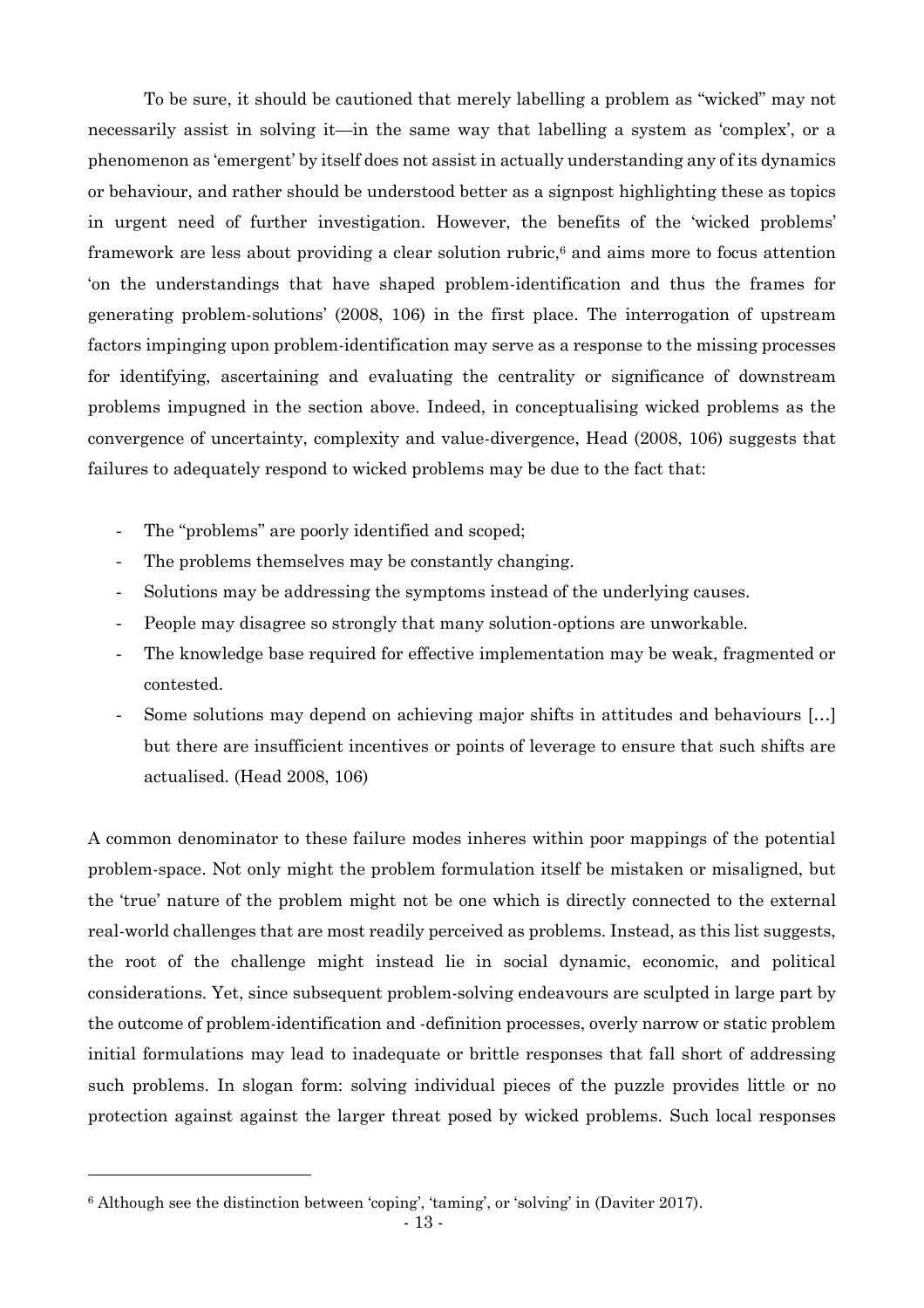To be sure, it should be cautioned that merely labelling a problem as "wicked" may not necessarily assist in solving it—in the same way that labelling a system as 'complex', or a phenomenon as 'emergent' by itself does not assist in actually understanding any of its dynamics or behaviour, and rather should be understood better as a signpost highlighting these as topics in urgent need of further investigation. However, the benefits of the 'wicked problems' framework are less about providing a clear solution rubric,[6] and aims more to focus attention 'on the understandings that have shaped problem-identification and thus the frames for generating problem-solutions' (2008, 106) in the first place. The interrogation of upstream factors impinging upon problem-identification may serve as a response to the missing processes for identifying, ascertaining and evaluating the centrality or significance of downstream problems impugned in the section above. Indeed, in conceptualising wicked problems as the convergence of uncertainty, complexity and value-divergence, Head (2008, 106) suggests that failures to adequately respond to wicked problems may be due to the fact that:

- The "problems" are poorly identified and scoped;
- The problems themselves may be constantly changing.
- Solutions may be addressing the symptoms instead of the underlying causes.
- People may disagree so strongly that many solution-options are unworkable.
- The knowledge base required for effective implementation may be weak, fragmented or contested.
- Some solutions may depend on achieving major shifts in attitudes and behaviours […] but there are insufficient incentives or points of leverage to ensure that such shifts are actualised. (Head 2008, 106)

A common denominator to these failure modes inheres within poor mappings of the potential problem-space. Not only might the problem formulation itself be mistaken or misaligned, but the 'true' nature of the problem might not be one which is directly connected to the external real-world challenges that are most readily perceived as problems. Instead, as this list suggests, the root of the challenge might instead lie in social dynamic, economic, and political considerations. Yet, since subsequent problem-solving endeavours are sculpted in large part by the outcome of problem-identification and -definition processes, overly narrow or static problem initial formulations may lead to inadequate or brittle responses that fall short of addressing such problems. In slogan form: solving individual pieces of the puzzle provides little or no protection against against the larger threat posed by wicked problems. Such local responses

[6] Although see the distinction between 'coping', 'taming', or 'solving' in (Daviter 2017).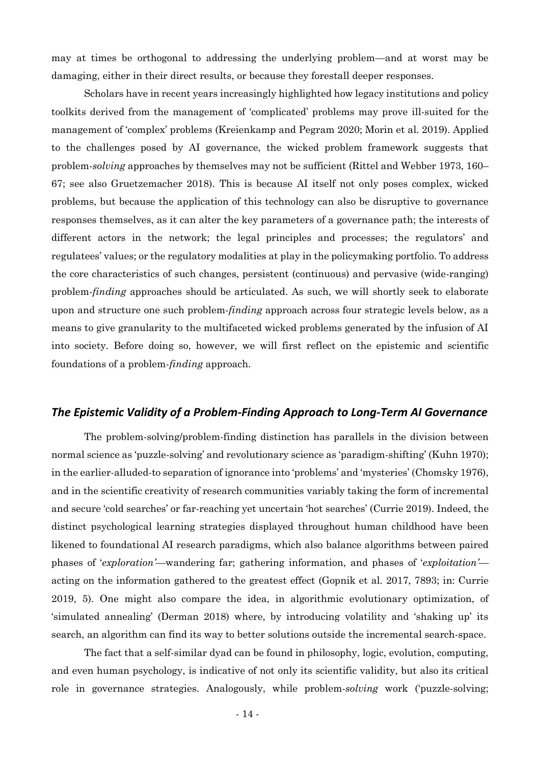may at times be orthogonal to addressing the underlying problem—and at worst may be damaging, either in their direct results, or because they forestall deeper responses.

Scholars have in recent years increasingly highlighted how legacy institutions and policy toolkits derived from the management of 'complicated' problems may prove ill-suited for the management of 'complex' problems (Kreienkamp and Pegram 2020; Morin et al. 2019). Applied to the challenges posed by AI governance, the wicked problem framework suggests that problem-*solving* approaches by themselves may not be sufficient (Rittel and Webber 1973, 160–67; see also Gruetzemacher 2018). This is because AI itself not only poses complex, wicked problems, but because the application of this technology can also be disruptive to governance responses themselves, as it can alter the key parameters of a governance path; the interests of different actors in the network; the legal principles and processes; the regulators' and regulatees' values; or the regulatory modalities at play in the policymaking portfolio. To address the core characteristics of such changes, persistent (continuous) and pervasive (wide-ranging) problem-*finding* approaches should be articulated. As such, we will shortly seek to elaborate upon and structure one such problem-*finding* approach across four strategic levels below, as a means to give granularity to the multifaceted wicked problems generated by the infusion of AI into society. Before doing so, however, we will first reflect on the epistemic and scientific foundations of a problem-*finding* approach.

## *The Epistemic Validity of a Problem-Finding Approach to Long-Term AI Governance*

The problem-solving/problem-finding distinction has parallels in the division between normal science as 'puzzle-solving' and revolutionary science as 'paradigm-shifting' (Kuhn 1970); in the earlier-alluded-to separation of ignorance into 'problems' and 'mysteries' (Chomsky 1976), and in the scientific creativity of research communities variably taking the form of incremental and secure 'cold searches' or far-reaching yet uncertain 'hot searches' (Currie 2019). Indeed, the distinct psychological learning strategies displayed throughout human childhood have been likened to foundational AI research paradigms, which also balance algorithms between paired phases of '*exploration'*—wandering far; gathering information, and phases of '*exploitation'*—acting on the information gathered to the greatest effect (Gopnik et al. 2017, 7893; in: Currie 2019, 5). One might also compare the idea, in algorithmic evolutionary optimization, of 'simulated annealing' (Derman 2018) where, by introducing volatility and 'shaking up' its search, an algorithm can find its way to better solutions outside the incremental search-space.

The fact that a self-similar dyad can be found in philosophy, logic, evolution, computing, and even human psychology, is indicative of not only its scientific validity, but also its critical role in governance strategies. Analogously, while problem-*solving* work ('puzzle-solving;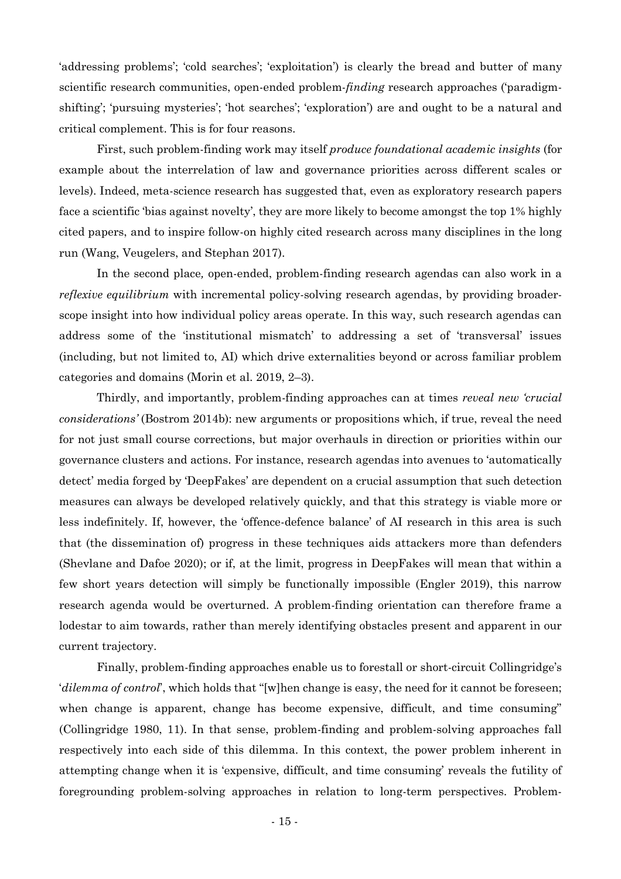'addressing problems'; 'cold searches'; 'exploitation') is clearly the bread and butter of many scientific research communities, open-ended problem-*finding* research approaches ('paradigm-shifting'; 'pursuing mysteries'; 'hot searches'; 'exploration') are and ought to be a natural and critical complement. This is for four reasons.

First, such problem-finding work may itself *produce foundational academic insights* (for example about the interrelation of law and governance priorities across different scales or levels). Indeed, meta-science research has suggested that, even as exploratory research papers face a scientific 'bias against novelty', they are more likely to become amongst the top 1% highly cited papers, and to inspire follow-on highly cited research across many disciplines in the long run (Wang, Veugelers, and Stephan 2017).

In the second place*,* open-ended, problem-finding research agendas can also work in a *reflexive equilibrium* with incremental policy-solving research agendas, by providing broader-scope insight into how individual policy areas operate. In this way, such research agendas can address some of the 'institutional mismatch' to addressing a set of 'transversal' issues (including, but not limited to, AI) which drive externalities beyond or across familiar problem categories and domains (Morin et al. 2019, 2–3).

Thirdly, and importantly, problem-finding approaches can at times *reveal new 'crucial considerations'* (Bostrom 2014b): new arguments or propositions which, if true, reveal the need for not just small course corrections, but major overhauls in direction or priorities within our governance clusters and actions. For instance, research agendas into avenues to 'automatically detect' media forged by 'DeepFakes' are dependent on a crucial assumption that such detection measures can always be developed relatively quickly, and that this strategy is viable more or less indefinitely. If, however, the 'offence-defence balance' of AI research in this area is such that (the dissemination of) progress in these techniques aids attackers more than defenders (Shevlane and Dafoe 2020); or if, at the limit, progress in DeepFakes will mean that within a few short years detection will simply be functionally impossible (Engler 2019), this narrow research agenda would be overturned. A problem-finding orientation can therefore frame a lodestar to aim towards, rather than merely identifying obstacles present and apparent in our current trajectory.

Finally, problem-finding approaches enable us to forestall or short-circuit Collingridge's '*dilemma of control*', which holds that "[w]hen change is easy, the need for it cannot be foreseen; when change is apparent, change has become expensive, difficult, and time consuming" (Collingridge 1980, 11). In that sense, problem-finding and problem-solving approaches fall respectively into each side of this dilemma. In this context, the power problem inherent in attempting change when it is 'expensive, difficult, and time consuming' reveals the futility of foregrounding problem-solving approaches in relation to long-term perspectives. Problem-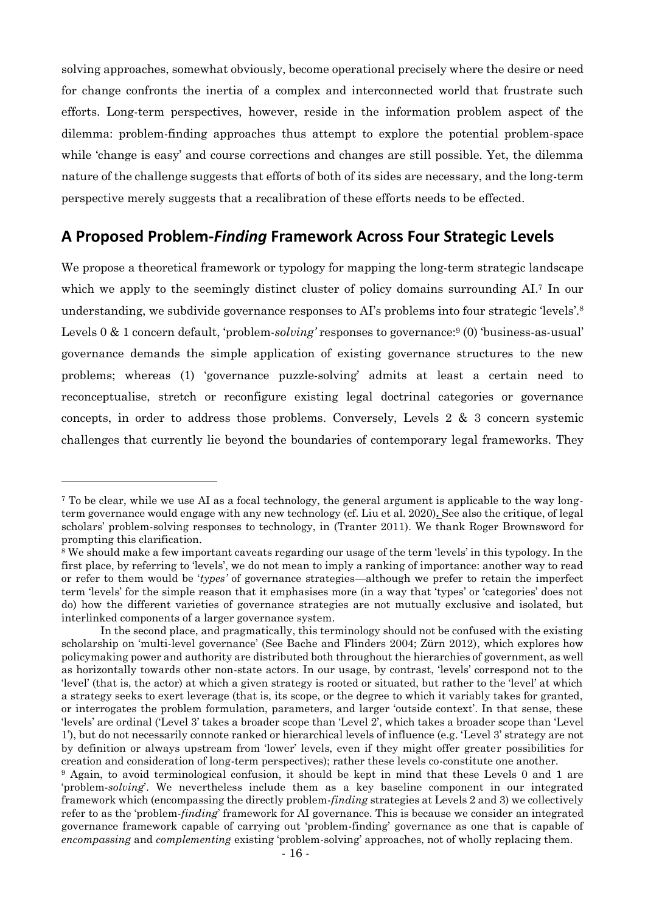solving approaches, somewhat obviously, become operational precisely where the desire or need for change confronts the inertia of a complex and interconnected world that frustrate such efforts. Long-term perspectives, however, reside in the information problem aspect of the dilemma: problem-finding approaches thus attempt to explore the potential problem-space while 'change is easy' and course corrections and changes are still possible. Yet, the dilemma nature of the challenge suggests that efforts of both of its sides are necessary, and the long-term perspective merely suggests that a recalibration of these efforts needs to be effected.

## A Proposed Problem-*Finding* Framework Across Four Strategic Levels

We propose a theoretical framework or typology for mapping the long-term strategic landscape which we apply to the seemingly distinct cluster of policy domains surrounding AI.[7] In our understanding, we subdivide governance responses to AI's problems into four strategic 'levels'.[8] Levels 0 & 1 concern default, 'problem-*solving*' responses to governance:[9] (0) 'business-as-usual' governance demands the simple application of existing governance structures to the new problems; whereas (1) 'governance puzzle-solving' admits at least a certain need to reconceptualise, stretch or reconfigure existing legal doctrinal categories or governance concepts, in order to address those problems. Conversely, Levels 2 & 3 concern systemic challenges that currently lie beyond the boundaries of contemporary legal frameworks. They

---

[7] To be clear, while we use AI as a focal technology, the general argument is applicable to the way long-term governance would engage with any new technology (cf. Liu et al. 2020). See also the critique, of legal scholars' problem-solving responses to technology, in (Tranter 2011). We thank Roger Brownsword for prompting this clarification.

[8] We should make a few important caveats regarding our usage of the term 'levels' in this typology. In the first place, by referring to 'levels', we do not mean to imply a ranking of importance: another way to read or refer to them would be '*types*' of governance strategies—although we prefer to retain the imperfect term 'levels' for the simple reason that it emphasises more (in a way that 'types' or 'categories' does not do) how the different varieties of governance strategies are not mutually exclusive and isolated, but interlinked components of a larger governance system.

In the second place, and pragmatically, this terminology should not be confused with the existing scholarship on 'multi-level governance' (See Bache and Flinders 2004; Zürn 2012), which explores how policymaking power and authority are distributed both throughout the hierarchies of government, as well as horizontally towards other non-state actors. In our usage, by contrast, 'levels' correspond not to the 'level' (that is, the actor) at which a given strategy is rooted or situated, but rather to the 'level' at which a strategy seeks to exert leverage (that is, its scope, or the degree to which it variably takes for granted, or interrogates the problem formulation, parameters, and larger 'outside context'. In that sense, these 'levels' are ordinal ('Level 3' takes a broader scope than 'Level 2', which takes a broader scope than 'Level 1'), but do not necessarily connote ranked or hierarchical levels of influence (e.g. 'Level 3' strategy are not by definition or always upstream from 'lower' levels, even if they might offer greater possibilities for creation and consideration of long-term perspectives); rather these levels co-constitute one another.

[9] Again, to avoid terminological confusion, it should be kept in mind that these Levels 0 and 1 are 'problem-*solving*'. We nevertheless include them as a key baseline component in our integrated framework which (encompassing the directly problem-*finding* strategies at Levels 2 and 3) we collectively refer to as the 'problem-*finding*' framework for AI governance. This is because we consider an integrated governance framework capable of carrying out 'problem-finding' governance as one that is capable of *encompassing* and *complementing* existing 'problem-solving' approaches, not of wholly replacing them.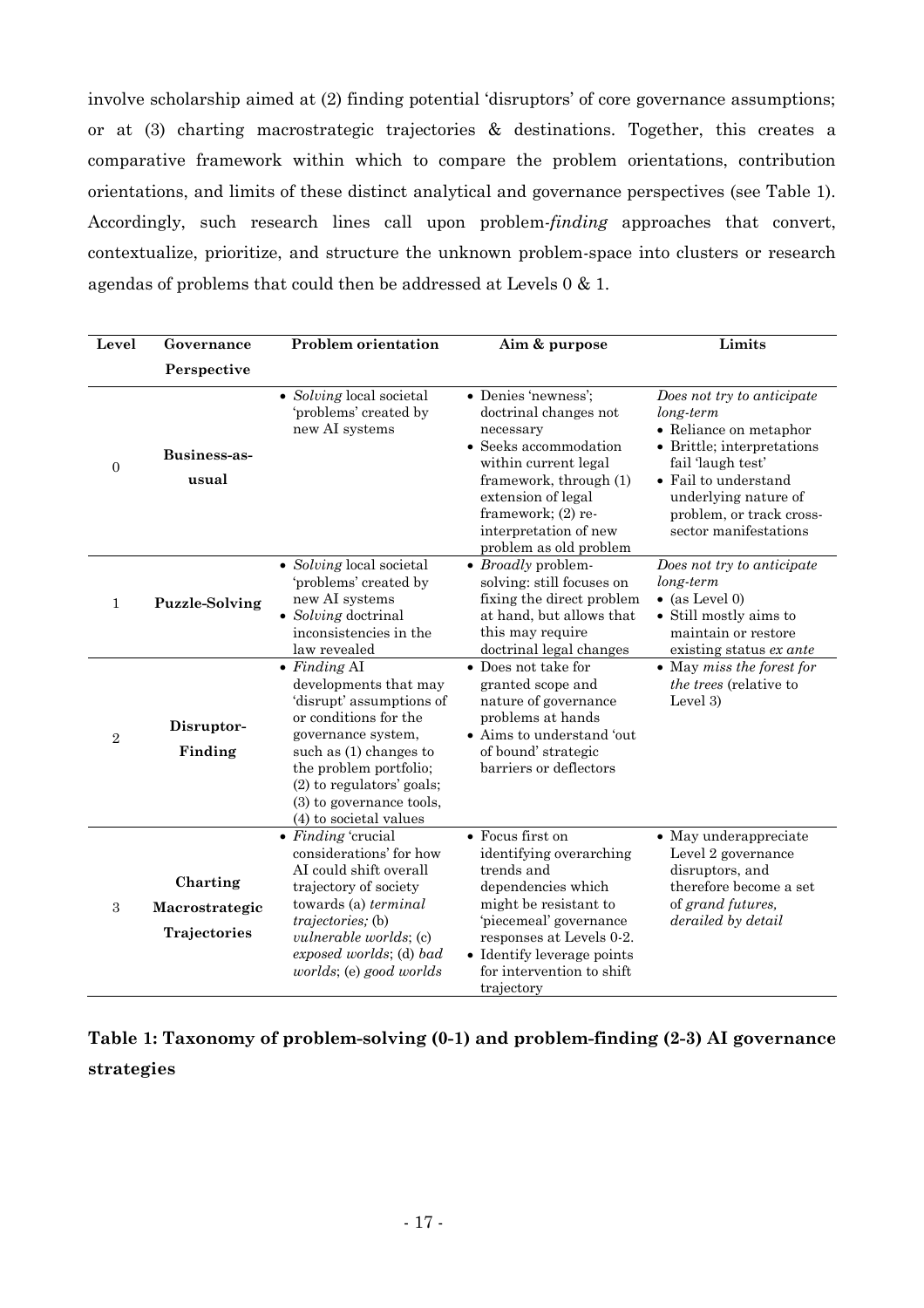involve scholarship aimed at (2) finding potential 'disruptors' of core governance assumptions; or at (3) charting macrostrategic trajectories & destinations. Together, this creates a comparative framework within which to compare the problem orientations, contribution orientations, and limits of these distinct analytical and governance perspectives (see Table 1). Accordingly, such research lines call upon problem-*finding* approaches that convert, contextualize, prioritize, and structure the unknown problem-space into clusters or research agendas of problems that could then be addressed at Levels 0 & 1.

| Level | Governance Perspective | Problem orientation | Aim & purpose | Limits |
|---|---|---|---|---|
| 0 | **Business-as-usual** | • *Solving* local societal 'problems' created by new AI systems | • Denies 'newness'; doctrinal changes not necessary<br>• Seeks accommodation within current legal framework, through (1) extension of legal framework; (2) re-interpretation of new problem as old problem | *Does not try to anticipate long-term*<br>• Reliance on metaphor<br>• Brittle; interpretations fail 'laugh test'<br>• Fail to understand underlying nature of problem, or track cross-sector manifestations |
| 1 | **Puzzle-Solving** | • *Solving* local societal 'problems' created by new AI systems<br>• *Solving* doctrinal inconsistencies in the law revealed | • *Broadly* problem-solving: still focuses on fixing the direct problem at hand, but allows that this may require doctrinal legal changes | *Does not try to anticipate long-term*<br>• (as Level 0)<br>• Still mostly aims to maintain or restore existing status *ex ante* |
| 2 | **Disruptor-Finding** | • *Finding* AI developments that may 'disrupt' assumptions of or conditions for the governance system, such as (1) changes to the problem portfolio; (2) to regulators' goals; (3) to governance tools, (4) to societal values | • Does not take for granted scope and nature of governance problems at hands<br>• Aims to understand 'out of bound' strategic barriers or deflectors | • May *miss the forest for the trees* (relative to Level 3) |
| 3 | **Charting Macrostrategic Trajectories** | • *Finding* 'crucial considerations' for how AI could shift overall trajectory of society towards (a) *terminal trajectories;* (b) *vulnerable worlds*; (c) *exposed worlds*; (d) *bad worlds*; (e) *good worlds* | • Focus first on identifying overarching trends and dependencies which might be resistant to 'piecemeal' governance responses at Levels 0-2.<br>• Identify leverage points for intervention to shift trajectory | • May underappreciate Level 2 governance disruptors, and therefore become a set of *grand futures, derailed by detail* |

**Table 1: Taxonomy of problem-solving (0-1) and problem-finding (2-3) AI governance strategies**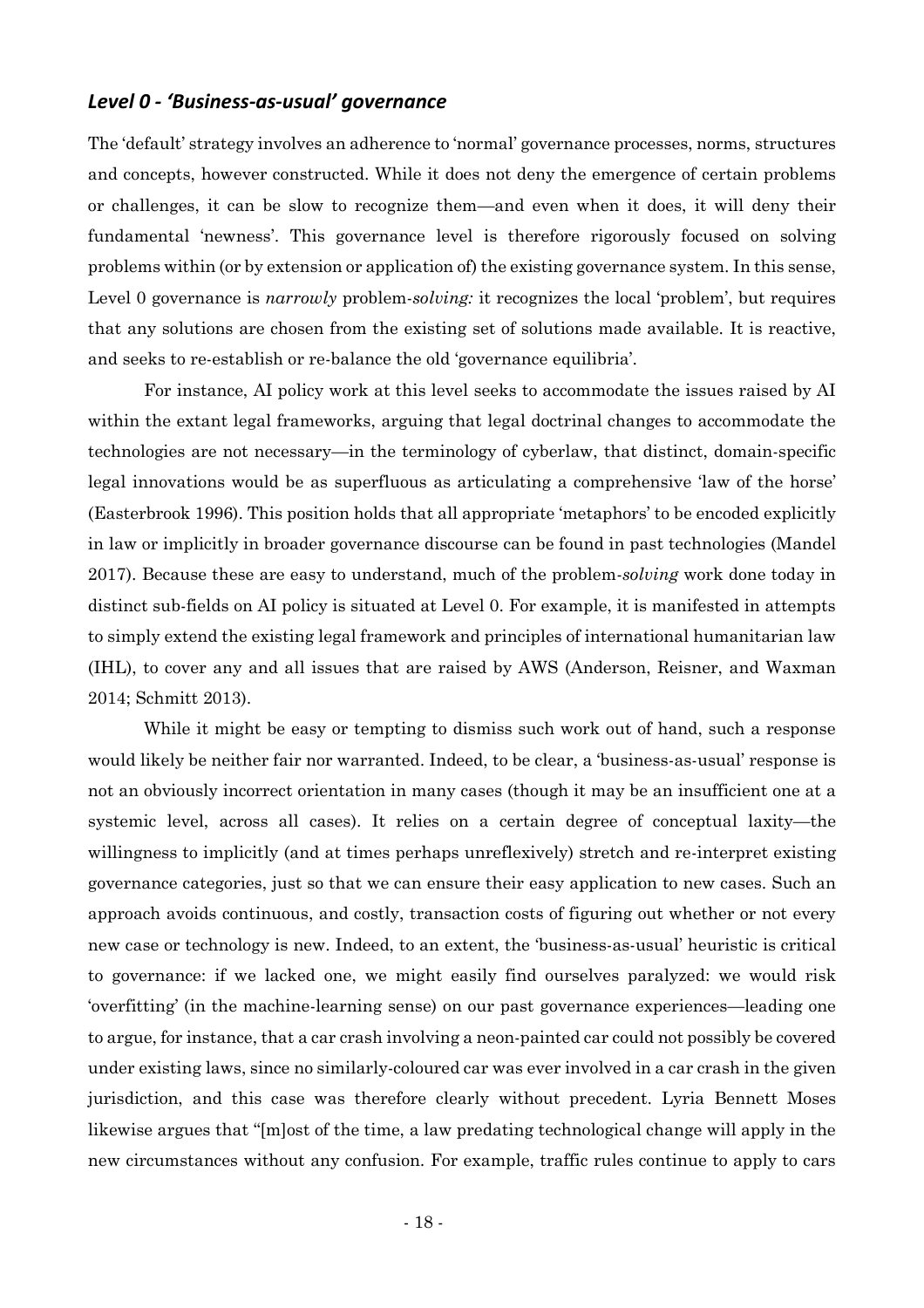### *Level 0 - 'Business-as-usual' governance*

The 'default' strategy involves an adherence to 'normal' governance processes, norms, structures and concepts, however constructed. While it does not deny the emergence of certain problems or challenges, it can be slow to recognize them—and even when it does, it will deny their fundamental 'newness'. This governance level is therefore rigorously focused on solving problems within (or by extension or application of) the existing governance system. In this sense, Level 0 governance is *narrowly* problem-*solving:* it recognizes the local 'problem', but requires that any solutions are chosen from the existing set of solutions made available. It is reactive, and seeks to re-establish or re-balance the old 'governance equilibria'.

For instance, AI policy work at this level seeks to accommodate the issues raised by AI within the extant legal frameworks, arguing that legal doctrinal changes to accommodate the technologies are not necessary—in the terminology of cyberlaw, that distinct, domain-specific legal innovations would be as superfluous as articulating a comprehensive 'law of the horse' (Easterbrook 1996). This position holds that all appropriate 'metaphors' to be encoded explicitly in law or implicitly in broader governance discourse can be found in past technologies (Mandel 2017). Because these are easy to understand, much of the problem-*solving* work done today in distinct sub-fields on AI policy is situated at Level 0. For example, it is manifested in attempts to simply extend the existing legal framework and principles of international humanitarian law (IHL), to cover any and all issues that are raised by AWS (Anderson, Reisner, and Waxman 2014; Schmitt 2013).

While it might be easy or tempting to dismiss such work out of hand, such a response would likely be neither fair nor warranted. Indeed, to be clear, a 'business-as-usual' response is not an obviously incorrect orientation in many cases (though it may be an insufficient one at a systemic level, across all cases). It relies on a certain degree of conceptual laxity—the willingness to implicitly (and at times perhaps unreflexively) stretch and re-interpret existing governance categories, just so that we can ensure their easy application to new cases. Such an approach avoids continuous, and costly, transaction costs of figuring out whether or not every new case or technology is new. Indeed, to an extent, the 'business-as-usual' heuristic is critical to governance: if we lacked one, we might easily find ourselves paralyzed: we would risk 'overfitting' (in the machine-learning sense) on our past governance experiences—leading one to argue, for instance, that a car crash involving a neon-painted car could not possibly be covered under existing laws, since no similarly-coloured car was ever involved in a car crash in the given jurisdiction, and this case was therefore clearly without precedent. Lyria Bennett Moses likewise argues that "[m]ost of the time, a law predating technological change will apply in the new circumstances without any confusion. For example, traffic rules continue to apply to cars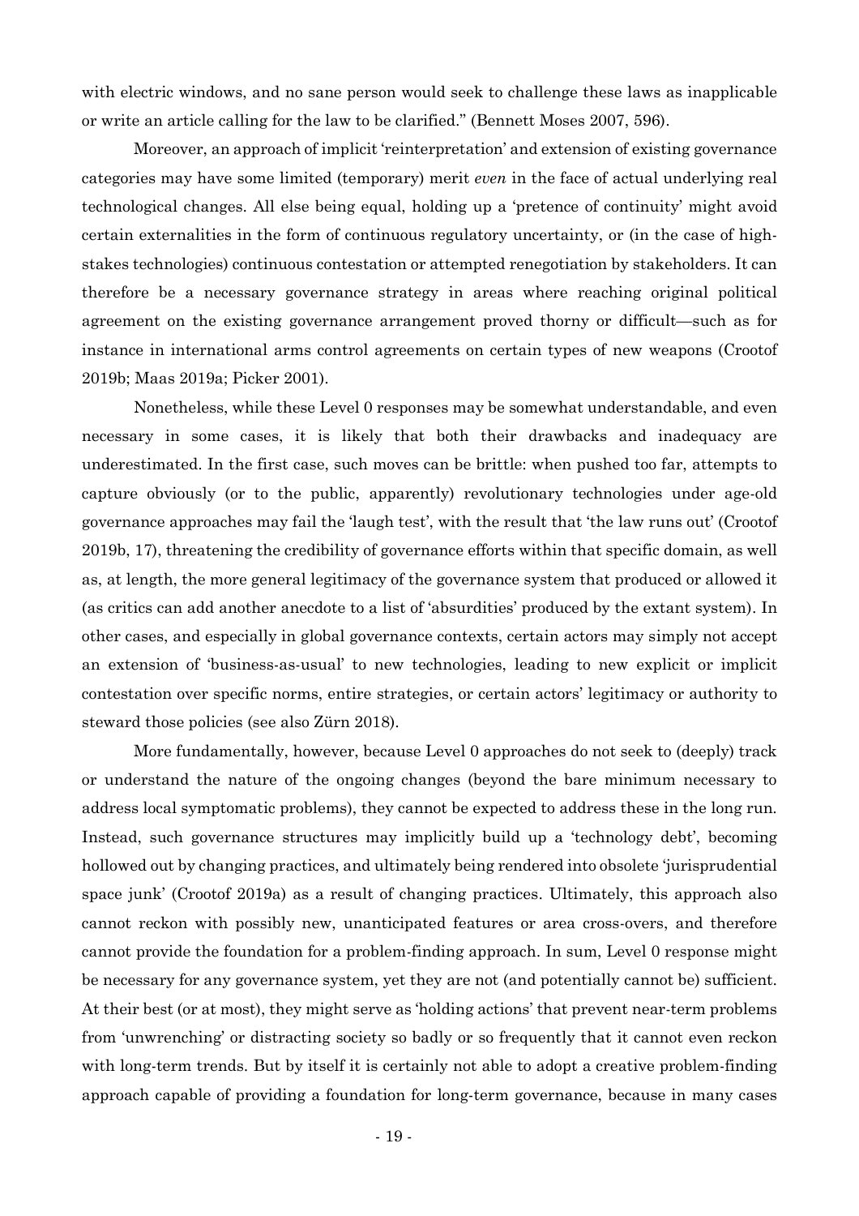with electric windows, and no sane person would seek to challenge these laws as inapplicable or write an article calling for the law to be clarified." (Bennett Moses 2007, 596).

Moreover, an approach of implicit 'reinterpretation' and extension of existing governance categories may have some limited (temporary) merit *even* in the face of actual underlying real technological changes. All else being equal, holding up a 'pretence of continuity' might avoid certain externalities in the form of continuous regulatory uncertainty, or (in the case of high-stakes technologies) continuous contestation or attempted renegotiation by stakeholders. It can therefore be a necessary governance strategy in areas where reaching original political agreement on the existing governance arrangement proved thorny or difficult—such as for instance in international arms control agreements on certain types of new weapons (Crootof 2019b; Maas 2019a; Picker 2001).

Nonetheless, while these Level 0 responses may be somewhat understandable, and even necessary in some cases, it is likely that both their drawbacks and inadequacy are underestimated. In the first case, such moves can be brittle: when pushed too far, attempts to capture obviously (or to the public, apparently) revolutionary technologies under age-old governance approaches may fail the 'laugh test', with the result that 'the law runs out' (Crootof 2019b, 17), threatening the credibility of governance efforts within that specific domain, as well as, at length, the more general legitimacy of the governance system that produced or allowed it (as critics can add another anecdote to a list of 'absurdities' produced by the extant system). In other cases, and especially in global governance contexts, certain actors may simply not accept an extension of 'business-as-usual' to new technologies, leading to new explicit or implicit contestation over specific norms, entire strategies, or certain actors' legitimacy or authority to steward those policies (see also Zürn 2018).

More fundamentally, however, because Level 0 approaches do not seek to (deeply) track or understand the nature of the ongoing changes (beyond the bare minimum necessary to address local symptomatic problems), they cannot be expected to address these in the long run. Instead, such governance structures may implicitly build up a 'technology debt', becoming hollowed out by changing practices, and ultimately being rendered into obsolete 'jurisprudential space junk' (Crootof 2019a) as a result of changing practices. Ultimately, this approach also cannot reckon with possibly new, unanticipated features or area cross-overs, and therefore cannot provide the foundation for a problem-finding approach. In sum, Level 0 response might be necessary for any governance system, yet they are not (and potentially cannot be) sufficient. At their best (or at most), they might serve as 'holding actions' that prevent near-term problems from 'unwrenching' or distracting society so badly or so frequently that it cannot even reckon with long-term trends. But by itself it is certainly not able to adopt a creative problem-finding approach capable of providing a foundation for long-term governance, because in many cases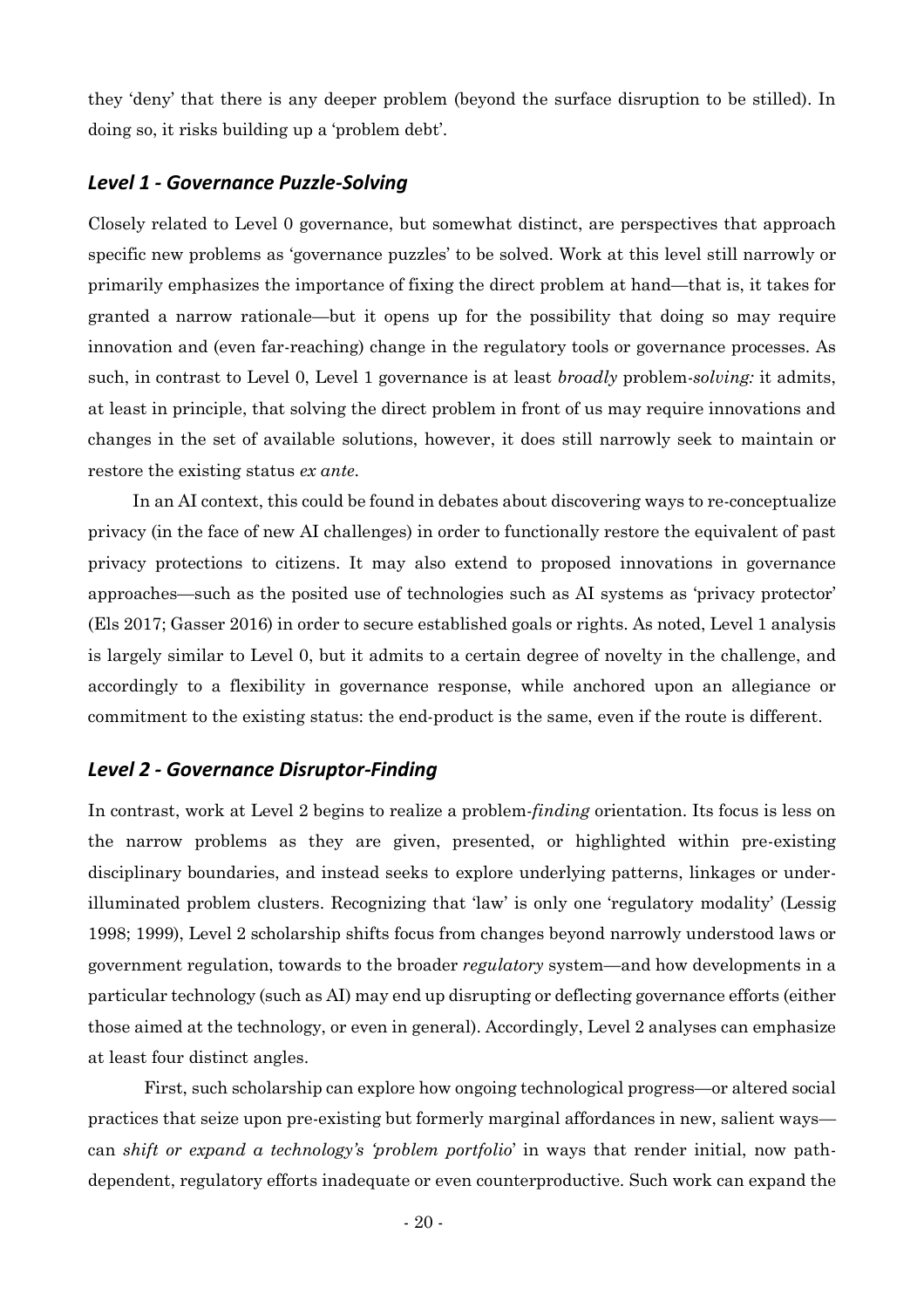they 'deny' that there is any deeper problem (beyond the surface disruption to be stilled). In doing so, it risks building up a 'problem debt'.

### *Level 1 - Governance Puzzle-Solving*

Closely related to Level 0 governance, but somewhat distinct, are perspectives that approach specific new problems as 'governance puzzles' to be solved. Work at this level still narrowly or primarily emphasizes the importance of fixing the direct problem at hand—that is, it takes for granted a narrow rationale—but it opens up for the possibility that doing so may require innovation and (even far-reaching) change in the regulatory tools or governance processes. As such, in contrast to Level 0, Level 1 governance is at least *broadly* problem-*solving:* it admits, at least in principle, that solving the direct problem in front of us may require innovations and changes in the set of available solutions, however, it does still narrowly seek to maintain or restore the existing status *ex ante*.

In an AI context, this could be found in debates about discovering ways to re-conceptualize privacy (in the face of new AI challenges) in order to functionally restore the equivalent of past privacy protections to citizens. It may also extend to proposed innovations in governance approaches—such as the posited use of technologies such as AI systems as 'privacy protector' (Els 2017; Gasser 2016) in order to secure established goals or rights. As noted, Level 1 analysis is largely similar to Level 0, but it admits to a certain degree of novelty in the challenge, and accordingly to a flexibility in governance response, while anchored upon an allegiance or commitment to the existing status: the end-product is the same, even if the route is different.

### *Level 2 - Governance Disruptor-Finding*

In contrast, work at Level 2 begins to realize a problem-*finding* orientation. Its focus is less on the narrow problems as they are given, presented, or highlighted within pre-existing disciplinary boundaries, and instead seeks to explore underlying patterns, linkages or under-illuminated problem clusters. Recognizing that 'law' is only one 'regulatory modality' (Lessig 1998; 1999), Level 2 scholarship shifts focus from changes beyond narrowly understood laws or government regulation, towards to the broader *regulatory* system—and how developments in a particular technology (such as AI) may end up disrupting or deflecting governance efforts (either those aimed at the technology, or even in general). Accordingly, Level 2 analyses can emphasize at least four distinct angles.

First, such scholarship can explore how ongoing technological progress—or altered social practices that seize upon pre-existing but formerly marginal affordances in new, salient ways—can *shift or expand a technology's 'problem portfolio*' in ways that render initial, now path-dependent, regulatory efforts inadequate or even counterproductive. Such work can expand the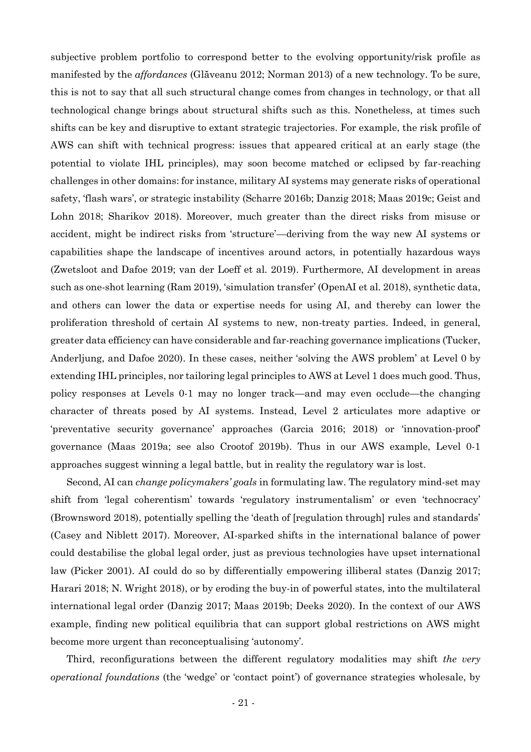subjective problem portfolio to correspond better to the evolving opportunity/risk profile as manifested by the *affordances* (Glăveanu 2012; Norman 2013) of a new technology. To be sure, this is not to say that all such structural change comes from changes in technology, or that all technological change brings about structural shifts such as this. Nonetheless, at times such shifts can be key and disruptive to extant strategic trajectories. For example, the risk profile of AWS can shift with technical progress: issues that appeared critical at an early stage (the potential to violate IHL principles), may soon become matched or eclipsed by far-reaching challenges in other domains: for instance, military AI systems may generate risks of operational safety, 'flash wars', or strategic instability (Scharre 2016b; Danzig 2018; Maas 2019c; Geist and Lohn 2018; Sharikov 2018). Moreover, much greater than the direct risks from misuse or accident, might be indirect risks from 'structure'—deriving from the way new AI systems or capabilities shape the landscape of incentives around actors, in potentially hazardous ways (Zwetsloot and Dafoe 2019; van der Loeff et al. 2019). Furthermore, AI development in areas such as one-shot learning (Ram 2019), 'simulation transfer' (OpenAI et al. 2018), synthetic data, and others can lower the data or expertise needs for using AI, and thereby can lower the proliferation threshold of certain AI systems to new, non-treaty parties. Indeed, in general, greater data efficiency can have considerable and far-reaching governance implications (Tucker, Anderljung, and Dafoe 2020). In these cases, neither 'solving the AWS problem' at Level 0 by extending IHL principles, nor tailoring legal principles to AWS at Level 1 does much good. Thus, policy responses at Levels 0-1 may no longer track—and may even occlude—the changing character of threats posed by AI systems. Instead, Level 2 articulates more adaptive or 'preventative security governance' approaches (Garcia 2016; 2018) or 'innovation-proof' governance (Maas 2019a; see also Crootof 2019b). Thus in our AWS example, Level 0-1 approaches suggest winning a legal battle, but in reality the regulatory war is lost.

Second, AI can *change policymakers' goals* in formulating law. The regulatory mind-set may shift from 'legal coherentism' towards 'regulatory instrumentalism' or even 'technocracy' (Brownsword 2018), potentially spelling the 'death of [regulation through] rules and standards' (Casey and Niblett 2017). Moreover, AI-sparked shifts in the international balance of power could destabilise the global legal order, just as previous technologies have upset international law (Picker 2001). AI could do so by differentially empowering illiberal states (Danzig 2017; Harari 2018; N. Wright 2018), or by eroding the buy-in of powerful states, into the multilateral international legal order (Danzig 2017; Maas 2019b; Deeks 2020). In the context of our AWS example, finding new political equilibria that can support global restrictions on AWS might become more urgent than reconceptualising 'autonomy'.

Third, reconfigurations between the different regulatory modalities may shift *the very operational foundations* (the 'wedge' or 'contact point') of governance strategies wholesale, by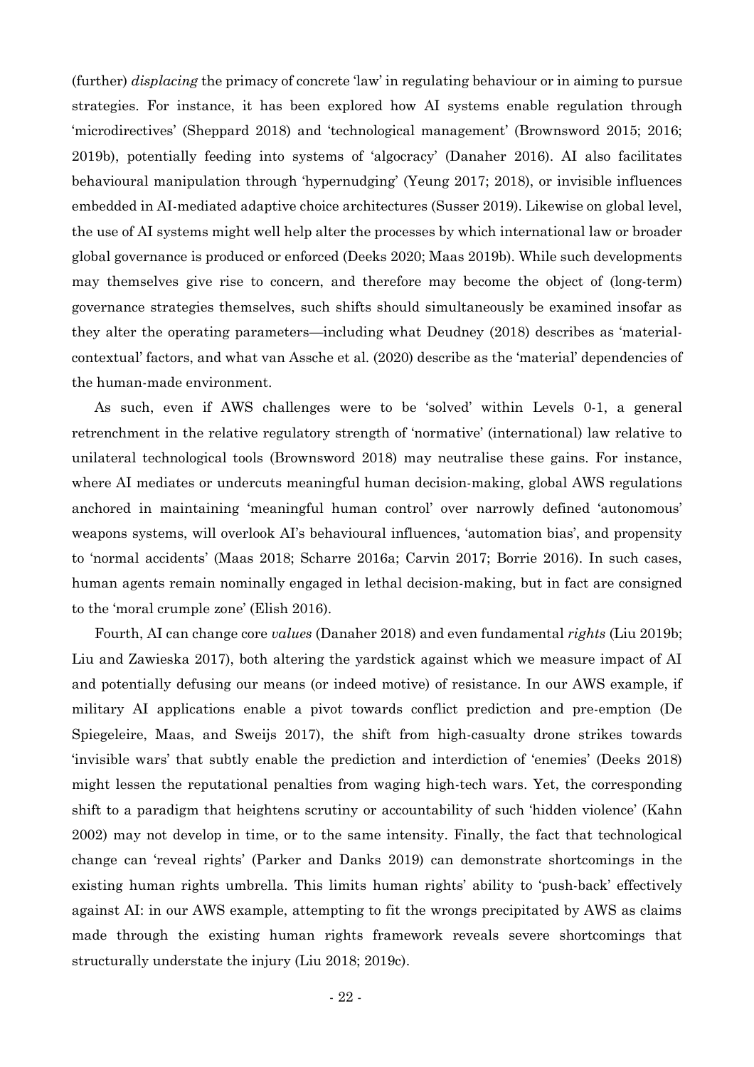(further) *displacing* the primacy of concrete 'law' in regulating behaviour or in aiming to pursue strategies. For instance, it has been explored how AI systems enable regulation through 'microdirectives' (Sheppard 2018) and 'technological management' (Brownsword 2015; 2016; 2019b), potentially feeding into systems of 'algocracy' (Danaher 2016). AI also facilitates behavioural manipulation through 'hypernudging' (Yeung 2017; 2018), or invisible influences embedded in AI-mediated adaptive choice architectures (Susser 2019). Likewise on global level, the use of AI systems might well help alter the processes by which international law or broader global governance is produced or enforced (Deeks 2020; Maas 2019b). While such developments may themselves give rise to concern, and therefore may become the object of (long-term) governance strategies themselves, such shifts should simultaneously be examined insofar as they alter the operating parameters—including what Deudney (2018) describes as 'material-contextual' factors, and what van Assche et al. (2020) describe as the 'material' dependencies of the human-made environment.

As such, even if AWS challenges were to be 'solved' within Levels 0-1, a general retrenchment in the relative regulatory strength of 'normative' (international) law relative to unilateral technological tools (Brownsword 2018) may neutralise these gains. For instance, where AI mediates or undercuts meaningful human decision-making, global AWS regulations anchored in maintaining 'meaningful human control' over narrowly defined 'autonomous' weapons systems, will overlook AI's behavioural influences, 'automation bias', and propensity to 'normal accidents' (Maas 2018; Scharre 2016a; Carvin 2017; Borrie 2016). In such cases, human agents remain nominally engaged in lethal decision-making, but in fact are consigned to the 'moral crumple zone' (Elish 2016).

Fourth, AI can change core *values* (Danaher 2018) and even fundamental *rights* (Liu 2019b; Liu and Zawieska 2017), both altering the yardstick against which we measure impact of AI and potentially defusing our means (or indeed motive) of resistance. In our AWS example, if military AI applications enable a pivot towards conflict prediction and pre-emption (De Spiegeleire, Maas, and Sweijs 2017), the shift from high-casualty drone strikes towards 'invisible wars' that subtly enable the prediction and interdiction of 'enemies' (Deeks 2018) might lessen the reputational penalties from waging high-tech wars. Yet, the corresponding shift to a paradigm that heightens scrutiny or accountability of such 'hidden violence' (Kahn 2002) may not develop in time, or to the same intensity. Finally, the fact that technological change can 'reveal rights' (Parker and Danks 2019) can demonstrate shortcomings in the existing human rights umbrella. This limits human rights' ability to 'push-back' effectively against AI: in our AWS example, attempting to fit the wrongs precipitated by AWS as claims made through the existing human rights framework reveals severe shortcomings that structurally understate the injury (Liu 2018; 2019c).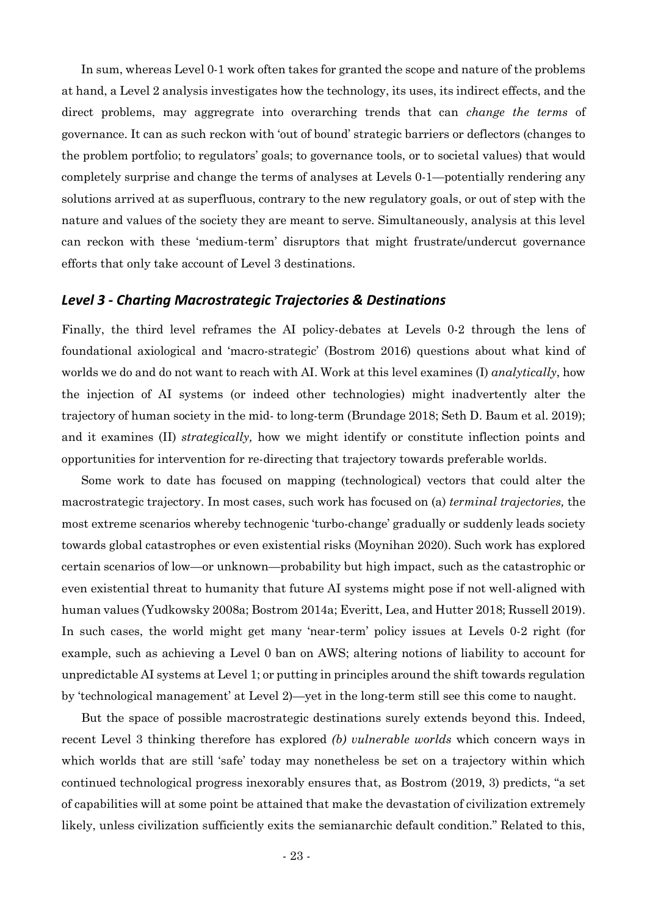In sum, whereas Level 0-1 work often takes for granted the scope and nature of the problems at hand, a Level 2 analysis investigates how the technology, its uses, its indirect effects, and the direct problems, may aggregate into overarching trends that can *change the terms* of governance. It can as such reckon with 'out of bound' strategic barriers or deflectors (changes to the problem portfolio; to regulators' goals; to governance tools, or to societal values) that would completely surprise and change the terms of analyses at Levels 0-1—potentially rendering any solutions arrived at as superfluous, contrary to the new regulatory goals, or out of step with the nature and values of the society they are meant to serve. Simultaneously, analysis at this level can reckon with these 'medium-term' disruptors that might frustrate/undercut governance efforts that only take account of Level 3 destinations.

### *Level 3 - Charting Macrostrategic Trajectories & Destinations*

Finally, the third level reframes the AI policy-debates at Levels 0-2 through the lens of foundational axiological and 'macro-strategic' (Bostrom 2016) questions about what kind of worlds we do and do not want to reach with AI. Work at this level examines (I) *analytically*, how the injection of AI systems (or indeed other technologies) might inadvertently alter the trajectory of human society in the mid- to long-term (Brundage 2018; Seth D. Baum et al. 2019); and it examines (II) *strategically,* how we might identify or constitute inflection points and opportunities for intervention for re-directing that trajectory towards preferable worlds.

Some work to date has focused on mapping (technological) vectors that could alter the macrostrategic trajectory. In most cases, such work has focused on (a) *terminal trajectories,* the most extreme scenarios whereby technogenic 'turbo-change' gradually or suddenly leads society towards global catastrophes or even existential risks (Moynihan 2020). Such work has explored certain scenarios of low—or unknown—probability but high impact, such as the catastrophic or even existential threat to humanity that future AI systems might pose if not well-aligned with human values (Yudkowsky 2008a; Bostrom 2014a; Everitt, Lea, and Hutter 2018; Russell 2019). In such cases, the world might get many 'near-term' policy issues at Levels 0-2 right (for example, such as achieving a Level 0 ban on AWS; altering notions of liability to account for unpredictable AI systems at Level 1; or putting in principles around the shift towards regulation by 'technological management' at Level 2)—yet in the long-term still see this come to naught.

But the space of possible macrostrategic destinations surely extends beyond this. Indeed, recent Level 3 thinking therefore has explored *(b) vulnerable worlds* which concern ways in which worlds that are still 'safe' today may nonetheless be set on a trajectory within which continued technological progress inexorably ensures that, as Bostrom (2019, 3) predicts, "a set of capabilities will at some point be attained that make the devastation of civilization extremely likely, unless civilization sufficiently exits the semianarchic default condition." Related to this,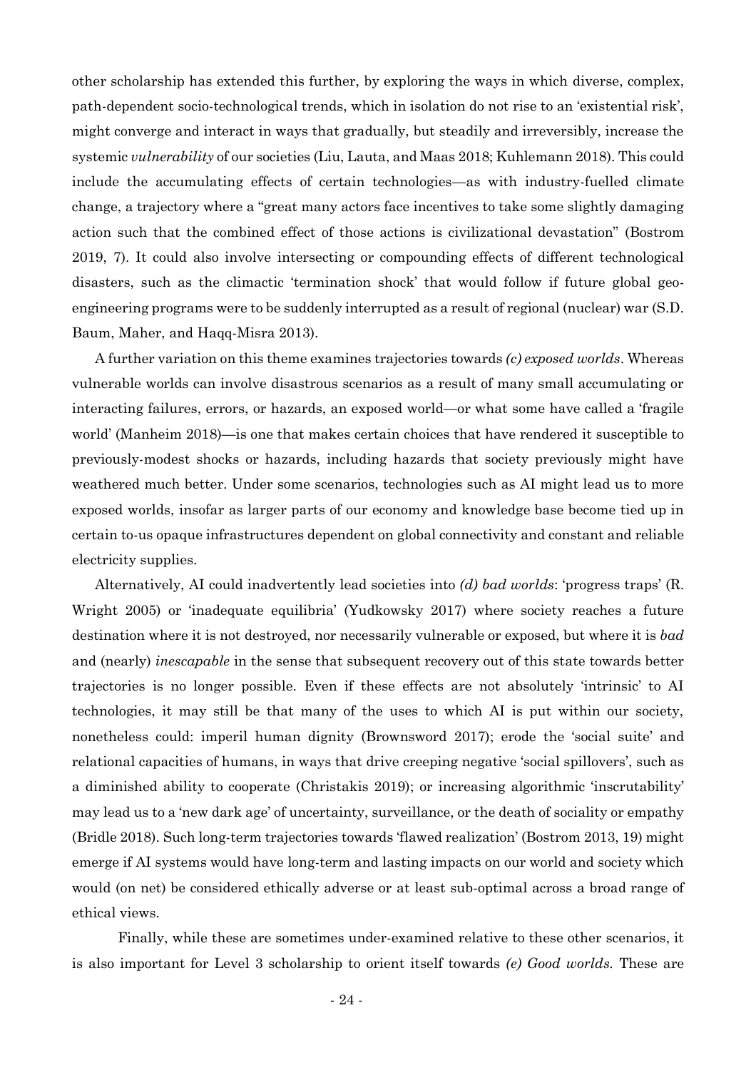other scholarship has extended this further, by exploring the ways in which diverse, complex, path-dependent socio-technological trends, which in isolation do not rise to an 'existential risk', might converge and interact in ways that gradually, but steadily and irreversibly, increase the systemic *vulnerability* of our societies (Liu, Lauta, and Maas 2018; Kuhlemann 2018). This could include the accumulating effects of certain technologies—as with industry-fuelled climate change, a trajectory where a "great many actors face incentives to take some slightly damaging action such that the combined effect of those actions is civilizational devastation" (Bostrom 2019, 7). It could also involve intersecting or compounding effects of different technological disasters, such as the climactic 'termination shock' that would follow if future global geo-engineering programs were to be suddenly interrupted as a result of regional (nuclear) war (S.D. Baum, Maher, and Haqq-Misra 2013).

A further variation on this theme examines trajectories towards *(c) exposed worlds*. Whereas vulnerable worlds can involve disastrous scenarios as a result of many small accumulating or interacting failures, errors, or hazards, an exposed world—or what some have called a 'fragile world' (Manheim 2018)—is one that makes certain choices that have rendered it susceptible to previously-modest shocks or hazards, including hazards that society previously might have weathered much better. Under some scenarios, technologies such as AI might lead us to more exposed worlds, insofar as larger parts of our economy and knowledge base become tied up in certain to-us opaque infrastructures dependent on global connectivity and constant and reliable electricity supplies.

Alternatively, AI could inadvertently lead societies into *(d) bad worlds*: 'progress traps' (R. Wright 2005) or 'inadequate equilibria' (Yudkowsky 2017) where society reaches a future destination where it is not destroyed, nor necessarily vulnerable or exposed, but where it is *bad* and (nearly) *inescapable* in the sense that subsequent recovery out of this state towards better trajectories is no longer possible. Even if these effects are not absolutely 'intrinsic' to AI technologies, it may still be that many of the uses to which AI is put within our society, nonetheless could: imperil human dignity (Brownsword 2017); erode the 'social suite' and relational capacities of humans, in ways that drive creeping negative 'social spillovers', such as a diminished ability to cooperate (Christakis 2019); or increasing algorithmic 'inscrutability' may lead us to a 'new dark age' of uncertainty, surveillance, or the death of sociality or empathy (Bridle 2018). Such long-term trajectories towards 'flawed realization' (Bostrom 2013, 19) might emerge if AI systems would have long-term and lasting impacts on our world and society which would (on net) be considered ethically adverse or at least sub-optimal across a broad range of ethical views.

Finally, while these are sometimes under-examined relative to these other scenarios, it is also important for Level 3 scholarship to orient itself towards *(e) Good worlds*. These are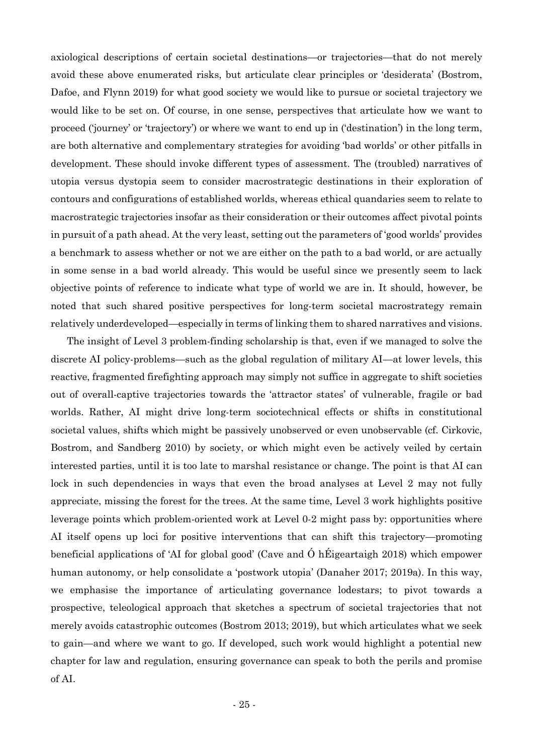axiological descriptions of certain societal destinations—or trajectories—that do not merely avoid these above enumerated risks, but articulate clear principles or 'desiderata' (Bostrom, Dafoe, and Flynn 2019) for what good society we would like to pursue or societal trajectory we would like to be set on. Of course, in one sense, perspectives that articulate how we want to proceed ('journey' or 'trajectory') or where we want to end up in ('destination') in the long term, are both alternative and complementary strategies for avoiding 'bad worlds' or other pitfalls in development. These should invoke different types of assessment. The (troubled) narratives of utopia versus dystopia seem to consider macrostrategic destinations in their exploration of contours and configurations of established worlds, whereas ethical quandaries seem to relate to macrostrategic trajectories insofar as their consideration or their outcomes affect pivotal points in pursuit of a path ahead. At the very least, setting out the parameters of 'good worlds' provides a benchmark to assess whether or not we are either on the path to a bad world, or are actually in some sense in a bad world already. This would be useful since we presently seem to lack objective points of reference to indicate what type of world we are in. It should, however, be noted that such shared positive perspectives for long-term societal macrostrategy remain relatively underdeveloped—especially in terms of linking them to shared narratives and visions.

The insight of Level 3 problem-finding scholarship is that, even if we managed to solve the discrete AI policy-problems—such as the global regulation of military AI—at lower levels, this reactive, fragmented firefighting approach may simply not suffice in aggregate to shift societies out of overall-captive trajectories towards the 'attractor states' of vulnerable, fragile or bad worlds. Rather, AI might drive long-term sociotechnical effects or shifts in constitutional societal values, shifts which might be passively unobserved or even unobservable (cf. Cirkovic, Bostrom, and Sandberg 2010) by society, or which might even be actively veiled by certain interested parties, until it is too late to marshal resistance or change. The point is that AI can lock in such dependencies in ways that even the broad analyses at Level 2 may not fully appreciate, missing the forest for the trees. At the same time, Level 3 work highlights positive leverage points which problem-oriented work at Level 0-2 might pass by: opportunities where AI itself opens up loci for positive interventions that can shift this trajectory—promoting beneficial applications of 'AI for global good' (Cave and Ó hÉigeartaigh 2018) which empower human autonomy, or help consolidate a 'postwork utopia' (Danaher 2017; 2019a). In this way, we emphasise the importance of articulating governance lodestars; to pivot towards a prospective, teleological approach that sketches a spectrum of societal trajectories that not merely avoids catastrophic outcomes (Bostrom 2013; 2019), but which articulates what we seek to gain—and where we want to go. If developed, such work would highlight a potential new chapter for law and regulation, ensuring governance can speak to both the perils and promise of AI.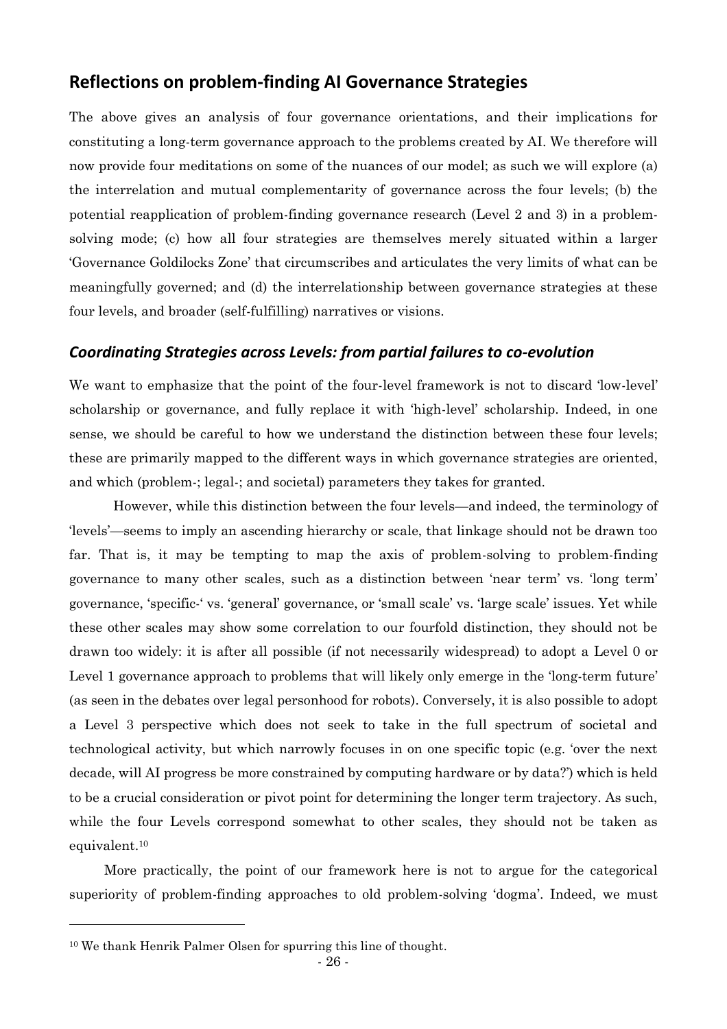## Reflections on problem-finding AI Governance Strategies

The above gives an analysis of four governance orientations, and their implications for constituting a long-term governance approach to the problems created by AI. We therefore will now provide four meditations on some of the nuances of our model; as such we will explore (a) the interrelation and mutual complementarity of governance across the four levels; (b) the potential reapplication of problem-finding governance research (Level 2 and 3) in a problem-solving mode; (c) how all four strategies are themselves merely situated within a larger 'Governance Goldilocks Zone' that circumscribes and articulates the very limits of what can be meaningfully governed; and (d) the interrelationship between governance strategies at these four levels, and broader (self-fulfilling) narratives or visions.

### *Coordinating Strategies across Levels: from partial failures to co-evolution*

We want to emphasize that the point of the four-level framework is not to discard 'low-level' scholarship or governance, and fully replace it with 'high-level' scholarship. Indeed, in one sense, we should be careful to how we understand the distinction between these four levels; these are primarily mapped to the different ways in which governance strategies are oriented, and which (problem-; legal-; and societal) parameters they takes for granted.

However, while this distinction between the four levels—and indeed, the terminology of 'levels'—seems to imply an ascending hierarchy or scale, that linkage should not be drawn too far. That is, it may be tempting to map the axis of problem-solving to problem-finding governance to many other scales, such as a distinction between 'near term' vs. 'long term' governance, 'specific-' vs. 'general' governance, or 'small scale' vs. 'large scale' issues. Yet while these other scales may show some correlation to our fourfold distinction, they should not be drawn too widely: it is after all possible (if not necessarily widespread) to adopt a Level 0 or Level 1 governance approach to problems that will likely only emerge in the 'long-term future' (as seen in the debates over legal personhood for robots). Conversely, it is also possible to adopt a Level 3 perspective which does not seek to take in the full spectrum of societal and technological activity, but which narrowly focuses in on one specific topic (e.g. 'over the next decade, will AI progress be more constrained by computing hardware or by data?') which is held to be a crucial consideration or pivot point for determining the longer term trajectory. As such, while the four Levels correspond somewhat to other scales, they should not be taken as equivalent.[10]

More practically, the point of our framework here is not to argue for the categorical superiority of problem-finding approaches to old problem-solving 'dogma'. Indeed, we must

[10] We thank Henrik Palmer Olsen for spurring this line of thought.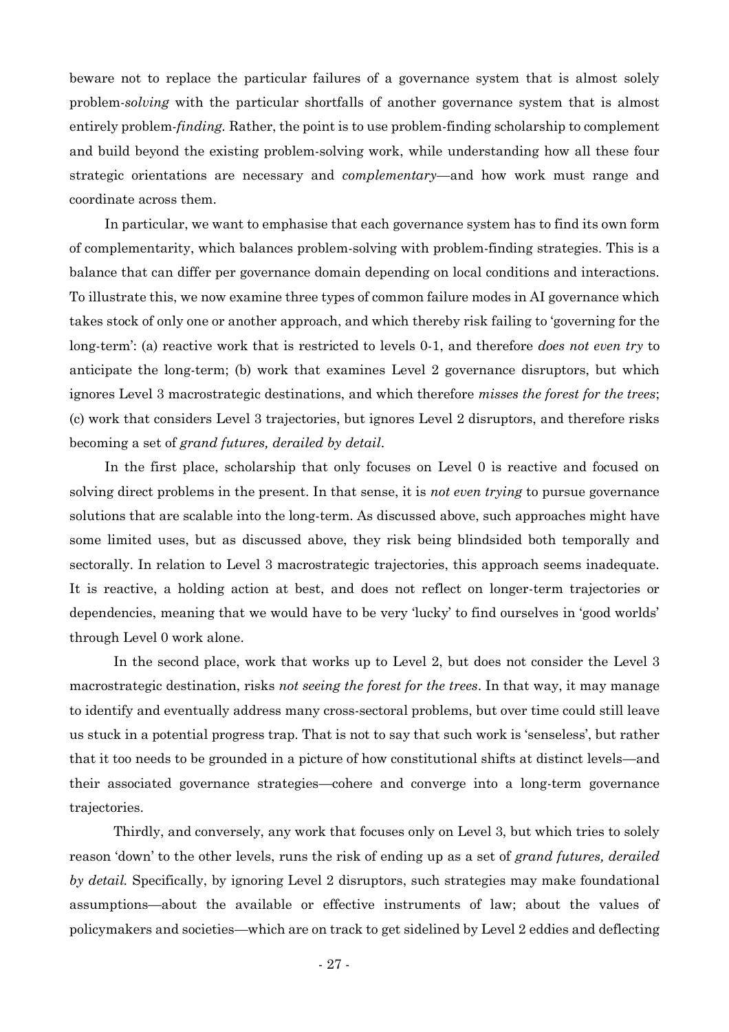beware not to replace the particular failures of a governance system that is almost solely problem-*solving* with the particular shortfalls of another governance system that is almost entirely problem-*finding*. Rather, the point is to use problem-finding scholarship to complement and build beyond the existing problem-solving work, while understanding how all these four strategic orientations are necessary and *complementary*—and how work must range and coordinate across them.

In particular, we want to emphasise that each governance system has to find its own form of complementarity, which balances problem-solving with problem-finding strategies. This is a balance that can differ per governance domain depending on local conditions and interactions. To illustrate this, we now examine three types of common failure modes in AI governance which takes stock of only one or another approach, and which thereby risk failing to 'governing for the long-term': (a) reactive work that is restricted to levels 0-1, and therefore *does not even try* to anticipate the long-term; (b) work that examines Level 2 governance disruptors, but which ignores Level 3 macrostrategic destinations, and which therefore *misses the forest for the trees*; (c) work that considers Level 3 trajectories, but ignores Level 2 disruptors, and therefore risks becoming a set of *grand futures, derailed by detail*.

In the first place, scholarship that only focuses on Level 0 is reactive and focused on solving direct problems in the present. In that sense, it is *not even trying* to pursue governance solutions that are scalable into the long-term. As discussed above, such approaches might have some limited uses, but as discussed above, they risk being blindsided both temporally and sectorally. In relation to Level 3 macrostrategic trajectories, this approach seems inadequate. It is reactive, a holding action at best, and does not reflect on longer-term trajectories or dependencies, meaning that we would have to be very 'lucky' to find ourselves in 'good worlds' through Level 0 work alone.

In the second place, work that works up to Level 2, but does not consider the Level 3 macrostrategic destination, risks *not seeing the forest for the trees*. In that way, it may manage to identify and eventually address many cross-sectoral problems, but over time could still leave us stuck in a potential progress trap. That is not to say that such work is 'senseless', but rather that it too needs to be grounded in a picture of how constitutional shifts at distinct levels—and their associated governance strategies—cohere and converge into a long-term governance trajectories.

Thirdly, and conversely, any work that focuses only on Level 3, but which tries to solely reason 'down' to the other levels, runs the risk of ending up as a set of *grand futures, derailed by detail.* Specifically, by ignoring Level 2 disruptors, such strategies may make foundational assumptions—about the available or effective instruments of law; about the values of policymakers and societies—which are on track to get sidelined by Level 2 eddies and deflecting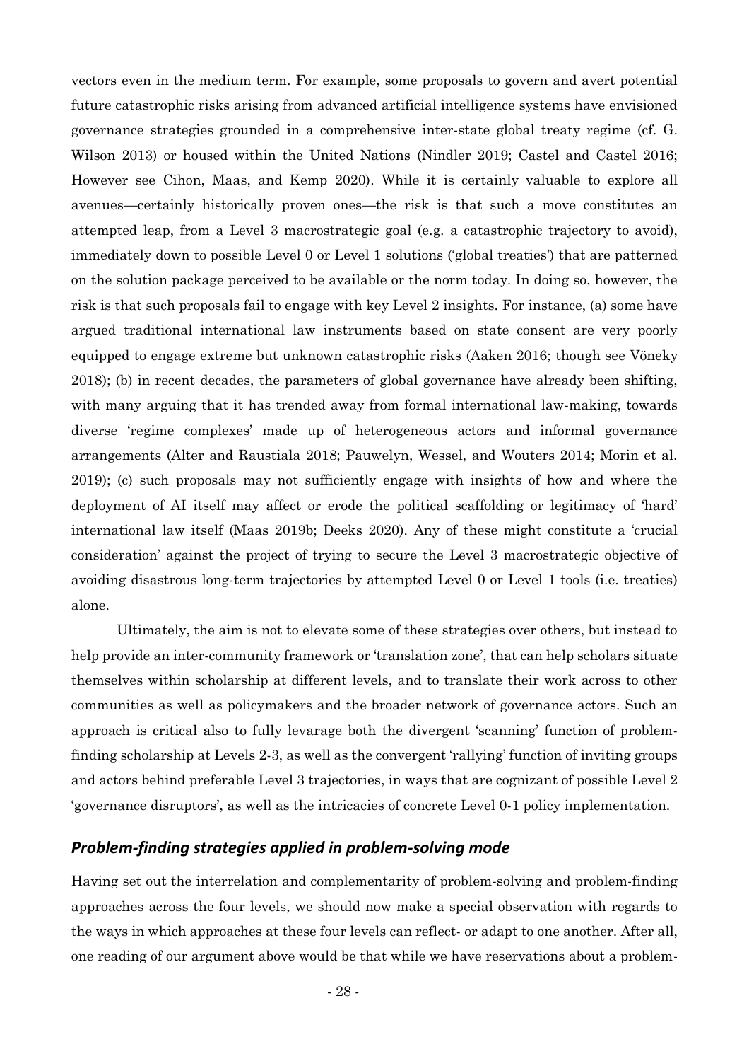vectors even in the medium term. For example, some proposals to govern and avert potential future catastrophic risks arising from advanced artificial intelligence systems have envisioned governance strategies grounded in a comprehensive inter-state global treaty regime (cf. G. Wilson 2013) or housed within the United Nations (Nindler 2019; Castel and Castel 2016; However see Cihon, Maas, and Kemp 2020). While it is certainly valuable to explore all avenues—certainly historically proven ones—the risk is that such a move constitutes an attempted leap, from a Level 3 macrostrategic goal (e.g. a catastrophic trajectory to avoid), immediately down to possible Level 0 or Level 1 solutions ('global treaties') that are patterned on the solution package perceived to be available or the norm today. In doing so, however, the risk is that such proposals fail to engage with key Level 2 insights. For instance, (a) some have argued traditional international law instruments based on state consent are very poorly equipped to engage extreme but unknown catastrophic risks (Aaken 2016; though see Vöneky 2018); (b) in recent decades, the parameters of global governance have already been shifting, with many arguing that it has trended away from formal international law-making, towards diverse 'regime complexes' made up of heterogeneous actors and informal governance arrangements (Alter and Raustiala 2018; Pauwelyn, Wessel, and Wouters 2014; Morin et al. 2019); (c) such proposals may not sufficiently engage with insights of how and where the deployment of AI itself may affect or erode the political scaffolding or legitimacy of 'hard' international law itself (Maas 2019b; Deeks 2020). Any of these might constitute a 'crucial consideration' against the project of trying to secure the Level 3 macrostrategic objective of avoiding disastrous long-term trajectories by attempted Level 0 or Level 1 tools (i.e. treaties) alone.

Ultimately, the aim is not to elevate some of these strategies over others, but instead to help provide an inter-community framework or 'translation zone', that can help scholars situate themselves within scholarship at different levels, and to translate their work across to other communities as well as policymakers and the broader network of governance actors. Such an approach is critical also to fully levarage both the divergent 'scanning' function of problem-finding scholarship at Levels 2-3, as well as the convergent 'rallying' function of inviting groups and actors behind preferable Level 3 trajectories, in ways that are cognizant of possible Level 2 'governance disruptors', as well as the intricacies of concrete Level 0-1 policy implementation.

### *Problem-finding strategies applied in problem-solving mode*

Having set out the interrelation and complementarity of problem-solving and problem-finding approaches across the four levels, we should now make a special observation with regards to the ways in which approaches at these four levels can reflect- or adapt to one another. After all, one reading of our argument above would be that while we have reservations about a problem-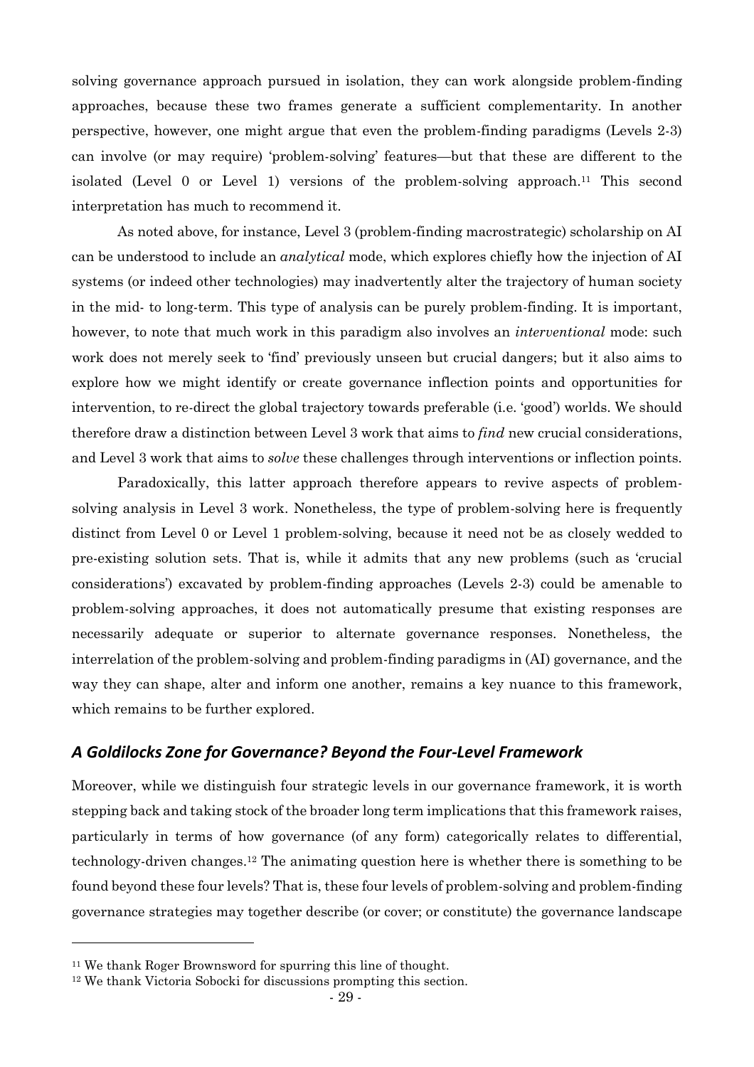solving governance approach pursued in isolation, they can work alongside problem-finding approaches, because these two frames generate a sufficient complementarity. In another perspective, however, one might argue that even the problem-finding paradigms (Levels 2-3) can involve (or may require) 'problem-solving' features—but that these are different to the isolated (Level 0 or Level 1) versions of the problem-solving approach.[11] This second interpretation has much to recommend it.

As noted above, for instance, Level 3 (problem-finding macrostrategic) scholarship on AI can be understood to include an *analytical* mode, which explores chiefly how the injection of AI systems (or indeed other technologies) may inadvertently alter the trajectory of human society in the mid- to long-term. This type of analysis can be purely problem-finding. It is important, however, to note that much work in this paradigm also involves an *interventional* mode: such work does not merely seek to 'find' previously unseen but crucial dangers; but it also aims to explore how we might identify or create governance inflection points and opportunities for intervention, to re-direct the global trajectory towards preferable (i.e. 'good') worlds. We should therefore draw a distinction between Level 3 work that aims to *find* new crucial considerations, and Level 3 work that aims to *solve* these challenges through interventions or inflection points.

Paradoxically, this latter approach therefore appears to revive aspects of problem-solving analysis in Level 3 work. Nonetheless, the type of problem-solving here is frequently distinct from Level 0 or Level 1 problem-solving, because it need not be as closely wedded to pre-existing solution sets. That is, while it admits that any new problems (such as 'crucial considerations') excavated by problem-finding approaches (Levels 2-3) could be amenable to problem-solving approaches, it does not automatically presume that existing responses are necessarily adequate or superior to alternate governance responses. Nonetheless, the interrelation of the problem-solving and problem-finding paradigms in (AI) governance, and the way they can shape, alter and inform one another, remains a key nuance to this framework, which remains to be further explored.

### *A Goldilocks Zone for Governance? Beyond the Four-Level Framework*

Moreover, while we distinguish four strategic levels in our governance framework, it is worth stepping back and taking stock of the broader long term implications that this framework raises, particularly in terms of how governance (of any form) categorically relates to differential, technology-driven changes.[12] The animating question here is whether there is something to be found beyond these four levels? That is, these four levels of problem-solving and problem-finding governance strategies may together describe (or cover; or constitute) the governance landscape

---

[11] We thank Roger Brownsword for spurring this line of thought.

[12] We thank Victoria Sobocki for discussions prompting this section.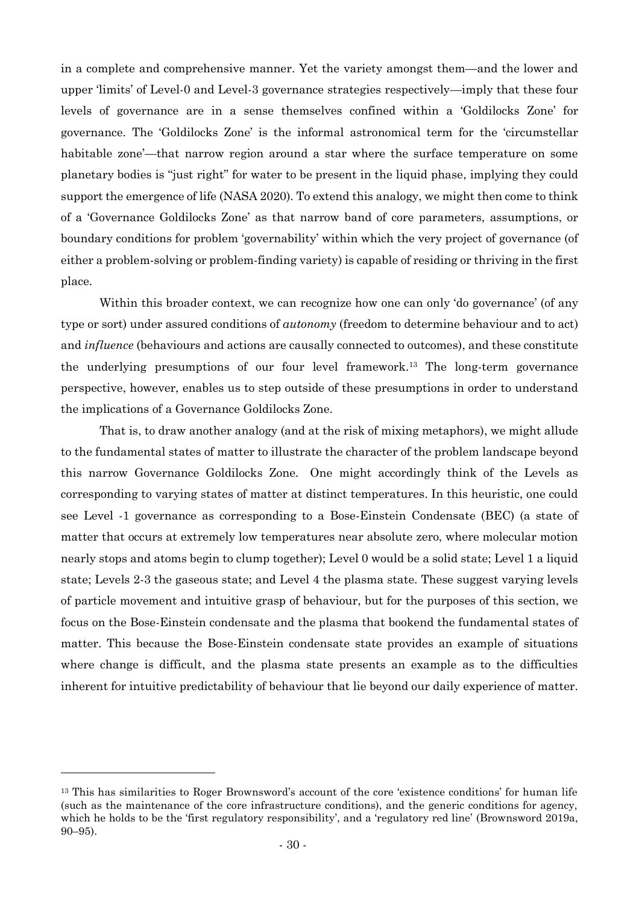in a complete and comprehensive manner. Yet the variety amongst them—and the lower and upper 'limits' of Level-0 and Level-3 governance strategies respectively—imply that these four levels of governance are in a sense themselves confined within a 'Goldilocks Zone' for governance. The 'Goldilocks Zone' is the informal astronomical term for the 'circumstellar habitable zone'—that narrow region around a star where the surface temperature on some planetary bodies is "just right" for water to be present in the liquid phase, implying they could support the emergence of life (NASA 2020). To extend this analogy, we might then come to think of a 'Governance Goldilocks Zone' as that narrow band of core parameters, assumptions, or boundary conditions for problem 'governability' within which the very project of governance (of either a problem-solving or problem-finding variety) is capable of residing or thriving in the first place.

Within this broader context, we can recognize how one can only 'do governance' (of any type or sort) under assured conditions of *autonomy* (freedom to determine behaviour and to act) and *influence* (behaviours and actions are causally connected to outcomes), and these constitute the underlying presumptions of our four level framework.[13] The long-term governance perspective, however, enables us to step outside of these presumptions in order to understand the implications of a Governance Goldilocks Zone.

That is, to draw another analogy (and at the risk of mixing metaphors), we might allude to the fundamental states of matter to illustrate the character of the problem landscape beyond this narrow Governance Goldilocks Zone. One might accordingly think of the Levels as corresponding to varying states of matter at distinct temperatures. In this heuristic, one could see Level -1 governance as corresponding to a Bose-Einstein Condensate (BEC) (a state of matter that occurs at extremely low temperatures near absolute zero, where molecular motion nearly stops and atoms begin to clump together); Level 0 would be a solid state; Level 1 a liquid state; Levels 2-3 the gaseous state; and Level 4 the plasma state. These suggest varying levels of particle movement and intuitive grasp of behaviour, but for the purposes of this section, we focus on the Bose-Einstein condensate and the plasma that bookend the fundamental states of matter. This because the Bose-Einstein condensate state provides an example of situations where change is difficult, and the plasma state presents an example as to the difficulties inherent for intuitive predictability of behaviour that lie beyond our daily experience of matter.

---

[13] This has similarities to Roger Brownsword's account of the core 'existence conditions' for human life (such as the maintenance of the core infrastructure conditions), and the generic conditions for agency, which he holds to be the 'first regulatory responsibility', and a 'regulatory red line' (Brownsword 2019a, 90–95).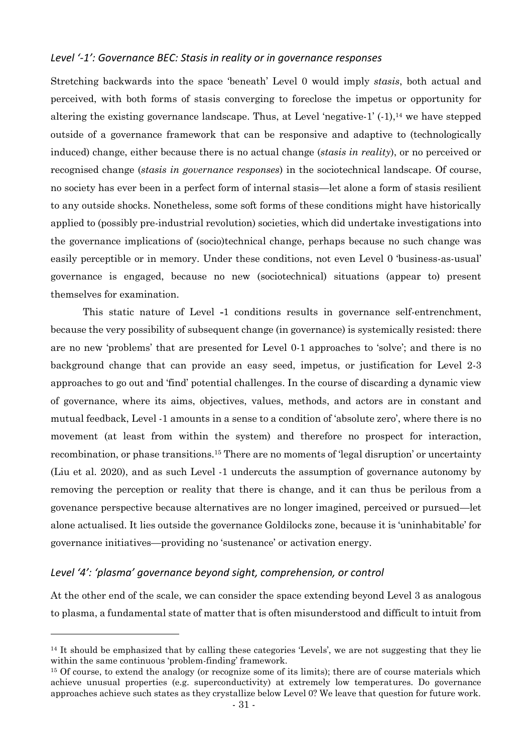### *Level '-1': Governance BEC: Stasis in reality or in governance responses*

Stretching backwards into the space 'beneath' Level 0 would imply *stasis*, both actual and perceived, with both forms of stasis converging to foreclose the impetus or opportunity for altering the existing governance landscape. Thus, at Level 'negative-1' (-1),[14] we have stepped outside of a governance framework that can be responsive and adaptive to (technologically induced) change, either because there is no actual change (*stasis in reality*), or no perceived or recognised change (*stasis in governance responses*) in the sociotechnical landscape. Of course, no society has ever been in a perfect form of internal stasis—let alone a form of stasis resilient to any outside shocks. Nonetheless, some soft forms of these conditions might have historically applied to (possibly pre-industrial revolution) societies, which did undertake investigations into the governance implications of (socio)technical change, perhaps because no such change was easily perceptible or in memory. Under these conditions, not even Level 0 'business-as-usual' governance is engaged, because no new (sociotechnical) situations (appear to) present themselves for examination.

This static nature of Level -1 conditions results in governance self-entrenchment, because the very possibility of subsequent change (in governance) is systemically resisted: there are no new 'problems' that are presented for Level 0-1 approaches to 'solve'; and there is no background change that can provide an easy seed, impetus, or justification for Level 2-3 approaches to go out and 'find' potential challenges. In the course of discarding a dynamic view of governance, where its aims, objectives, values, methods, and actors are in constant and mutual feedback, Level -1 amounts in a sense to a condition of 'absolute zero', where there is no movement (at least from within the system) and therefore no prospect for interaction, recombination, or phase transitions.[15] There are no moments of 'legal disruption' or uncertainty (Liu et al. 2020), and as such Level -1 undercuts the assumption of governance autonomy by removing the perception or reality that there is change, and it can thus be perilous from a govenance perspective because alternatives are no longer imagined, perceived or pursued—let alone actualised. It lies outside the governance Goldilocks zone, because it is 'uninhabitable' for governance initiatives—providing no 'sustenance' or activation energy.

### *Level '4': 'plasma' governance beyond sight, comprehension, or control*

At the other end of the scale, we can consider the space extending beyond Level 3 as analogous to plasma, a fundamental state of matter that is often misunderstood and difficult to intuit from

---

[14] It should be emphasized that by calling these categories 'Levels', we are not suggesting that they lie within the same continuous 'problem-finding' framework.

[15] Of course, to extend the analogy (or recognize some of its limits); there are of course materials which achieve unusual properties (e.g. superconductivity) at extremely low temperatures. Do governance approaches achieve such states as they crystallize below Level 0? We leave that question for future work.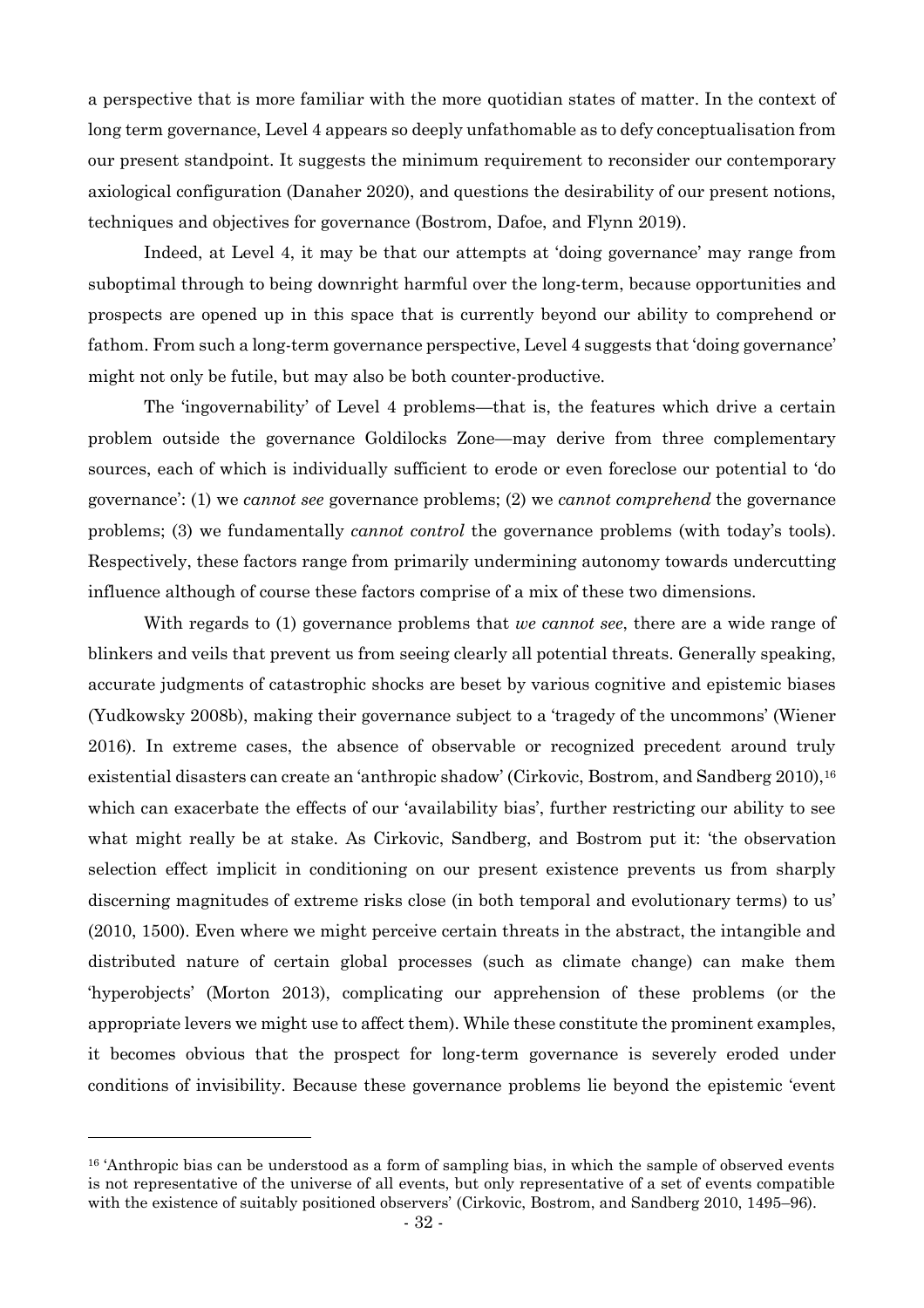a perspective that is more familiar with the more quotidian states of matter. In the context of long term governance, Level 4 appears so deeply unfathomable as to defy conceptualisation from our present standpoint. It suggests the minimum requirement to reconsider our contemporary axiological configuration (Danaher 2020), and questions the desirability of our present notions, techniques and objectives for governance (Bostrom, Dafoe, and Flynn 2019).

Indeed, at Level 4, it may be that our attempts at 'doing governance' may range from suboptimal through to being downright harmful over the long-term, because opportunities and prospects are opened up in this space that is currently beyond our ability to comprehend or fathom. From such a long-term governance perspective, Level 4 suggests that 'doing governance' might not only be futile, but may also be both counter-productive.

The 'ingovernability' of Level 4 problems—that is, the features which drive a certain problem outside the governance Goldilocks Zone—may derive from three complementary sources, each of which is individually sufficient to erode or even foreclose our potential to 'do governance': (1) we *cannot see* governance problems; (2) we *cannot comprehend* the governance problems; (3) we fundamentally *cannot control* the governance problems (with today's tools). Respectively, these factors range from primarily undermining autonomy towards undercutting influence although of course these factors comprise of a mix of these two dimensions.

With regards to (1) governance problems that *we cannot see*, there are a wide range of blinkers and veils that prevent us from seeing clearly all potential threats. Generally speaking, accurate judgments of catastrophic shocks are beset by various cognitive and epistemic biases (Yudkowsky 2008b), making their governance subject to a 'tragedy of the uncommons' (Wiener 2016). In extreme cases, the absence of observable or recognized precedent around truly existential disasters can create an 'anthropic shadow' (Cirkovic, Bostrom, and Sandberg 2010),[16] which can exacerbate the effects of our 'availability bias', further restricting our ability to see what might really be at stake. As Cirkovic, Sandberg, and Bostrom put it: 'the observation selection effect implicit in conditioning on our present existence prevents us from sharply discerning magnitudes of extreme risks close (in both temporal and evolutionary terms) to us' (2010, 1500). Even where we might perceive certain threats in the abstract, the intangible and distributed nature of certain global processes (such as climate change) can make them 'hyperobjects' (Morton 2013), complicating our apprehension of these problems (or the appropriate levers we might use to affect them). While these constitute the prominent examples, it becomes obvious that the prospect for long-term governance is severely eroded under conditions of invisibility. Because these governance problems lie beyond the epistemic 'event

---

[16] 'Anthropic bias can be understood as a form of sampling bias, in which the sample of observed events is not representative of the universe of all events, but only representative of a set of events compatible with the existence of suitably positioned observers' (Cirkovic, Bostrom, and Sandberg 2010, 1495–96).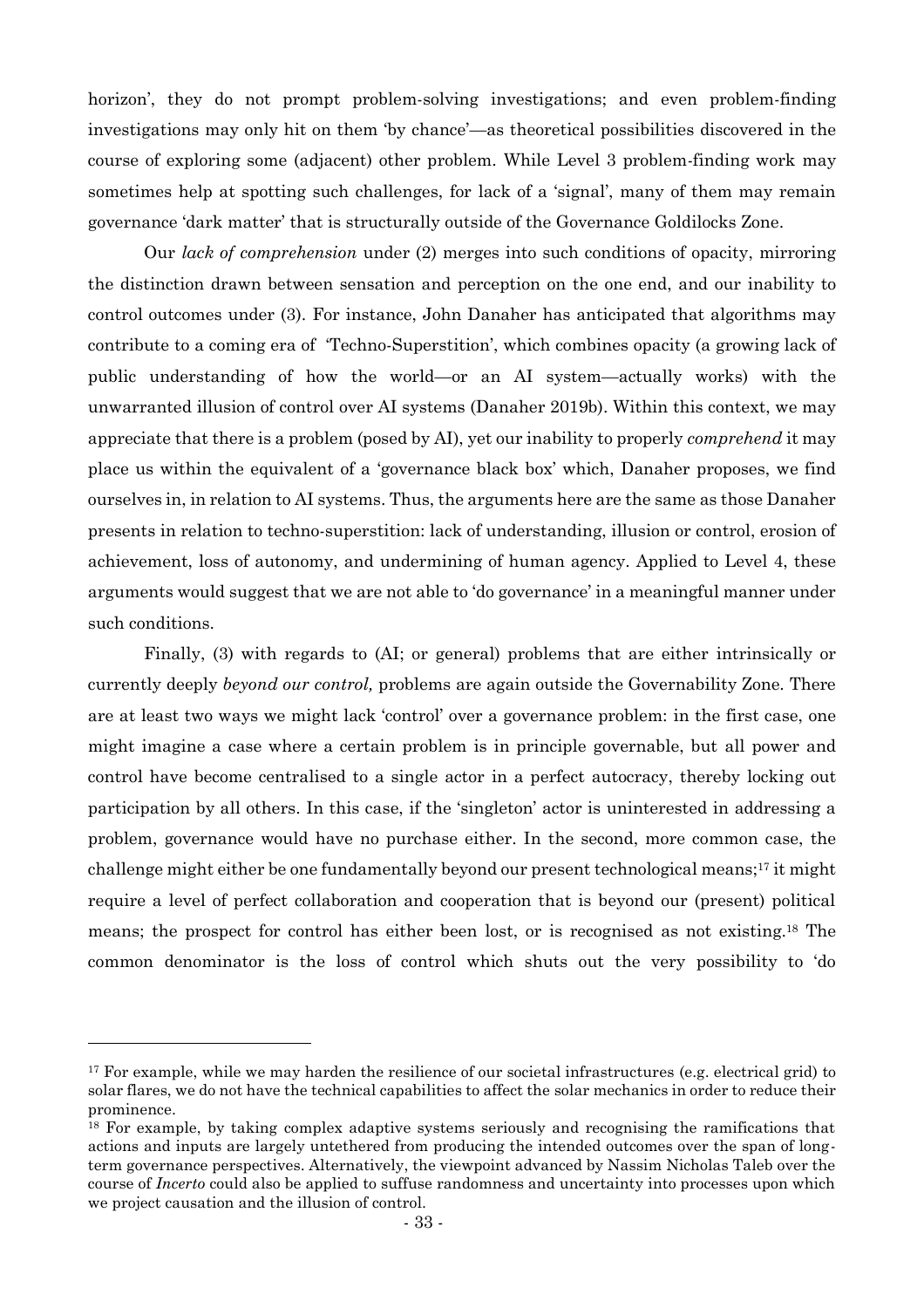horizon', they do not prompt problem-solving investigations; and even problem-finding investigations may only hit on them 'by chance'—as theoretical possibilities discovered in the course of exploring some (adjacent) other problem. While Level 3 problem-finding work may sometimes help at spotting such challenges, for lack of a 'signal', many of them may remain governance 'dark matter' that is structurally outside of the Governance Goldilocks Zone.

Our *lack of comprehension* under (2) merges into such conditions of opacity, mirroring the distinction drawn between sensation and perception on the one end, and our inability to control outcomes under (3). For instance, John Danaher has anticipated that algorithms may contribute to a coming era of 'Techno-Superstition', which combines opacity (a growing lack of public understanding of how the world—or an AI system—actually works) with the unwarranted illusion of control over AI systems (Danaher 2019b). Within this context, we may appreciate that there is a problem (posed by AI), yet our inability to properly *comprehend* it may place us within the equivalent of a 'governance black box' which, Danaher proposes, we find ourselves in, in relation to AI systems. Thus, the arguments here are the same as those Danaher presents in relation to techno-superstition: lack of understanding, illusion or control, erosion of achievement, loss of autonomy, and undermining of human agency. Applied to Level 4, these arguments would suggest that we are not able to 'do governance' in a meaningful manner under such conditions.

Finally, (3) with regards to (AI; or general) problems that are either intrinsically or currently deeply *beyond our control,* problems are again outside the Governability Zone. There are at least two ways we might lack 'control' over a governance problem: in the first case, one might imagine a case where a certain problem is in principle governable, but all power and control have become centralised to a single actor in a perfect autocracy, thereby locking out participation by all others. In this case, if the 'singleton' actor is uninterested in addressing a problem, governance would have no purchase either. In the second, more common case, the challenge might either be one fundamentally beyond our present technological means;[17] it might require a level of perfect collaboration and cooperation that is beyond our (present) political means; the prospect for control has either been lost, or is recognised as not existing.[18] The common denominator is the loss of control which shuts out the very possibility to 'do

---

[17] For example, while we may harden the resilience of our societal infrastructures (e.g. electrical grid) to solar flares, we do not have the technical capabilities to affect the solar mechanics in order to reduce their prominence.

[18] For example, by taking complex adaptive systems seriously and recognising the ramifications that actions and inputs are largely untethered from producing the intended outcomes over the span of long-term governance perspectives. Alternatively, the viewpoint advanced by Nassim Nicholas Taleb over the course of *Incerto* could also be applied to suffuse randomness and uncertainty into processes upon which we project causation and the illusion of control.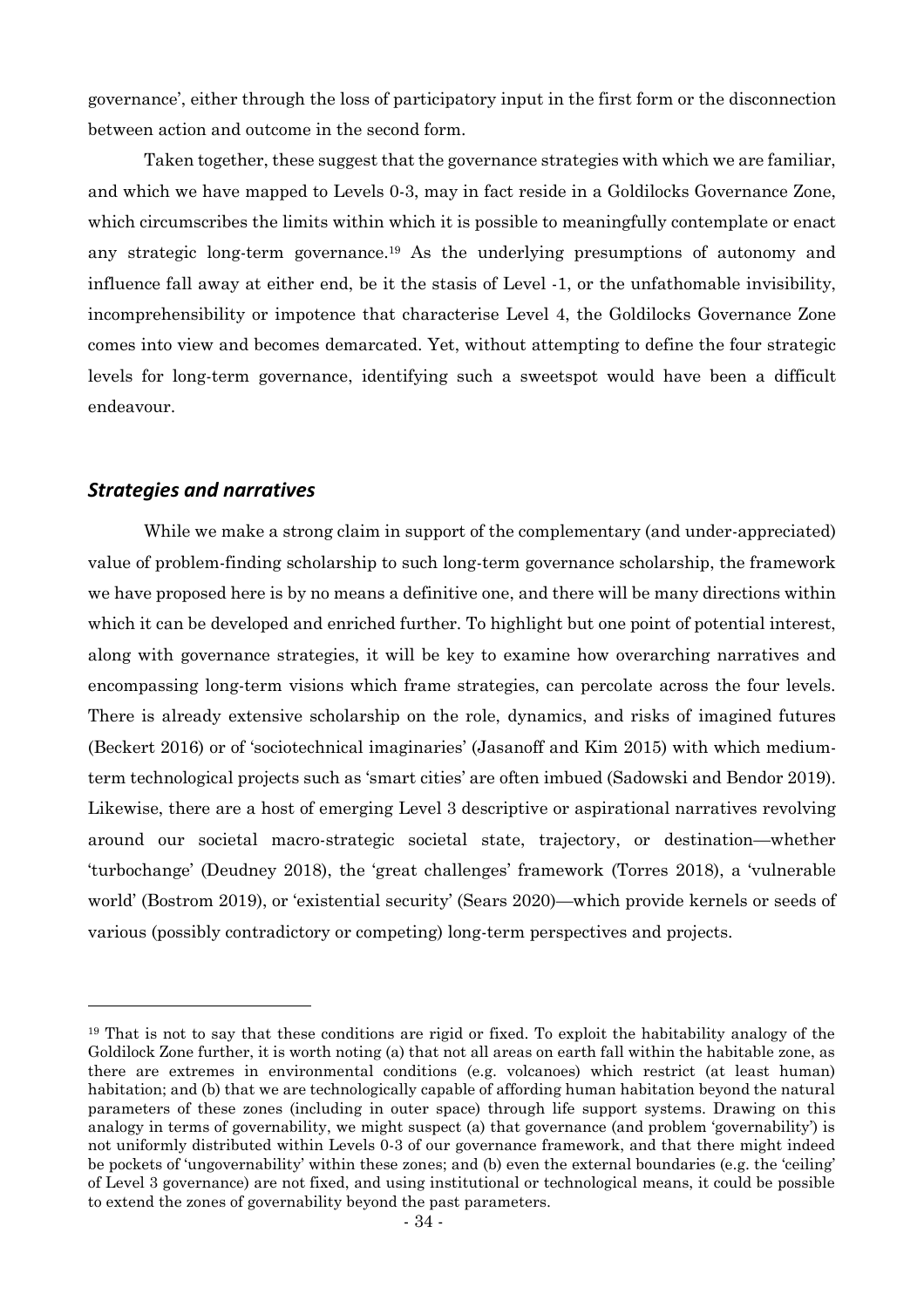governance', either through the loss of participatory input in the first form or the disconnection between action and outcome in the second form.

Taken together, these suggest that the governance strategies with which we are familiar, and which we have mapped to Levels 0-3, may in fact reside in a Goldilocks Governance Zone, which circumscribes the limits within which it is possible to meaningfully contemplate or enact any strategic long-term governance.[19] As the underlying presumptions of autonomy and influence fall away at either end, be it the stasis of Level -1, or the unfathomable invisibility, incomprehensibility or impotence that characterise Level 4, the Goldilocks Governance Zone comes into view and becomes demarcated. Yet, without attempting to define the four strategic levels for long-term governance, identifying such a sweetspot would have been a difficult endeavour.

## *Strategies and narratives*

While we make a strong claim in support of the complementary (and under-appreciated) value of problem-finding scholarship to such long-term governance scholarship, the framework we have proposed here is by no means a definitive one, and there will be many directions within which it can be developed and enriched further. To highlight but one point of potential interest, along with governance strategies, it will be key to examine how overarching narratives and encompassing long-term visions which frame strategies, can percolate across the four levels. There is already extensive scholarship on the role, dynamics, and risks of imagined futures (Beckert 2016) or of 'sociotechnical imaginaries' (Jasanoff and Kim 2015) with which medium-term technological projects such as 'smart cities' are often imbued (Sadowski and Bendor 2019). Likewise, there are a host of emerging Level 3 descriptive or aspirational narratives revolving around our societal macro-strategic societal state, trajectory, or destination—whether 'turbochange' (Deudney 2018), the 'great challenges' framework (Torres 2018), a 'vulnerable world' (Bostrom 2019), or 'existential security' (Sears 2020)—which provide kernels or seeds of various (possibly contradictory or competing) long-term perspectives and projects.

---

[19] That is not to say that these conditions are rigid or fixed. To exploit the habitability analogy of the Goldilock Zone further, it is worth noting (a) that not all areas on earth fall within the habitable zone, as there are extremes in environmental conditions (e.g. volcanoes) which restrict (at least human) habitation; and (b) that we are technologically capable of affording human habitation beyond the natural parameters of these zones (including in outer space) through life support systems. Drawing on this analogy in terms of governability, we might suspect (a) that governance (and problem 'governability') is not uniformly distributed within Levels 0-3 of our governance framework, and that there might indeed be pockets of 'ungovernability' within these zones; and (b) even the external boundaries (e.g. the 'ceiling' of Level 3 governance) are not fixed, and using institutional or technological means, it could be possible to extend the zones of governability beyond the past parameters.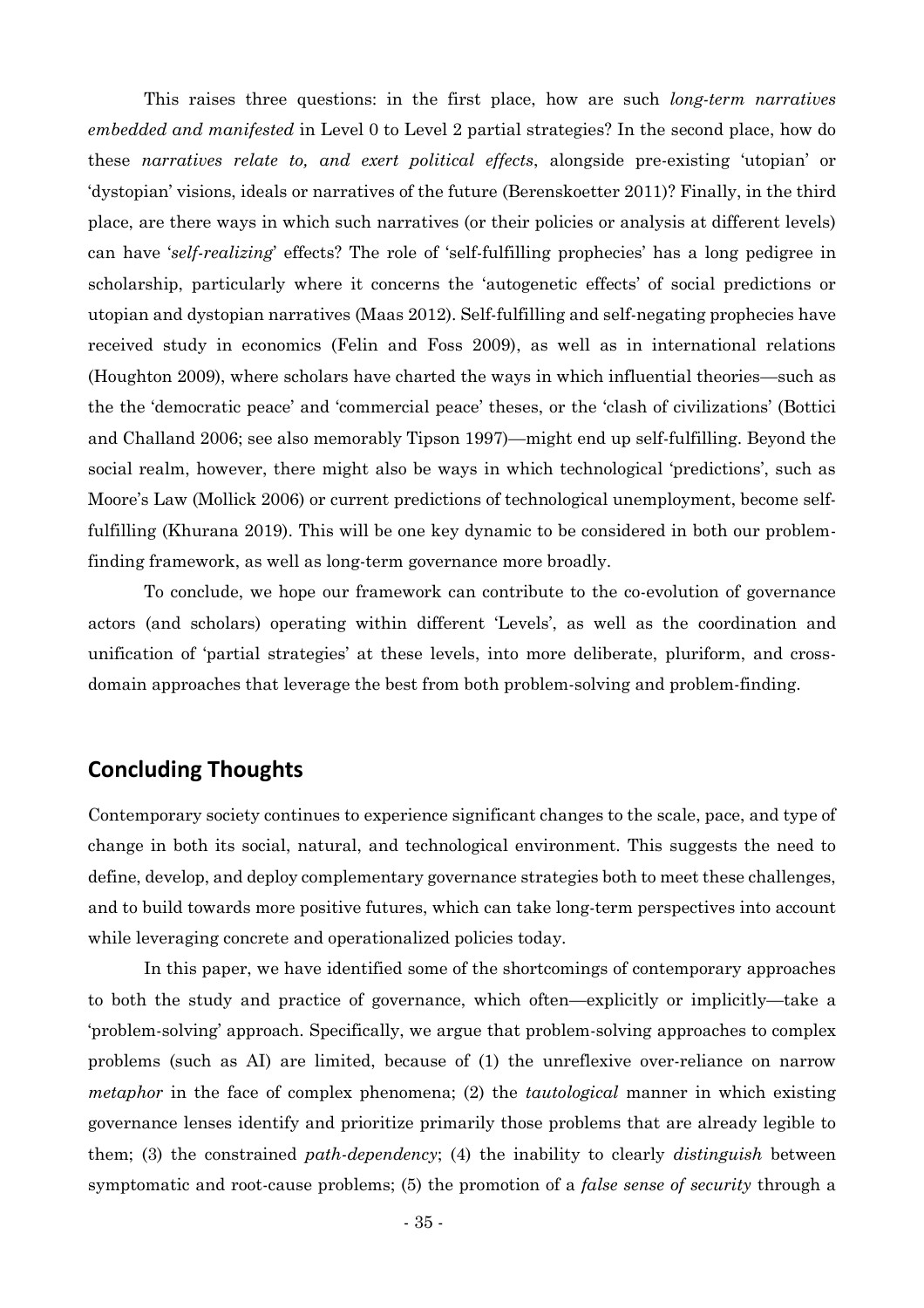This raises three questions: in the first place, how are such *long-term narratives embedded and manifested* in Level 0 to Level 2 partial strategies? In the second place, how do these *narratives relate to, and exert political effects*, alongside pre-existing 'utopian' or 'dystopian' visions, ideals or narratives of the future (Berenskoetter 2011)? Finally, in the third place, are there ways in which such narratives (or their policies or analysis at different levels) can have '*self-realizing*' effects? The role of 'self-fulfilling prophecies' has a long pedigree in scholarship, particularly where it concerns the 'autogenetic effects' of social predictions or utopian and dystopian narratives (Maas 2012). Self-fulfilling and self-negating prophecies have received study in economics (Felin and Foss 2009), as well as in international relations (Houghton 2009), where scholars have charted the ways in which influential theories—such as the the 'democratic peace' and 'commercial peace' theses, or the 'clash of civilizations' (Bottici and Challand 2006; see also memorably Tipson 1997)—might end up self-fulfilling. Beyond the social realm, however, there might also be ways in which technological 'predictions', such as Moore's Law (Mollick 2006) or current predictions of technological unemployment, become self-fulfilling (Khurana 2019). This will be one key dynamic to be considered in both our problem-finding framework, as well as long-term governance more broadly.

To conclude, we hope our framework can contribute to the co-evolution of governance actors (and scholars) operating within different 'Levels', as well as the coordination and unification of 'partial strategies' at these levels, into more deliberate, pluriform, and cross-domain approaches that leverage the best from both problem-solving and problem-finding.

## Concluding Thoughts

Contemporary society continues to experience significant changes to the scale, pace, and type of change in both its social, natural, and technological environment. This suggests the need to define, develop, and deploy complementary governance strategies both to meet these challenges, and to build towards more positive futures, which can take long-term perspectives into account while leveraging concrete and operationalized policies today.

In this paper, we have identified some of the shortcomings of contemporary approaches to both the study and practice of governance, which often—explicitly or implicitly—take a 'problem-solving' approach. Specifically, we argue that problem-solving approaches to complex problems (such as AI) are limited, because of (1) the unreflexive over-reliance on narrow *metaphor* in the face of complex phenomena; (2) the *tautological* manner in which existing governance lenses identify and prioritize primarily those problems that are already legible to them; (3) the constrained *path-dependency*; (4) the inability to clearly *distinguish* between symptomatic and root-cause problems; (5) the promotion of a *false sense of security* through a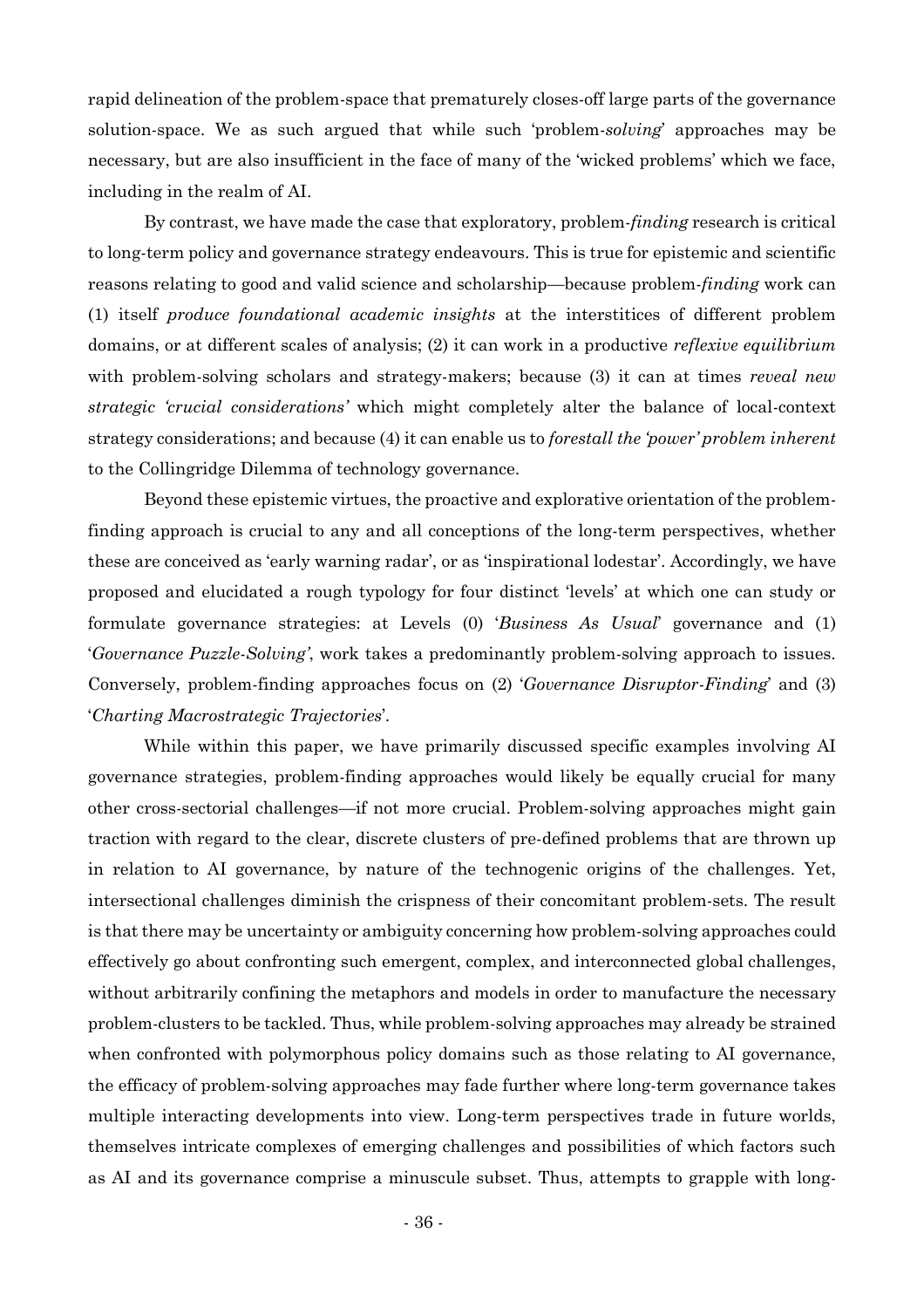rapid delineation of the problem-space that prematurely closes-off large parts of the governance solution-space. We as such argued that while such 'problem-*solving*' approaches may be necessary, but are also insufficient in the face of many of the 'wicked problems' which we face, including in the realm of AI.

By contrast, we have made the case that exploratory, problem-*finding* research is critical to long-term policy and governance strategy endeavours. This is true for epistemic and scientific reasons relating to good and valid science and scholarship—because problem-*finding* work can (1) itself *produce foundational academic insights* at the interstitices of different problem domains, or at different scales of analysis; (2) it can work in a productive *reflexive equilibrium* with problem-solving scholars and strategy-makers; because (3) it can at times *reveal new strategic 'crucial considerations'* which might completely alter the balance of local-context strategy considerations; and because (4) it can enable us to *forestall the 'power' problem inherent* to the Collingridge Dilemma of technology governance.

Beyond these epistemic virtues, the proactive and explorative orientation of the problem-finding approach is crucial to any and all conceptions of the long-term perspectives, whether these are conceived as 'early warning radar', or as 'inspirational lodestar'. Accordingly, we have proposed and elucidated a rough typology for four distinct 'levels' at which one can study or formulate governance strategies: at Levels (0) '*Business As Usual*' governance and (1) '*Governance Puzzle-Solving*', work takes a predominantly problem-solving approach to issues. Conversely, problem-finding approaches focus on (2) '*Governance Disruptor-Finding*' and (3) '*Charting Macrostrategic Trajectories*'.

While within this paper, we have primarily discussed specific examples involving AI governance strategies, problem-finding approaches would likely be equally crucial for many other cross-sectorial challenges—if not more crucial. Problem-solving approaches might gain traction with regard to the clear, discrete clusters of pre-defined problems that are thrown up in relation to AI governance, by nature of the technogenic origins of the challenges. Yet, intersectional challenges diminish the crispness of their concomitant problem-sets. The result is that there may be uncertainty or ambiguity concerning how problem-solving approaches could effectively go about confronting such emergent, complex, and interconnected global challenges, without arbitrarily confining the metaphors and models in order to manufacture the necessary problem-clusters to be tackled. Thus, while problem-solving approaches may already be strained when confronted with polymorphous policy domains such as those relating to AI governance, the efficacy of problem-solving approaches may fade further where long-term governance takes multiple interacting developments into view. Long-term perspectives trade in future worlds, themselves intricate complexes of emerging challenges and possibilities of which factors such as AI and its governance comprise a minuscule subset. Thus, attempts to grapple with long-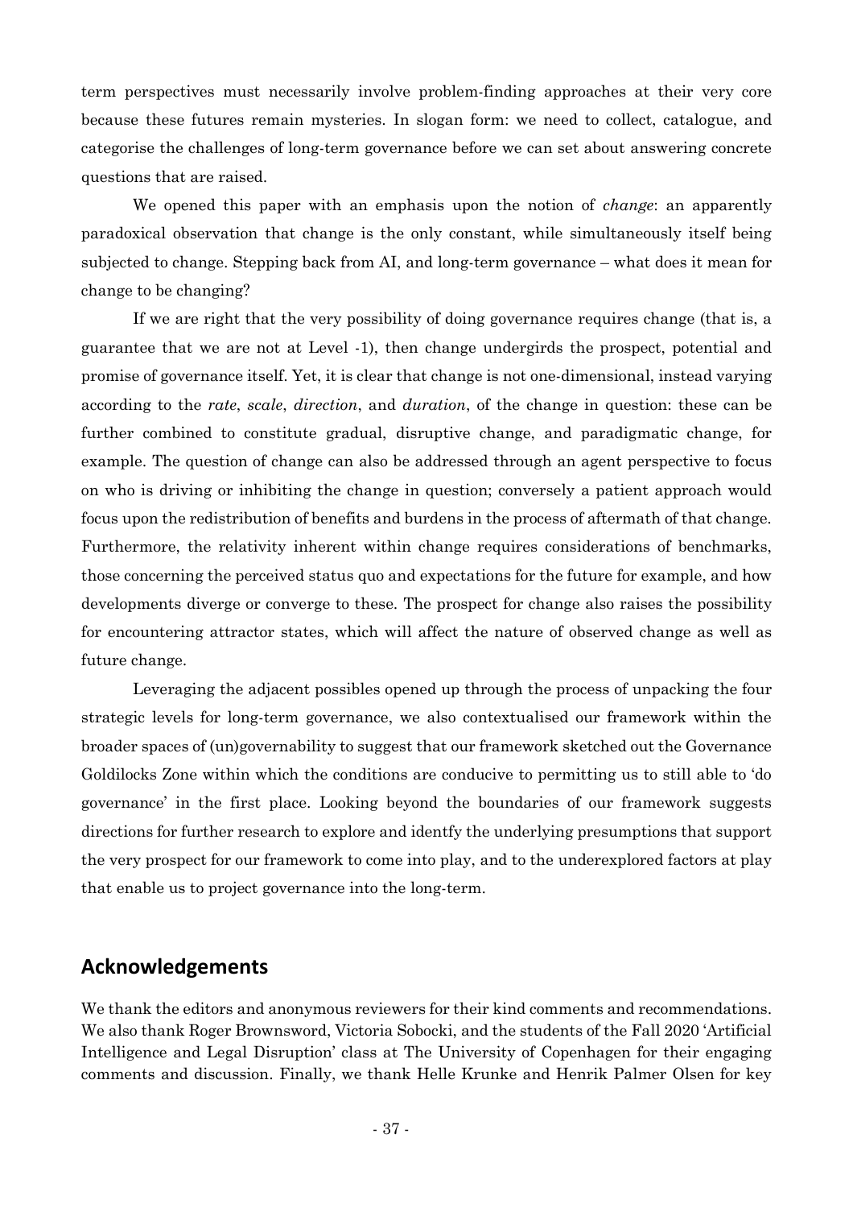term perspectives must necessarily involve problem-finding approaches at their very core because these futures remain mysteries. In slogan form: we need to collect, catalogue, and categorise the challenges of long-term governance before we can set about answering concrete questions that are raised.

We opened this paper with an emphasis upon the notion of *change*: an apparently paradoxical observation that change is the only constant, while simultaneously itself being subjected to change. Stepping back from AI, and long-term governance – what does it mean for change to be changing?

If we are right that the very possibility of doing governance requires change (that is, a guarantee that we are not at Level -1), then change undergirds the prospect, potential and promise of governance itself. Yet, it is clear that change is not one-dimensional, instead varying according to the *rate*, *scale*, *direction*, and *duration*, of the change in question: these can be further combined to constitute gradual, disruptive change, and paradigmatic change, for example. The question of change can also be addressed through an agent perspective to focus on who is driving or inhibiting the change in question; conversely a patient approach would focus upon the redistribution of benefits and burdens in the process of aftermath of that change. Furthermore, the relativity inherent within change requires considerations of benchmarks, those concerning the perceived status quo and expectations for the future for example, and how developments diverge or converge to these. The prospect for change also raises the possibility for encountering attractor states, which will affect the nature of observed change as well as future change.

Leveraging the adjacent possibles opened up through the process of unpacking the four strategic levels for long-term governance, we also contextualised our framework within the broader spaces of (un)governability to suggest that our framework sketched out the Governance Goldilocks Zone within which the conditions are conducive to permitting us to still able to 'do governance' in the first place. Looking beyond the boundaries of our framework suggests directions for further research to explore and identfy the underlying presumptions that support the very prospect for our framework to come into play, and to the underexplored factors at play that enable us to project governance into the long-term.

## Acknowledgements

We thank the editors and anonymous reviewers for their kind comments and recommendations. We also thank Roger Brownsword, Victoria Sobocki, and the students of the Fall 2020 'Artificial Intelligence and Legal Disruption' class at The University of Copenhagen for their engaging comments and discussion. Finally, we thank Helle Krunke and Henrik Palmer Olsen for key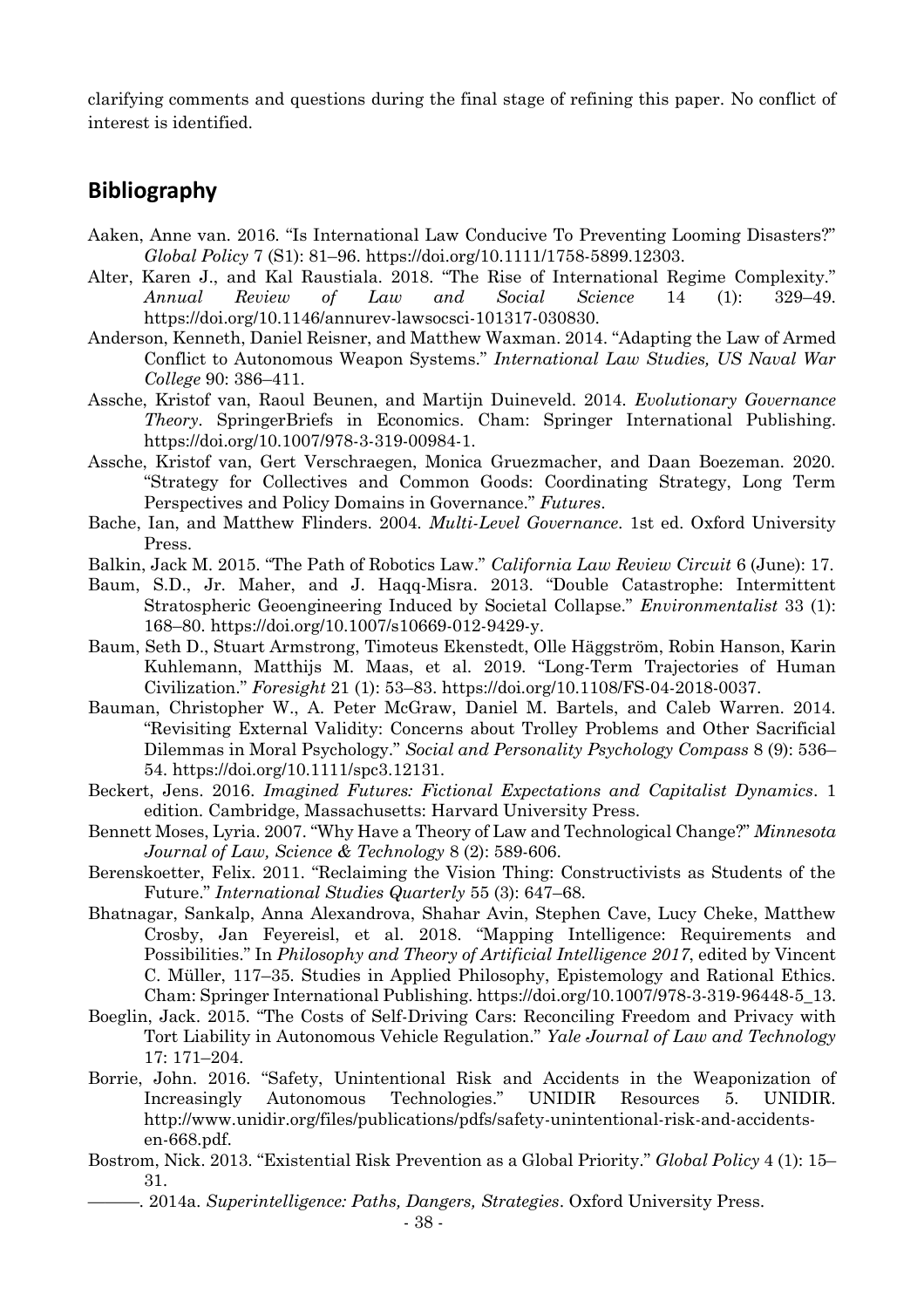clarifying comments and questions during the final stage of refining this paper. No conflict of interest is identified.

## Bibliography

Aaken, Anne van. 2016. "Is International Law Conducive To Preventing Looming Disasters?" *Global Policy* 7 (S1): 81–96. https://doi.org/10.1111/1758-5899.12303.

Alter, Karen J., and Kal Raustiala. 2018. "The Rise of International Regime Complexity." *Annual Review of Law and Social Science* 14 (1): 329–49. https://doi.org/10.1146/annurev-lawsocsci-101317-030830.

Anderson, Kenneth, Daniel Reisner, and Matthew Waxman. 2014. "Adapting the Law of Armed Conflict to Autonomous Weapon Systems." *International Law Studies, US Naval War College* 90: 386–411.

Assche, Kristof van, Raoul Beunen, and Martijn Duineveld. 2014. *Evolutionary Governance Theory*. SpringerBriefs in Economics. Cham: Springer International Publishing. https://doi.org/10.1007/978-3-319-00984-1.

Assche, Kristof van, Gert Verschraegen, Monica Gruezmacher, and Daan Boezeman. 2020. "Strategy for Collectives and Common Goods: Coordinating Strategy, Long Term Perspectives and Policy Domains in Governance." *Futures*.

Bache, Ian, and Matthew Flinders. 2004. *Multi-Level Governance*. 1st ed. Oxford University Press.

Balkin, Jack M. 2015. "The Path of Robotics Law." *California Law Review Circuit* 6 (June): 17.

Baum, S.D., Jr. Maher, and J. Haqq-Misra. 2013. "Double Catastrophe: Intermittent Stratospheric Geoengineering Induced by Societal Collapse." *Environmentalist* 33 (1): 168–80. https://doi.org/10.1007/s10669-012-9429-y.

Baum, Seth D., Stuart Armstrong, Timoteus Ekenstedt, Olle Häggström, Robin Hanson, Karin Kuhlemann, Matthijs M. Maas, et al. 2019. "Long-Term Trajectories of Human Civilization." *Foresight* 21 (1): 53–83. https://doi.org/10.1108/FS-04-2018-0037.

Bauman, Christopher W., A. Peter McGraw, Daniel M. Bartels, and Caleb Warren. 2014. "Revisiting External Validity: Concerns about Trolley Problems and Other Sacrificial Dilemmas in Moral Psychology." *Social and Personality Psychology Compass* 8 (9): 536–54. https://doi.org/10.1111/spc3.12131.

Beckert, Jens. 2016. *Imagined Futures: Fictional Expectations and Capitalist Dynamics*. 1 edition. Cambridge, Massachusetts: Harvard University Press.

Bennett Moses, Lyria. 2007. "Why Have a Theory of Law and Technological Change?" *Minnesota Journal of Law, Science & Technology* 8 (2): 589-606.

Berenskoetter, Felix. 2011. "Reclaiming the Vision Thing: Constructivists as Students of the Future." *International Studies Quarterly* 55 (3): 647–68.

Bhatnagar, Sankalp, Anna Alexandrova, Shahar Avin, Stephen Cave, Lucy Cheke, Matthew Crosby, Jan Feyereisl, et al. 2018. "Mapping Intelligence: Requirements and Possibilities." In *Philosophy and Theory of Artificial Intelligence 2017*, edited by Vincent C. Müller, 117–35. Studies in Applied Philosophy, Epistemology and Rational Ethics. Cham: Springer International Publishing. https://doi.org/10.1007/978-3-319-96448-5_13.

Boeglin, Jack. 2015. "The Costs of Self-Driving Cars: Reconciling Freedom and Privacy with Tort Liability in Autonomous Vehicle Regulation." *Yale Journal of Law and Technology* 17: 171–204.

Borrie, John. 2016. "Safety, Unintentional Risk and Accidents in the Weaponization of Increasingly Autonomous Technologies." UNIDIR Resources 5. UNIDIR. http://www.unidir.org/files/publications/pdfs/safety-unintentional-risk-and-accidents-en-668.pdf.

Bostrom, Nick. 2013. "Existential Risk Prevention as a Global Priority." *Global Policy* 4 (1): 15–31.

———. 2014a. *Superintelligence: Paths, Dangers, Strategies*. Oxford University Press.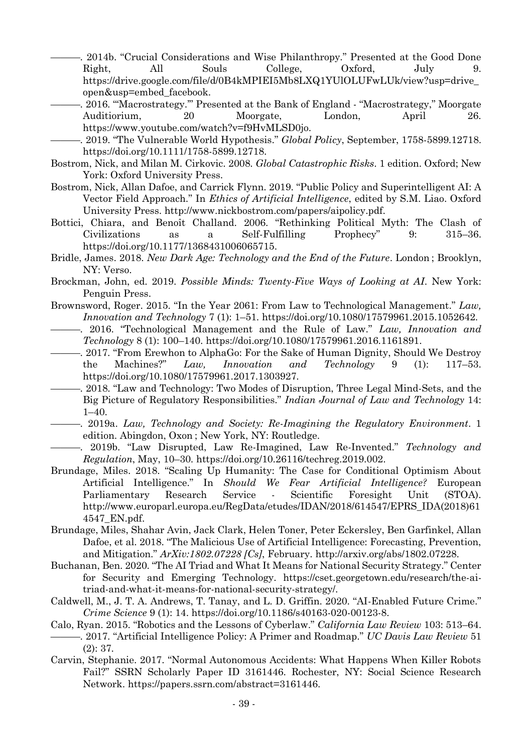———. 2014b. "Crucial Considerations and Wise Philanthropy." Presented at the Good Done Right, All Souls College, Oxford, July 9. https://drive.google.com/file/d/0B4kMPIEI5Mb8LXQ1YUlOLUFwLUk/view?usp=drive_open&usp=embed_facebook.

———. 2016. "'Macrostrategy.'" Presented at the Bank of England - "Macrostrategy," Moorgate Auditiorium, 20 Moorgate, London, April 26. https://www.youtube.com/watch?v=f9HvMLSD0jo.

———. 2019. "The Vulnerable World Hypothesis." *Global Policy*, September, 1758-5899.12718. https://doi.org/10.1111/1758-5899.12718.

Bostrom, Nick, and Milan M. Cirkovic. 2008. *Global Catastrophic Risks*. 1 edition. Oxford; New York: Oxford University Press.

Bostrom, Nick, Allan Dafoe, and Carrick Flynn. 2019. "Public Policy and Superintelligent AI: A Vector Field Approach." In *Ethics of Artificial Intelligence*, edited by S.M. Liao. Oxford University Press. http://www.nickbostrom.com/papers/aipolicy.pdf.

Bottici, Chiara, and Benoît Challand. 2006. "Rethinking Political Myth: The Clash of Civilizations as a Self-Fulfilling Prophecy" 9: 315–36. https://doi.org/10.1177/1368431006065715.

Bridle, James. 2018. *New Dark Age: Technology and the End of the Future*. London ; Brooklyn, NY: Verso.

Brockman, John, ed. 2019. *Possible Minds: Twenty-Five Ways of Looking at AI*. New York: Penguin Press.

Brownsword, Roger. 2015. "In the Year 2061: From Law to Technological Management." *Law, Innovation and Technology* 7 (1): 1–51. https://doi.org/10.1080/17579961.2015.1052642.

———. 2016. "Technological Management and the Rule of Law." *Law, Innovation and Technology* 8 (1): 100–140. https://doi.org/10.1080/17579961.2016.1161891.

———. 2017. "From Erewhon to AlphaGo: For the Sake of Human Dignity, Should We Destroy the Machines?" *Law, Innovation and Technology* 9 (1): 117–53. https://doi.org/10.1080/17579961.2017.1303927.

———. 2018. "Law and Technology: Two Modes of Disruption, Three Legal Mind-Sets, and the Big Picture of Regulatory Responsibilities." *Indian Journal of Law and Technology* 14: 1–40.

———. 2019a. *Law, Technology and Society: Re-Imagining the Regulatory Environment*. 1 edition. Abingdon, Oxon ; New York, NY: Routledge.

———. 2019b. "Law Disrupted, Law Re-Imagined, Law Re-Invented." *Technology and Regulation*, May, 10–30. https://doi.org/10.26116/techreg.2019.002.

Brundage, Miles. 2018. "Scaling Up Humanity: The Case for Conditional Optimism About Artificial Intelligence." In *Should We Fear Artificial Intelligence?* European Parliamentary Research Service - Scientific Foresight Unit (STOA). http://www.europarl.europa.eu/RegData/etudes/IDAN/2018/614547/EPRS_IDA(2018)614547_EN.pdf.

Brundage, Miles, Shahar Avin, Jack Clark, Helen Toner, Peter Eckersley, Ben Garfinkel, Allan Dafoe, et al. 2018. "The Malicious Use of Artificial Intelligence: Forecasting, Prevention, and Mitigation." *ArXiv:1802.07228 [Cs]*, February. http://arxiv.org/abs/1802.07228.

Buchanan, Ben. 2020. "The AI Triad and What It Means for National Security Strategy." Center for Security and Emerging Technology. https://cset.georgetown.edu/research/the-ai-triad-and-what-it-means-for-national-security-strategy/.

Caldwell, M., J. T. A. Andrews, T. Tanay, and L. D. Griffin. 2020. "AI-Enabled Future Crime." *Crime Science* 9 (1): 14. https://doi.org/10.1186/s40163-020-00123-8.

Calo, Ryan. 2015. "Robotics and the Lessons of Cyberlaw." *California Law Review* 103: 513–64.

———. 2017. "Artificial Intelligence Policy: A Primer and Roadmap." *UC Davis Law Review* 51 (2): 37.

Carvin, Stephanie. 2017. "Normal Autonomous Accidents: What Happens When Killer Robots Fail?" SSRN Scholarly Paper ID 3161446. Rochester, NY: Social Science Research Network. https://papers.ssrn.com/abstract=3161446.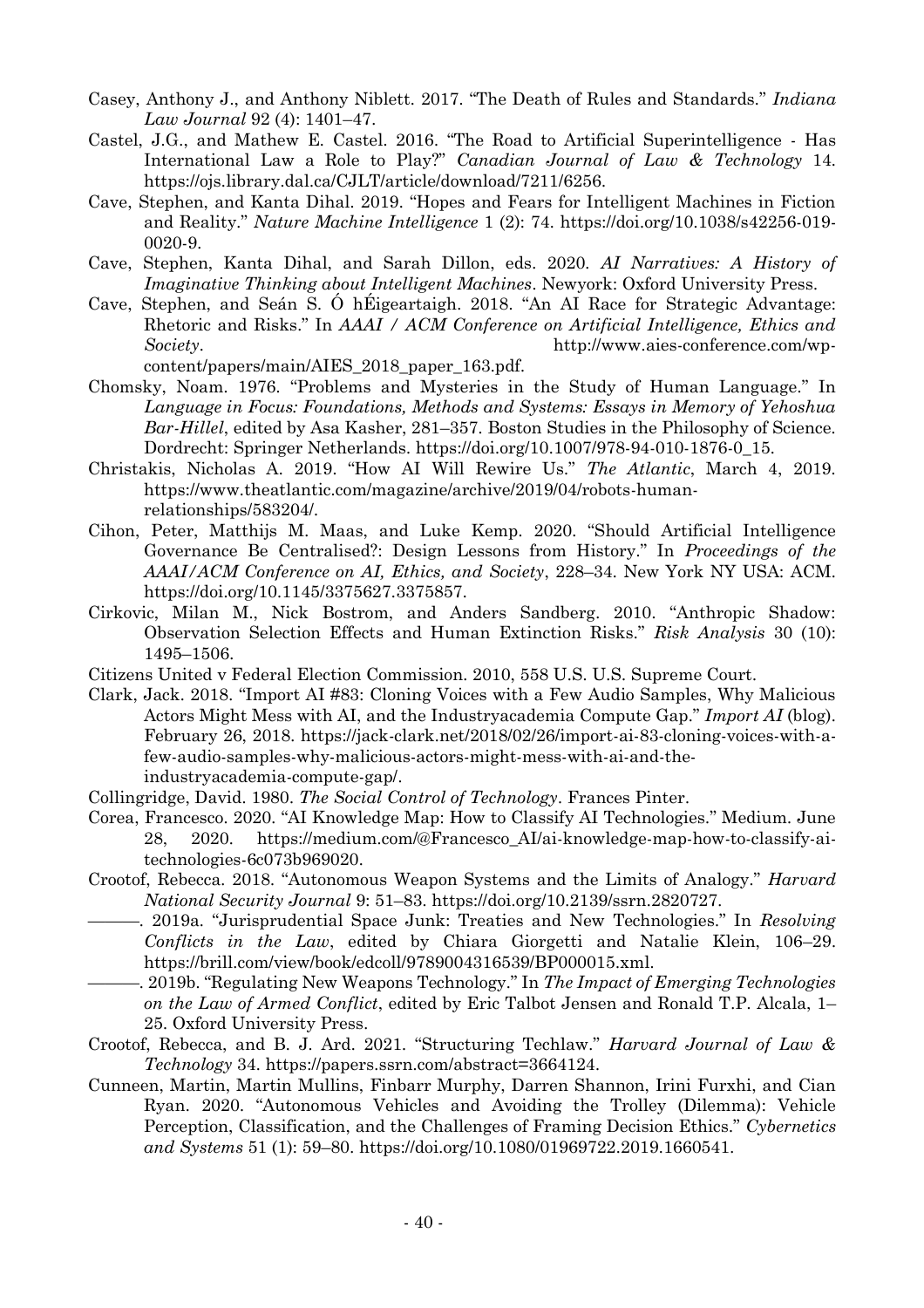Casey, Anthony J., and Anthony Niblett. 2017. "The Death of Rules and Standards." *Indiana Law Journal* 92 (4): 1401–47.

Castel, J.G., and Mathew E. Castel. 2016. "The Road to Artificial Superintelligence - Has International Law a Role to Play?" *Canadian Journal of Law & Technology* 14. https://ojs.library.dal.ca/CJLT/article/download/7211/6256.

Cave, Stephen, and Kanta Dihal. 2019. "Hopes and Fears for Intelligent Machines in Fiction and Reality." *Nature Machine Intelligence* 1 (2): 74. https://doi.org/10.1038/s42256-019-0020-9.

Cave, Stephen, Kanta Dihal, and Sarah Dillon, eds. 2020. *AI Narratives: A History of Imaginative Thinking about Intelligent Machines*. Newyork: Oxford University Press.

Cave, Stephen, and Seán S. Ó hÉigeartaigh. 2018. "An AI Race for Strategic Advantage: Rhetoric and Risks." In *AAAI / ACM Conference on Artificial Intelligence, Ethics and Society*. http://www.aies-conference.com/wp-content/papers/main/AIES_2018_paper_163.pdf.

Chomsky, Noam. 1976. "Problems and Mysteries in the Study of Human Language." In *Language in Focus: Foundations, Methods and Systems: Essays in Memory of Yehoshua Bar-Hillel*, edited by Asa Kasher, 281–357. Boston Studies in the Philosophy of Science. Dordrecht: Springer Netherlands. https://doi.org/10.1007/978-94-010-1876-0_15.

Christakis, Nicholas A. 2019. "How AI Will Rewire Us." *The Atlantic*, March 4, 2019. https://www.theatlantic.com/magazine/archive/2019/04/robots-human-relationships/583204/.

Cihon, Peter, Matthijs M. Maas, and Luke Kemp. 2020. "Should Artificial Intelligence Governance Be Centralised?: Design Lessons from History." In *Proceedings of the AAAI/ACM Conference on AI, Ethics, and Society*, 228–34. New York NY USA: ACM. https://doi.org/10.1145/3375627.3375857.

Cirkovic, Milan M., Nick Bostrom, and Anders Sandberg. 2010. "Anthropic Shadow: Observation Selection Effects and Human Extinction Risks." *Risk Analysis* 30 (10): 1495–1506.

Citizens United v Federal Election Commission. 2010, 558 U.S. U.S. Supreme Court.

Clark, Jack. 2018. "Import AI #83: Cloning Voices with a Few Audio Samples, Why Malicious Actors Might Mess with AI, and the Industryacademia Compute Gap." *Import AI* (blog). February 26, 2018. https://jack-clark.net/2018/02/26/import-ai-83-cloning-voices-with-a-few-audio-samples-why-malicious-actors-might-mess-with-ai-and-the-industryacademia-compute-gap/.

Collingridge, David. 1980. *The Social Control of Technology*. Frances Pinter.

Corea, Francesco. 2020. "AI Knowledge Map: How to Classify AI Technologies." Medium. June 28, 2020. https://medium.com/@Francesco_AI/ai-knowledge-map-how-to-classify-ai-technologies-6c073b969020.

Crootof, Rebecca. 2018. "Autonomous Weapon Systems and the Limits of Analogy." *Harvard National Security Journal* 9: 51–83. https://doi.org/10.2139/ssrn.2820727.

———. 2019a. "Jurisprudential Space Junk: Treaties and New Technologies." In *Resolving Conflicts in the Law*, edited by Chiara Giorgetti and Natalie Klein, 106–29. https://brill.com/view/book/edcoll/9789004316539/BP000015.xml.

———. 2019b. "Regulating New Weapons Technology." In *The Impact of Emerging Technologies on the Law of Armed Conflict*, edited by Eric Talbot Jensen and Ronald T.P. Alcala, 1–25. Oxford University Press.

Crootof, Rebecca, and B. J. Ard. 2021. "Structuring Techlaw." *Harvard Journal of Law & Technology* 34. https://papers.ssrn.com/abstract=3664124.

Cunneen, Martin, Martin Mullins, Finbarr Murphy, Darren Shannon, Irini Furxhi, and Cian Ryan. 2020. "Autonomous Vehicles and Avoiding the Trolley (Dilemma): Vehicle Perception, Classification, and the Challenges of Framing Decision Ethics." *Cybernetics and Systems* 51 (1): 59–80. https://doi.org/10.1080/01969722.2019.1660541.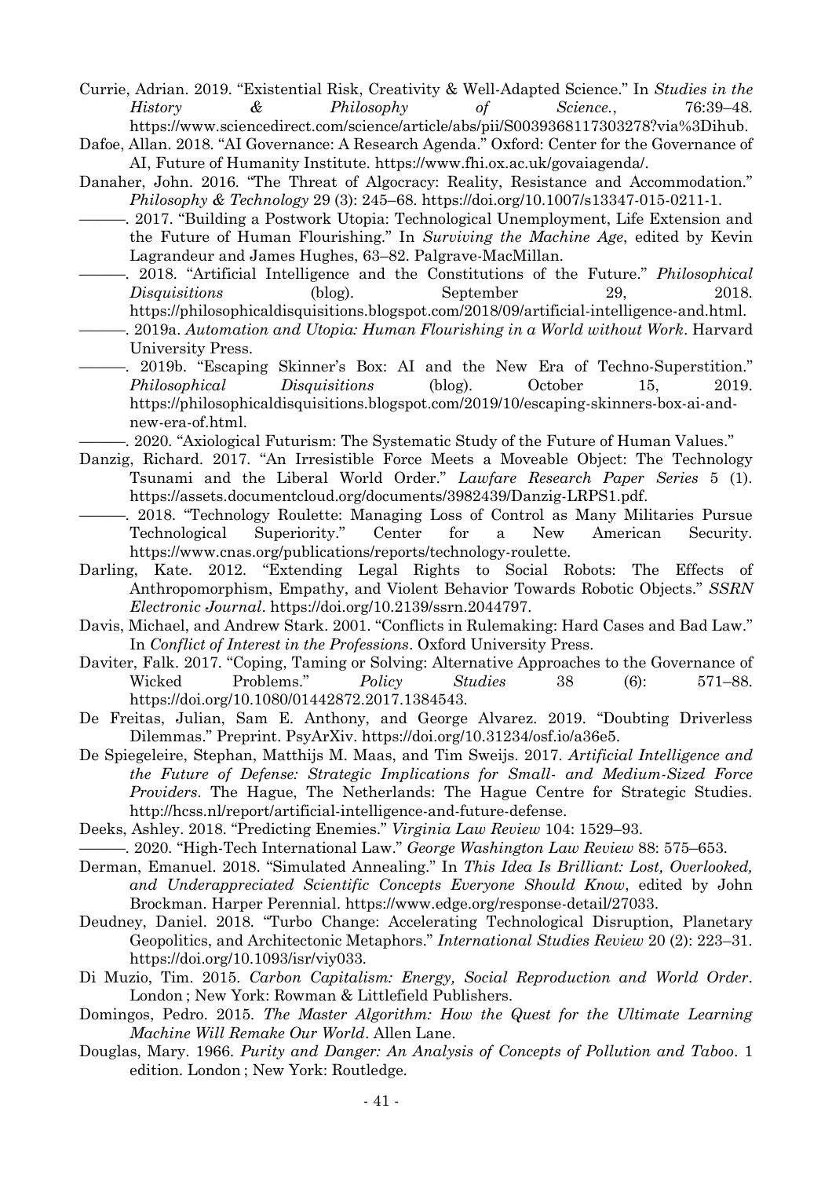Currie, Adrian. 2019. "Existential Risk, Creativity & Well-Adapted Science." In *Studies in the History & Philosophy of Science.*, 76:39–48. https://www.sciencedirect.com/science/article/abs/pii/S0039368117303278?via%3Dihub.

Dafoe, Allan. 2018. "AI Governance: A Research Agenda." Oxford: Center for the Governance of AI, Future of Humanity Institute. https://www.fhi.ox.ac.uk/govaiagenda/.

Danaher, John. 2016. "The Threat of Algocracy: Reality, Resistance and Accommodation." *Philosophy & Technology* 29 (3): 245–68. https://doi.org/10.1007/s13347-015-0211-1.

———. 2017. "Building a Postwork Utopia: Technological Unemployment, Life Extension and the Future of Human Flourishing." In *Surviving the Machine Age*, edited by Kevin Lagrandeur and James Hughes, 63–82. Palgrave-MacMillan.

———. 2018. "Artificial Intelligence and the Constitutions of the Future." *Philosophical Disquisitions* (blog). September 29, 2018. https://philosophicaldisquisitions.blogspot.com/2018/09/artificial-intelligence-and.html.

———. 2019a. *Automation and Utopia: Human Flourishing in a World without Work*. Harvard University Press.

———. 2019b. "Escaping Skinner's Box: AI and the New Era of Techno-Superstition." *Philosophical Disquisitions* (blog). October 15, 2019. https://philosophicaldisquisitions.blogspot.com/2019/10/escaping-skinners-box-ai-and-new-era-of.html.

———. 2020. "Axiological Futurism: The Systematic Study of the Future of Human Values."

Danzig, Richard. 2017. "An Irresistible Force Meets a Moveable Object: The Technology Tsunami and the Liberal World Order." *Lawfare Research Paper Series* 5 (1). https://assets.documentcloud.org/documents/3982439/Danzig-LRPS1.pdf.

———. 2018. "Technology Roulette: Managing Loss of Control as Many Militaries Pursue Technological Superiority." Center for a New American Security. https://www.cnas.org/publications/reports/technology-roulette.

Darling, Kate. 2012. "Extending Legal Rights to Social Robots: The Effects of Anthropomorphism, Empathy, and Violent Behavior Towards Robotic Objects." *SSRN Electronic Journal*. https://doi.org/10.2139/ssrn.2044797.

Davis, Michael, and Andrew Stark. 2001. "Conflicts in Rulemaking: Hard Cases and Bad Law." In *Conflict of Interest in the Professions*. Oxford University Press.

Daviter, Falk. 2017. "Coping, Taming or Solving: Alternative Approaches to the Governance of Wicked Problems." *Policy Studies* 38 (6): 571–88. https://doi.org/10.1080/01442872.2017.1384543.

De Freitas, Julian, Sam E. Anthony, and George Alvarez. 2019. "Doubting Driverless Dilemmas." Preprint. PsyArXiv. https://doi.org/10.31234/osf.io/a36e5.

De Spiegeleire, Stephan, Matthijs M. Maas, and Tim Sweijs. 2017. *Artificial Intelligence and the Future of Defense: Strategic Implications for Small- and Medium-Sized Force Providers*. The Hague, The Netherlands: The Hague Centre for Strategic Studies. http://hcss.nl/report/artificial-intelligence-and-future-defense.

Deeks, Ashley. 2018. "Predicting Enemies." *Virginia Law Review* 104: 1529–93.

———. 2020. "High-Tech International Law." *George Washington Law Review* 88: 575–653.

Derman, Emanuel. 2018. "Simulated Annealing." In *This Idea Is Brilliant: Lost, Overlooked, and Underappreciated Scientific Concepts Everyone Should Know*, edited by John Brockman. Harper Perennial. https://www.edge.org/response-detail/27033.

Deudney, Daniel. 2018. "Turbo Change: Accelerating Technological Disruption, Planetary Geopolitics, and Architectonic Metaphors." *International Studies Review* 20 (2): 223–31. https://doi.org/10.1093/isr/viy033.

Di Muzio, Tim. 2015. *Carbon Capitalism: Energy, Social Reproduction and World Order*. London ; New York: Rowman & Littlefield Publishers.

Domingos, Pedro. 2015. *The Master Algorithm: How the Quest for the Ultimate Learning Machine Will Remake Our World*. Allen Lane.

Douglas, Mary. 1966. *Purity and Danger: An Analysis of Concepts of Pollution and Taboo*. 1 edition. London ; New York: Routledge.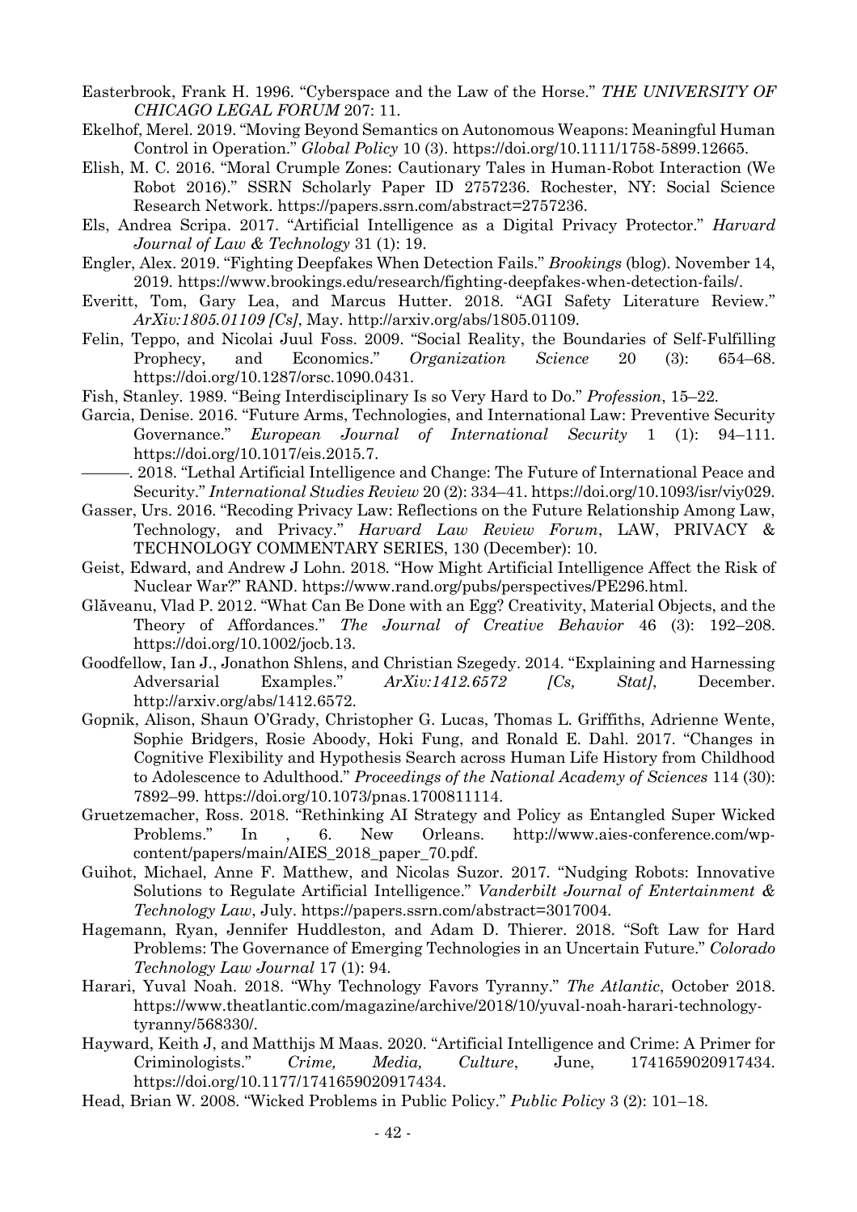Easterbrook, Frank H. 1996. "Cyberspace and the Law of the Horse." *THE UNIVERSITY OF CHICAGO LEGAL FORUM* 207: 11.

Ekelhof, Merel. 2019. "Moving Beyond Semantics on Autonomous Weapons: Meaningful Human Control in Operation." *Global Policy* 10 (3). https://doi.org/10.1111/1758-5899.12665.

Elish, M. C. 2016. "Moral Crumple Zones: Cautionary Tales in Human-Robot Interaction (We Robot 2016)." SSRN Scholarly Paper ID 2757236. Rochester, NY: Social Science Research Network. https://papers.ssrn.com/abstract=2757236.

Els, Andrea Scripa. 2017. "Artificial Intelligence as a Digital Privacy Protector." *Harvard Journal of Law & Technology* 31 (1): 19.

Engler, Alex. 2019. "Fighting Deepfakes When Detection Fails." *Brookings* (blog). November 14, 2019. https://www.brookings.edu/research/fighting-deepfakes-when-detection-fails/.

Everitt, Tom, Gary Lea, and Marcus Hutter. 2018. "AGI Safety Literature Review." *ArXiv:1805.01109 [Cs]*, May. http://arxiv.org/abs/1805.01109.

Felin, Teppo, and Nicolai Juul Foss. 2009. "Social Reality, the Boundaries of Self-Fulfilling Prophecy, and Economics." *Organization Science* 20 (3): 654–68. https://doi.org/10.1287/orsc.1090.0431.

Fish, Stanley. 1989. "Being Interdisciplinary Is so Very Hard to Do." *Profession*, 15–22.

Garcia, Denise. 2016. "Future Arms, Technologies, and International Law: Preventive Security Governance." *European Journal of International Security* 1 (1): 94–111. https://doi.org/10.1017/eis.2015.7.

———. 2018. "Lethal Artificial Intelligence and Change: The Future of International Peace and Security." *International Studies Review* 20 (2): 334–41. https://doi.org/10.1093/isr/viy029.

Gasser, Urs. 2016. "Recoding Privacy Law: Reflections on the Future Relationship Among Law, Technology, and Privacy." *Harvard Law Review Forum*, LAW, PRIVACY & TECHNOLOGY COMMENTARY SERIES, 130 (December): 10.

Geist, Edward, and Andrew J Lohn. 2018. "How Might Artificial Intelligence Affect the Risk of Nuclear War?" RAND. https://www.rand.org/pubs/perspectives/PE296.html.

Glăveanu, Vlad P. 2012. "What Can Be Done with an Egg? Creativity, Material Objects, and the Theory of Affordances." *The Journal of Creative Behavior* 46 (3): 192–208. https://doi.org/10.1002/jocb.13.

Goodfellow, Ian J., Jonathon Shlens, and Christian Szegedy. 2014. "Explaining and Harnessing Adversarial Examples." *ArXiv:1412.6572 [Cs, Stat]*, December. http://arxiv.org/abs/1412.6572.

Gopnik, Alison, Shaun O'Grady, Christopher G. Lucas, Thomas L. Griffiths, Adrienne Wente, Sophie Bridgers, Rosie Aboody, Hoki Fung, and Ronald E. Dahl. 2017. "Changes in Cognitive Flexibility and Hypothesis Search across Human Life History from Childhood to Adolescence to Adulthood." *Proceedings of the National Academy of Sciences* 114 (30): 7892–99. https://doi.org/10.1073/pnas.1700811114.

Gruetzemacher, Ross. 2018. "Rethinking AI Strategy and Policy as Entangled Super Wicked Problems." In , 6. New Orleans. http://www.aies-conference.com/wp-content/papers/main/AIES_2018_paper_70.pdf.

Guihot, Michael, Anne F. Matthew, and Nicolas Suzor. 2017. "Nudging Robots: Innovative Solutions to Regulate Artificial Intelligence." *Vanderbilt Journal of Entertainment & Technology Law*, July. https://papers.ssrn.com/abstract=3017004.

Hagemann, Ryan, Jennifer Huddleston, and Adam D. Thierer. 2018. "Soft Law for Hard Problems: The Governance of Emerging Technologies in an Uncertain Future." *Colorado Technology Law Journal* 17 (1): 94.

Harari, Yuval Noah. 2018. "Why Technology Favors Tyranny." *The Atlantic*, October 2018. https://www.theatlantic.com/magazine/archive/2018/10/yuval-noah-harari-technology-tyranny/568330/.

Hayward, Keith J, and Matthijs M Maas. 2020. "Artificial Intelligence and Crime: A Primer for Criminologists." *Crime, Media, Culture*, June, 1741659020917434. https://doi.org/10.1177/1741659020917434.

Head, Brian W. 2008. "Wicked Problems in Public Policy." *Public Policy* 3 (2): 101–18.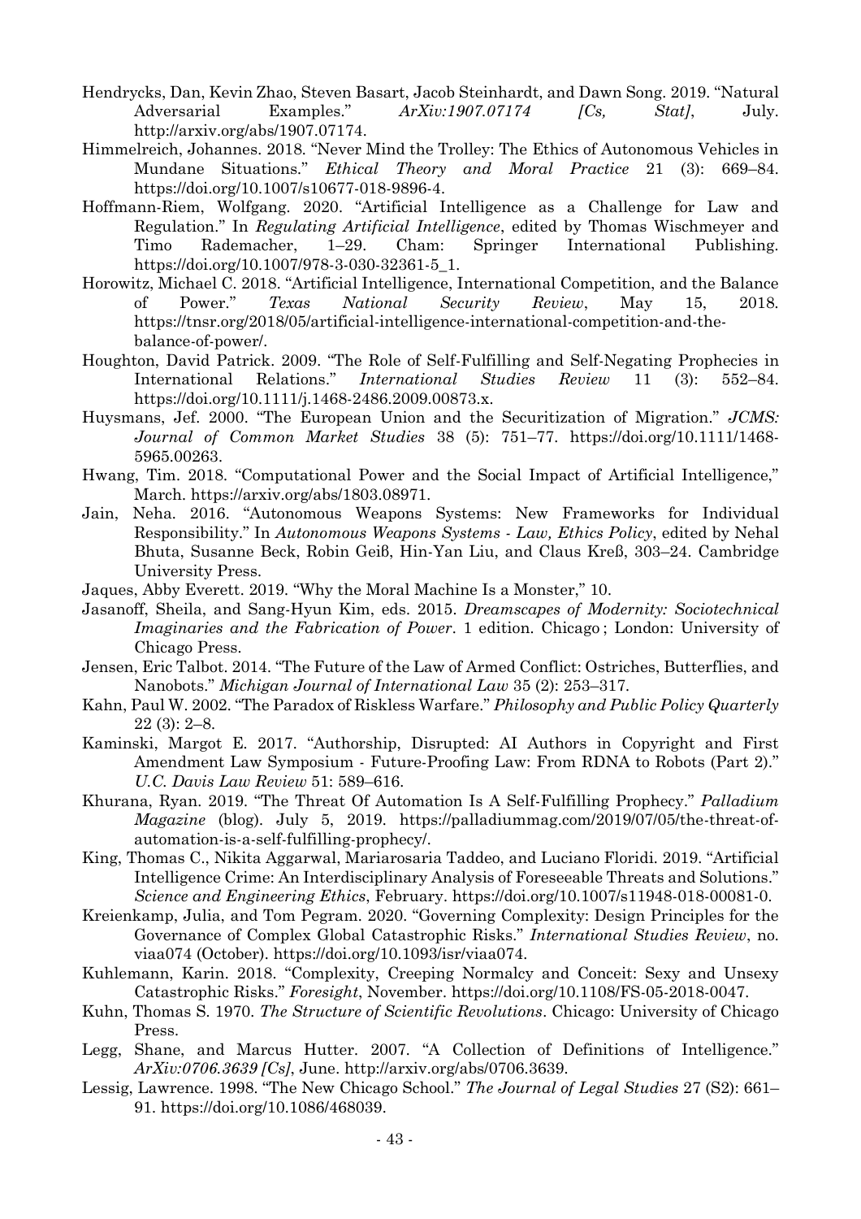Hendrycks, Dan, Kevin Zhao, Steven Basart, Jacob Steinhardt, and Dawn Song. 2019. "Natural Adversarial Examples." *ArXiv:1907.07174 [Cs, Stat]*, July. http://arxiv.org/abs/1907.07174.

Himmelreich, Johannes. 2018. "Never Mind the Trolley: The Ethics of Autonomous Vehicles in Mundane Situations." *Ethical Theory and Moral Practice* 21 (3): 669–84. https://doi.org/10.1007/s10677-018-9896-4.

Hoffmann-Riem, Wolfgang. 2020. "Artificial Intelligence as a Challenge for Law and Regulation." In *Regulating Artificial Intelligence*, edited by Thomas Wischmeyer and Timo Rademacher, 1–29. Cham: Springer International Publishing. https://doi.org/10.1007/978-3-030-32361-5_1.

Horowitz, Michael C. 2018. "Artificial Intelligence, International Competition, and the Balance of Power." *Texas National Security Review*, May 15, 2018. https://tnsr.org/2018/05/artificial-intelligence-international-competition-and-the-balance-of-power/.

Houghton, David Patrick. 2009. "The Role of Self-Fulfilling and Self-Negating Prophecies in International Relations." *International Studies Review* 11 (3): 552–84. https://doi.org/10.1111/j.1468-2486.2009.00873.x.

Huysmans, Jef. 2000. "The European Union and the Securitization of Migration." *JCMS: Journal of Common Market Studies* 38 (5): 751–77. https://doi.org/10.1111/1468-5965.00263.

Hwang, Tim. 2018. "Computational Power and the Social Impact of Artificial Intelligence," March. https://arxiv.org/abs/1803.08971.

Jain, Neha. 2016. "Autonomous Weapons Systems: New Frameworks for Individual Responsibility." In *Autonomous Weapons Systems - Law, Ethics Policy*, edited by Nehal Bhuta, Susanne Beck, Robin Geiß, Hin-Yan Liu, and Claus Kreß, 303–24. Cambridge University Press.

Jaques, Abby Everett. 2019. "Why the Moral Machine Is a Monster," 10.

Jasanoff, Sheila, and Sang-Hyun Kim, eds. 2015. *Dreamscapes of Modernity: Sociotechnical Imaginaries and the Fabrication of Power*. 1 edition. Chicago ; London: University of Chicago Press.

Jensen, Eric Talbot. 2014. "The Future of the Law of Armed Conflict: Ostriches, Butterflies, and Nanobots." *Michigan Journal of International Law* 35 (2): 253–317.

Kahn, Paul W. 2002. "The Paradox of Riskless Warfare." *Philosophy and Public Policy Quarterly* 22 (3): 2–8.

Kaminski, Margot E. 2017. "Authorship, Disrupted: AI Authors in Copyright and First Amendment Law Symposium - Future-Proofing Law: From RDNA to Robots (Part 2)." *U.C. Davis Law Review* 51: 589–616.

Khurana, Ryan. 2019. "The Threat Of Automation Is A Self-Fulfilling Prophecy." *Palladium Magazine* (blog). July 5, 2019. https://palladiummag.com/2019/07/05/the-threat-of-automation-is-a-self-fulfilling-prophecy/.

King, Thomas C., Nikita Aggarwal, Mariarosaria Taddeo, and Luciano Floridi. 2019. "Artificial Intelligence Crime: An Interdisciplinary Analysis of Foreseeable Threats and Solutions." *Science and Engineering Ethics*, February. https://doi.org/10.1007/s11948-018-00081-0.

Kreienkamp, Julia, and Tom Pegram. 2020. "Governing Complexity: Design Principles for the Governance of Complex Global Catastrophic Risks." *International Studies Review*, no. viaa074 (October). https://doi.org/10.1093/isr/viaa074.

Kuhlemann, Karin. 2018. "Complexity, Creeping Normalcy and Conceit: Sexy and Unsexy Catastrophic Risks." *Foresight*, November. https://doi.org/10.1108/FS-05-2018-0047.

Kuhn, Thomas S. 1970. *The Structure of Scientific Revolutions*. Chicago: University of Chicago Press.

Legg, Shane, and Marcus Hutter. 2007. "A Collection of Definitions of Intelligence." *ArXiv:0706.3639 [Cs]*, June. http://arxiv.org/abs/0706.3639.

Lessig, Lawrence. 1998. "The New Chicago School." *The Journal of Legal Studies* 27 (S2): 661–91. https://doi.org/10.1086/468039.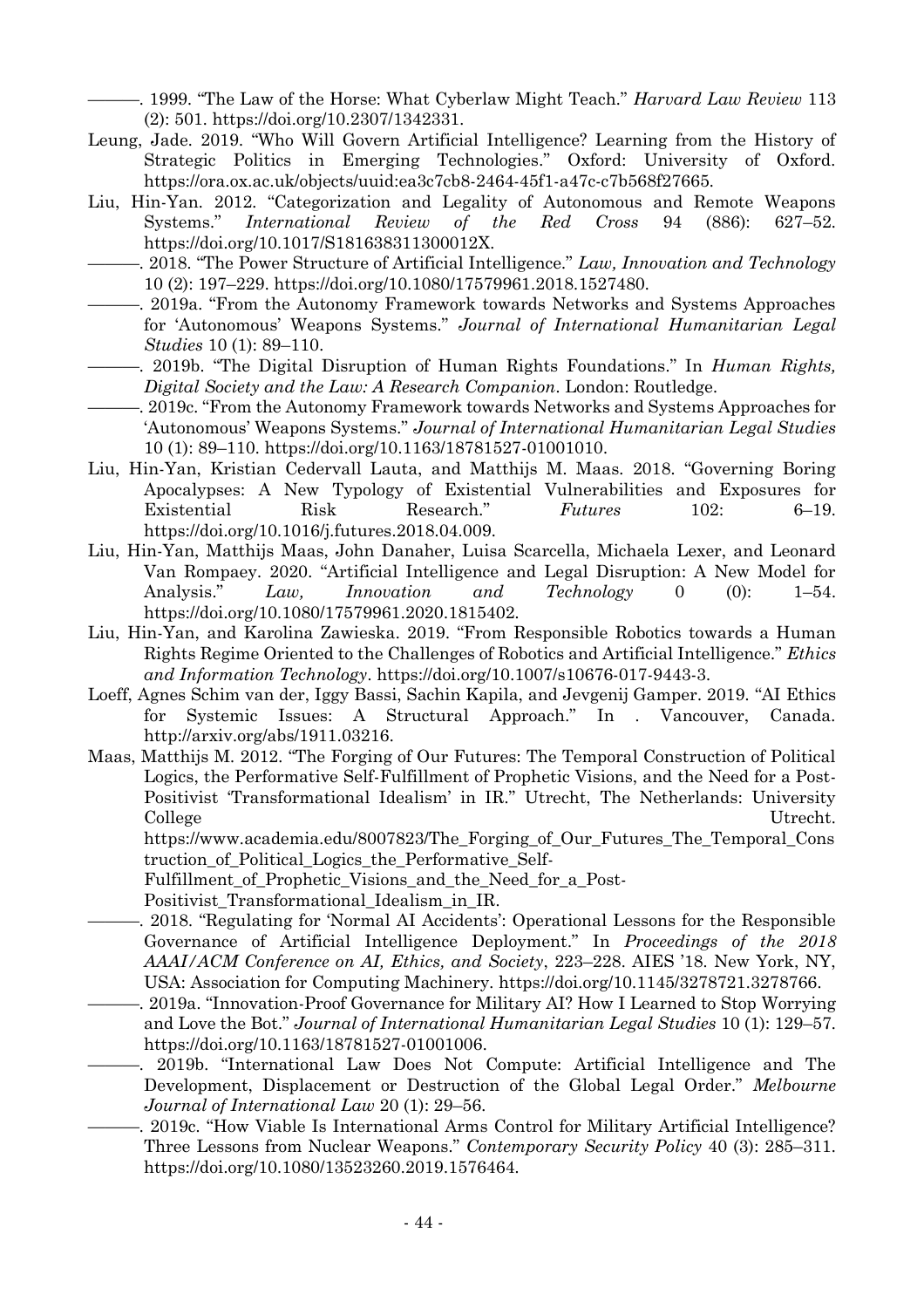———. 1999. "The Law of the Horse: What Cyberlaw Might Teach." *Harvard Law Review* 113 (2): 501. https://doi.org/10.2307/1342331.

Leung, Jade. 2019. "Who Will Govern Artificial Intelligence? Learning from the History of Strategic Politics in Emerging Technologies." Oxford: University of Oxford. https://ora.ox.ac.uk/objects/uuid:ea3c7cb8-2464-45f1-a47c-c7b568f27665.

Liu, Hin-Yan. 2012. "Categorization and Legality of Autonomous and Remote Weapons Systems." *International Review of the Red Cross* 94 (886): 627–52. https://doi.org/10.1017/S181638311300012X.

———. 2018. "The Power Structure of Artificial Intelligence." *Law, Innovation and Technology* 10 (2): 197–229. https://doi.org/10.1080/17579961.2018.1527480.

———. 2019a. "From the Autonomy Framework towards Networks and Systems Approaches for 'Autonomous' Weapons Systems." *Journal of International Humanitarian Legal Studies* 10 (1): 89–110.

———. 2019b. "The Digital Disruption of Human Rights Foundations." In *Human Rights, Digital Society and the Law: A Research Companion*. London: Routledge.

———. 2019c. "From the Autonomy Framework towards Networks and Systems Approaches for 'Autonomous' Weapons Systems." *Journal of International Humanitarian Legal Studies* 10 (1): 89–110. https://doi.org/10.1163/18781527-01001010.

Liu, Hin-Yan, Kristian Cedervall Lauta, and Matthijs M. Maas. 2018. "Governing Boring Apocalypses: A New Typology of Existential Vulnerabilities and Exposures for Existential Risk Research." *Futures* 102: 6–19. https://doi.org/10.1016/j.futures.2018.04.009.

Liu, Hin-Yan, Matthijs Maas, John Danaher, Luisa Scarcella, Michaela Lexer, and Leonard Van Rompaey. 2020. "Artificial Intelligence and Legal Disruption: A New Model for Analysis." *Law, Innovation and Technology* 0 (0): 1–54. https://doi.org/10.1080/17579961.2020.1815402.

Liu, Hin-Yan, and Karolina Zawieska. 2019. "From Responsible Robotics towards a Human Rights Regime Oriented to the Challenges of Robotics and Artificial Intelligence." *Ethics and Information Technology*. https://doi.org/10.1007/s10676-017-9443-3.

Loeff, Agnes Schim van der, Iggy Bassi, Sachin Kapila, and Jevgenij Gamper. 2019. "AI Ethics for Systemic Issues: A Structural Approach." In . Vancouver, Canada. http://arxiv.org/abs/1911.03216.

Maas, Matthijs M. 2012. "The Forging of Our Futures: The Temporal Construction of Political Logics, the Performative Self-Fulfillment of Prophetic Visions, and the Need for a Post-Positivist 'Transformational Idealism' in IR." Utrecht, The Netherlands: University College Utrecht. https://www.academia.edu/8007823/The_Forging_of_Our_Futures_The_Temporal_Construction_of_Political_Logics_the_Performative_Self-Fulfillment_of_Prophetic_Visions_and_the_Need_for_a_Post-Positivist_Transformational_Idealism_in_IR.

———. 2018. "Regulating for 'Normal AI Accidents': Operational Lessons for the Responsible Governance of Artificial Intelligence Deployment." In *Proceedings of the 2018 AAAI/ACM Conference on AI, Ethics, and Society*, 223–228. AIES '18. New York, NY, USA: Association for Computing Machinery. https://doi.org/10.1145/3278721.3278766.

———. 2019a. "Innovation-Proof Governance for Military AI? How I Learned to Stop Worrying and Love the Bot." *Journal of International Humanitarian Legal Studies* 10 (1): 129–57. https://doi.org/10.1163/18781527-01001006.

———. 2019b. "International Law Does Not Compute: Artificial Intelligence and The Development, Displacement or Destruction of the Global Legal Order." *Melbourne Journal of International Law* 20 (1): 29–56.

———. 2019c. "How Viable Is International Arms Control for Military Artificial Intelligence? Three Lessons from Nuclear Weapons." *Contemporary Security Policy* 40 (3): 285–311. https://doi.org/10.1080/13523260.2019.1576464.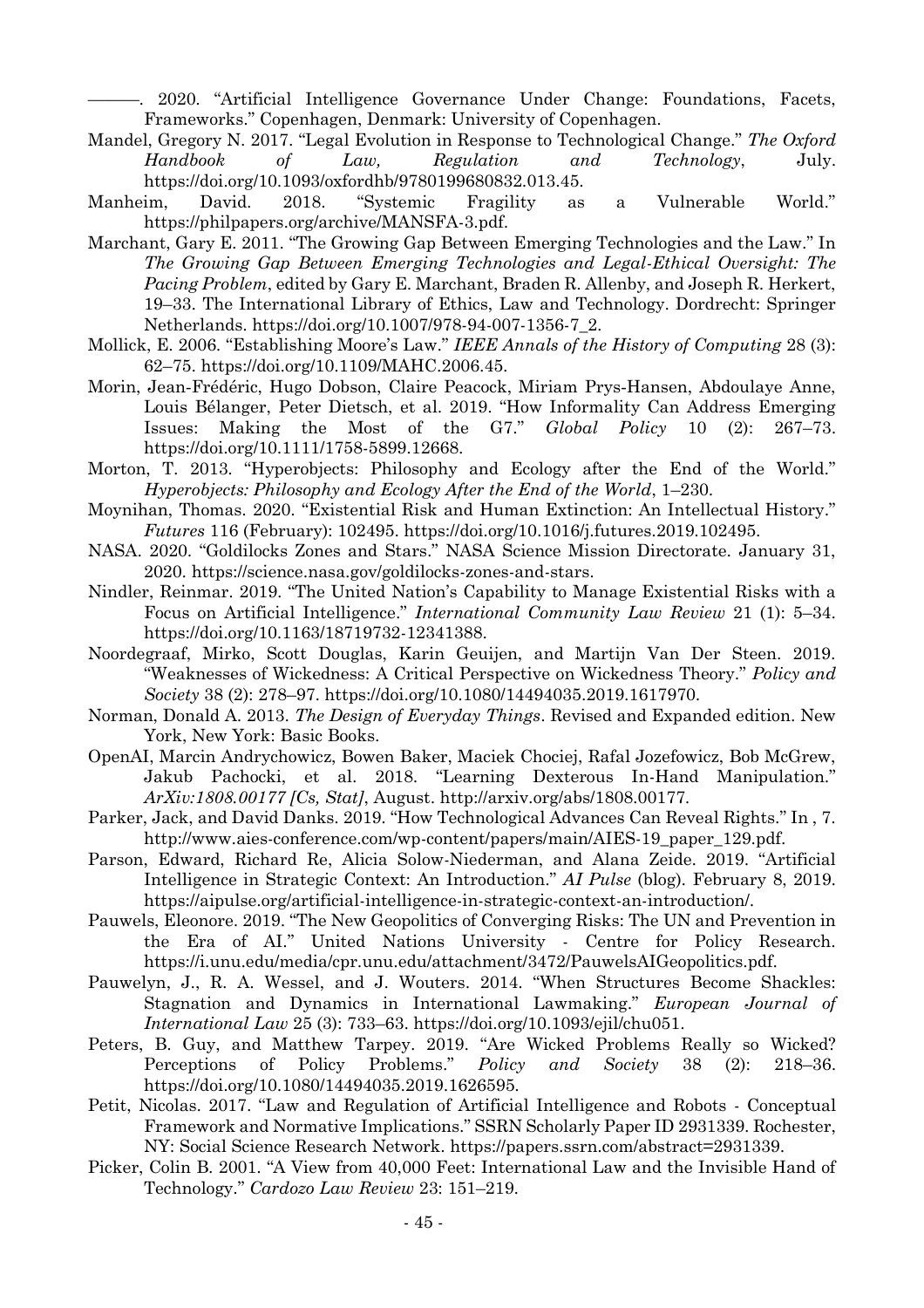———. 2020. "Artificial Intelligence Governance Under Change: Foundations, Facets, Frameworks." Copenhagen, Denmark: University of Copenhagen.

Mandel, Gregory N. 2017. "Legal Evolution in Response to Technological Change." *The Oxford Handbook of Law, Regulation and Technology*, July. https://doi.org/10.1093/oxfordhb/9780199680832.013.45.

Manheim, David. 2018. "Systemic Fragility as a Vulnerable World." https://philpapers.org/archive/MANSFA-3.pdf.

Marchant, Gary E. 2011. "The Growing Gap Between Emerging Technologies and the Law." In *The Growing Gap Between Emerging Technologies and Legal-Ethical Oversight: The Pacing Problem*, edited by Gary E. Marchant, Braden R. Allenby, and Joseph R. Herkert, 19–33. The International Library of Ethics, Law and Technology. Dordrecht: Springer Netherlands. https://doi.org/10.1007/978-94-007-1356-7_2.

Mollick, E. 2006. "Establishing Moore's Law." *IEEE Annals of the History of Computing* 28 (3): 62–75. https://doi.org/10.1109/MAHC.2006.45.

Morin, Jean-Frédéric, Hugo Dobson, Claire Peacock, Miriam Prys-Hansen, Abdoulaye Anne, Louis Bélanger, Peter Dietsch, et al. 2019. "How Informality Can Address Emerging Issues: Making the Most of the G7." *Global Policy* 10 (2): 267–73. https://doi.org/10.1111/1758-5899.12668.

Morton, T. 2013. "Hyperobjects: Philosophy and Ecology after the End of the World." *Hyperobjects: Philosophy and Ecology After the End of the World*, 1–230.

Moynihan, Thomas. 2020. "Existential Risk and Human Extinction: An Intellectual History." *Futures* 116 (February): 102495. https://doi.org/10.1016/j.futures.2019.102495.

NASA. 2020. "Goldilocks Zones and Stars." NASA Science Mission Directorate. January 31, 2020. https://science.nasa.gov/goldilocks-zones-and-stars.

Nindler, Reinmar. 2019. "The United Nation's Capability to Manage Existential Risks with a Focus on Artificial Intelligence." *International Community Law Review* 21 (1): 5–34. https://doi.org/10.1163/18719732-12341388.

Noordegraaf, Mirko, Scott Douglas, Karin Geuijen, and Martijn Van Der Steen. 2019. "Weaknesses of Wickedness: A Critical Perspective on Wickedness Theory." *Policy and Society* 38 (2): 278–97. https://doi.org/10.1080/14494035.2019.1617970.

Norman, Donald A. 2013. *The Design of Everyday Things*. Revised and Expanded edition. New York, New York: Basic Books.

OpenAI, Marcin Andrychowicz, Bowen Baker, Maciek Chociej, Rafal Jozefowicz, Bob McGrew, Jakub Pachocki, et al. 2018. "Learning Dexterous In-Hand Manipulation." *ArXiv:1808.00177 [Cs, Stat]*, August. http://arxiv.org/abs/1808.00177.

Parker, Jack, and David Danks. 2019. "How Technological Advances Can Reveal Rights." In , 7. http://www.aies-conference.com/wp-content/papers/main/AIES-19_paper_129.pdf.

Parson, Edward, Richard Re, Alicia Solow-Niederman, and Alana Zeide. 2019. "Artificial Intelligence in Strategic Context: An Introduction." *AI Pulse* (blog). February 8, 2019. https://aipulse.org/artificial-intelligence-in-strategic-context-an-introduction/.

Pauwels, Eleonore. 2019. "The New Geopolitics of Converging Risks: The UN and Prevention in the Era of AI." United Nations University - Centre for Policy Research. https://i.unu.edu/media/cpr.unu.edu/attachment/3472/PauwelsAIGeopolitics.pdf.

Pauwelyn, J., R. A. Wessel, and J. Wouters. 2014. "When Structures Become Shackles: Stagnation and Dynamics in International Lawmaking." *European Journal of International Law* 25 (3): 733–63. https://doi.org/10.1093/ejil/chu051.

Peters, B. Guy, and Matthew Tarpey. 2019. "Are Wicked Problems Really so Wicked? Perceptions of Policy Problems." *Policy and Society* 38 (2): 218–36. https://doi.org/10.1080/14494035.2019.1626595.

Petit, Nicolas. 2017. "Law and Regulation of Artificial Intelligence and Robots - Conceptual Framework and Normative Implications." SSRN Scholarly Paper ID 2931339. Rochester, NY: Social Science Research Network. https://papers.ssrn.com/abstract=2931339.

Picker, Colin B. 2001. "A View from 40,000 Feet: International Law and the Invisible Hand of Technology." *Cardozo Law Review* 23: 151–219.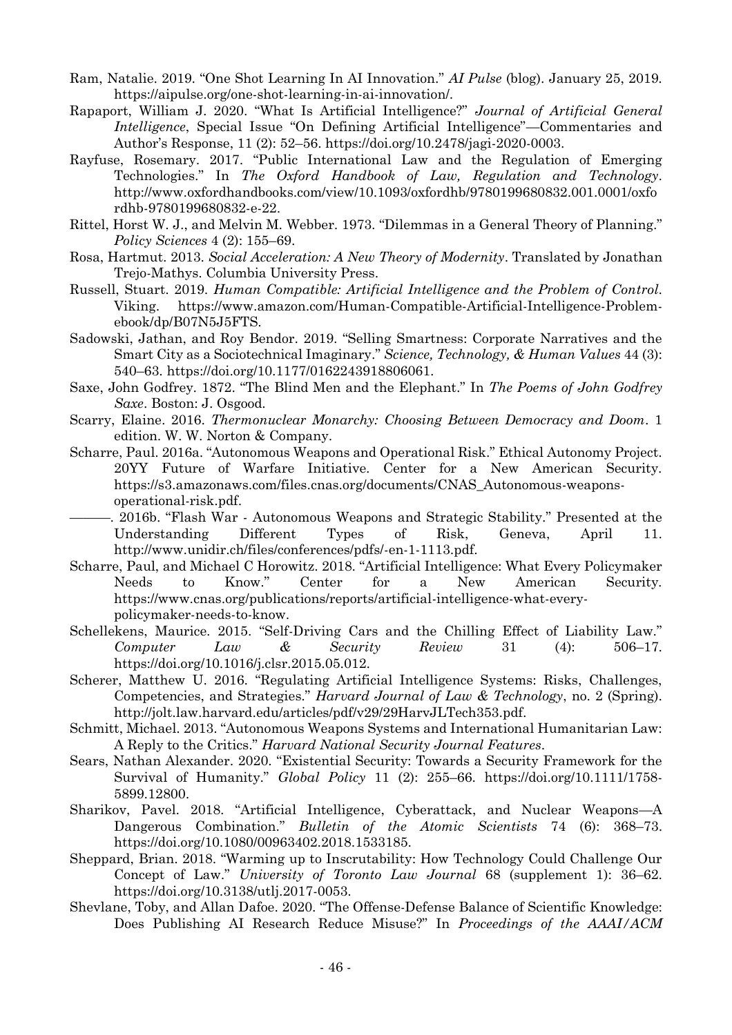Ram, Natalie. 2019. "One Shot Learning In AI Innovation." *AI Pulse* (blog). January 25, 2019. https://aipulse.org/one-shot-learning-in-ai-innovation/.

Rapaport, William J. 2020. "What Is Artificial Intelligence?" *Journal of Artificial General Intelligence*, Special Issue "On Defining Artificial Intelligence"—Commentaries and Author's Response, 11 (2): 52–56. https://doi.org/10.2478/jagi-2020-0003.

Rayfuse, Rosemary. 2017. "Public International Law and the Regulation of Emerging Technologies." In *The Oxford Handbook of Law, Regulation and Technology*. http://www.oxfordhandbooks.com/view/10.1093/oxfordhb/9780199680832.001.0001/oxfordhb-9780199680832-e-22.

Rittel, Horst W. J., and Melvin M. Webber. 1973. "Dilemmas in a General Theory of Planning." *Policy Sciences* 4 (2): 155–69.

Rosa, Hartmut. 2013. *Social Acceleration: A New Theory of Modernity*. Translated by Jonathan Trejo-Mathys. Columbia University Press.

Russell, Stuart. 2019. *Human Compatible: Artificial Intelligence and the Problem of Control*. Viking. https://www.amazon.com/Human-Compatible-Artificial-Intelligence-Problem-ebook/dp/B07N5J5FTS.

Sadowski, Jathan, and Roy Bendor. 2019. "Selling Smartness: Corporate Narratives and the Smart City as a Sociotechnical Imaginary." *Science, Technology, & Human Values* 44 (3): 540–63. https://doi.org/10.1177/0162243918806061.

Saxe, John Godfrey. 1872. "The Blind Men and the Elephant." In *The Poems of John Godfrey Saxe*. Boston: J. Osgood.

Scarry, Elaine. 2016. *Thermonuclear Monarchy: Choosing Between Democracy and Doom*. 1 edition. W. W. Norton & Company.

Scharre, Paul. 2016a. "Autonomous Weapons and Operational Risk." Ethical Autonomy Project. 20YY Future of Warfare Initiative. Center for a New American Security. https://s3.amazonaws.com/files.cnas.org/documents/CNAS_Autonomous-weapons-operational-risk.pdf.

———. 2016b. "Flash War - Autonomous Weapons and Strategic Stability." Presented at the Understanding Different Types of Risk, Geneva, April 11. http://www.unidir.ch/files/conferences/pdfs/-en-1-1113.pdf.

Scharre, Paul, and Michael C Horowitz. 2018. "Artificial Intelligence: What Every Policymaker Needs to Know." Center for a New American Security. https://www.cnas.org/publications/reports/artificial-intelligence-what-every-policymaker-needs-to-know.

Schellekens, Maurice. 2015. "Self-Driving Cars and the Chilling Effect of Liability Law." *Computer Law & Security Review* 31 (4): 506–17. https://doi.org/10.1016/j.clsr.2015.05.012.

Scherer, Matthew U. 2016. "Regulating Artificial Intelligence Systems: Risks, Challenges, Competencies, and Strategies." *Harvard Journal of Law & Technology*, no. 2 (Spring). http://jolt.law.harvard.edu/articles/pdf/v29/29HarvJLTech353.pdf.

Schmitt, Michael. 2013. "Autonomous Weapons Systems and International Humanitarian Law: A Reply to the Critics." *Harvard National Security Journal Features*.

Sears, Nathan Alexander. 2020. "Existential Security: Towards a Security Framework for the Survival of Humanity." *Global Policy* 11 (2): 255–66. https://doi.org/10.1111/1758-5899.12800.

Sharikov, Pavel. 2018. "Artificial Intelligence, Cyberattack, and Nuclear Weapons—A Dangerous Combination." *Bulletin of the Atomic Scientists* 74 (6): 368–73. https://doi.org/10.1080/00963402.2018.1533185.

Sheppard, Brian. 2018. "Warming up to Inscrutability: How Technology Could Challenge Our Concept of Law." *University of Toronto Law Journal* 68 (supplement 1): 36–62. https://doi.org/10.3138/utlj.2017-0053.

Shevlane, Toby, and Allan Dafoe. 2020. "The Offense-Defense Balance of Scientific Knowledge: Does Publishing AI Research Reduce Misuse?" In *Proceedings of the AAAI/ACM*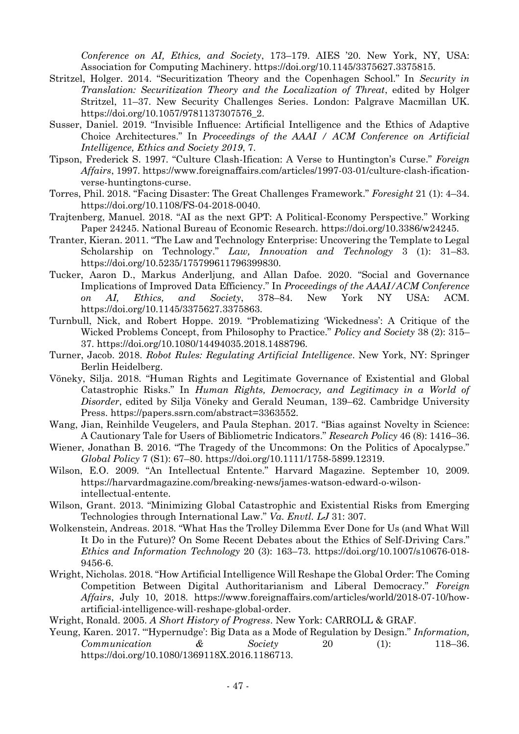*Conference on AI, Ethics, and Society*, 173–179. AIES '20. New York, NY, USA: Association for Computing Machinery. https://doi.org/10.1145/3375627.3375815.

Stritzel, Holger. 2014. "Securitization Theory and the Copenhagen School." In *Security in Translation: Securitization Theory and the Localization of Threat*, edited by Holger Stritzel, 11–37. New Security Challenges Series. London: Palgrave Macmillan UK. https://doi.org/10.1057/9781137307576_2.

Susser, Daniel. 2019. "Invisible Influence: Artificial Intelligence and the Ethics of Adaptive Choice Architectures." In *Proceedings of the AAAI / ACM Conference on Artificial Intelligence, Ethics and Society 2019*, 7.

Tipson, Frederick S. 1997. "Culture Clash-Ification: A Verse to Huntington's Curse." *Foreign Affairs*, 1997. https://www.foreignaffairs.com/articles/1997-03-01/culture-clash-ification-verse-huntingtons-curse.

Torres, Phil. 2018. "Facing Disaster: The Great Challenges Framework." *Foresight* 21 (1): 4–34. https://doi.org/10.1108/FS-04-2018-0040.

Trajtenberg, Manuel. 2018. "AI as the next GPT: A Political-Economy Perspective." Working Paper 24245. National Bureau of Economic Research. https://doi.org/10.3386/w24245.

Tranter, Kieran. 2011. "The Law and Technology Enterprise: Uncovering the Template to Legal Scholarship on Technology." *Law, Innovation and Technology* 3 (1): 31–83. https://doi.org/10.5235/175799611796399830.

Tucker, Aaron D., Markus Anderljung, and Allan Dafoe. 2020. "Social and Governance Implications of Improved Data Efficiency." In *Proceedings of the AAAI/ACM Conference on AI, Ethics, and Society*, 378–84. New York NY USA: ACM. https://doi.org/10.1145/3375627.3375863.

Turnbull, Nick, and Robert Hoppe. 2019. "Problematizing 'Wickedness': A Critique of the Wicked Problems Concept, from Philosophy to Practice." *Policy and Society* 38 (2): 315–37. https://doi.org/10.1080/14494035.2018.1488796.

Turner, Jacob. 2018. *Robot Rules: Regulating Artificial Intelligence*. New York, NY: Springer Berlin Heidelberg.

Vöneky, Silja. 2018. "Human Rights and Legitimate Governance of Existential and Global Catastrophic Risks." In *Human Rights, Democracy, and Legitimacy in a World of Disorder*, edited by Silja Vöneky and Gerald Neuman, 139–62. Cambridge University Press. https://papers.ssrn.com/abstract=3363552.

Wang, Jian, Reinhilde Veugelers, and Paula Stephan. 2017. "Bias against Novelty in Science: A Cautionary Tale for Users of Bibliometric Indicators." *Research Policy* 46 (8): 1416–36.

Wiener, Jonathan B. 2016. "The Tragedy of the Uncommons: On the Politics of Apocalypse." *Global Policy* 7 (S1): 67–80. https://doi.org/10.1111/1758-5899.12319.

Wilson, E.O. 2009. "An Intellectual Entente." Harvard Magazine. September 10, 2009. https://harvardmagazine.com/breaking-news/james-watson-edward-o-wilson-intellectual-entente.

Wilson, Grant. 2013. "Minimizing Global Catastrophic and Existential Risks from Emerging Technologies through International Law." *Va. Envtl. LJ* 31: 307.

Wolkenstein, Andreas. 2018. "What Has the Trolley Dilemma Ever Done for Us (and What Will It Do in the Future)? On Some Recent Debates about the Ethics of Self-Driving Cars." *Ethics and Information Technology* 20 (3): 163–73. https://doi.org/10.1007/s10676-018-9456-6.

Wright, Nicholas. 2018. "How Artificial Intelligence Will Reshape the Global Order: The Coming Competition Between Digital Authoritarianism and Liberal Democracy." *Foreign Affairs*, July 10, 2018. https://www.foreignaffairs.com/articles/world/2018-07-10/how-artificial-intelligence-will-reshape-global-order.

Wright, Ronald. 2005. *A Short History of Progress*. New York: CARROLL & GRAF.

Yeung, Karen. 2017. "'Hypernudge': Big Data as a Mode of Regulation by Design." *Information, Communication & Society* 20 (1): 118–36. https://doi.org/10.1080/1369118X.2016.1186713.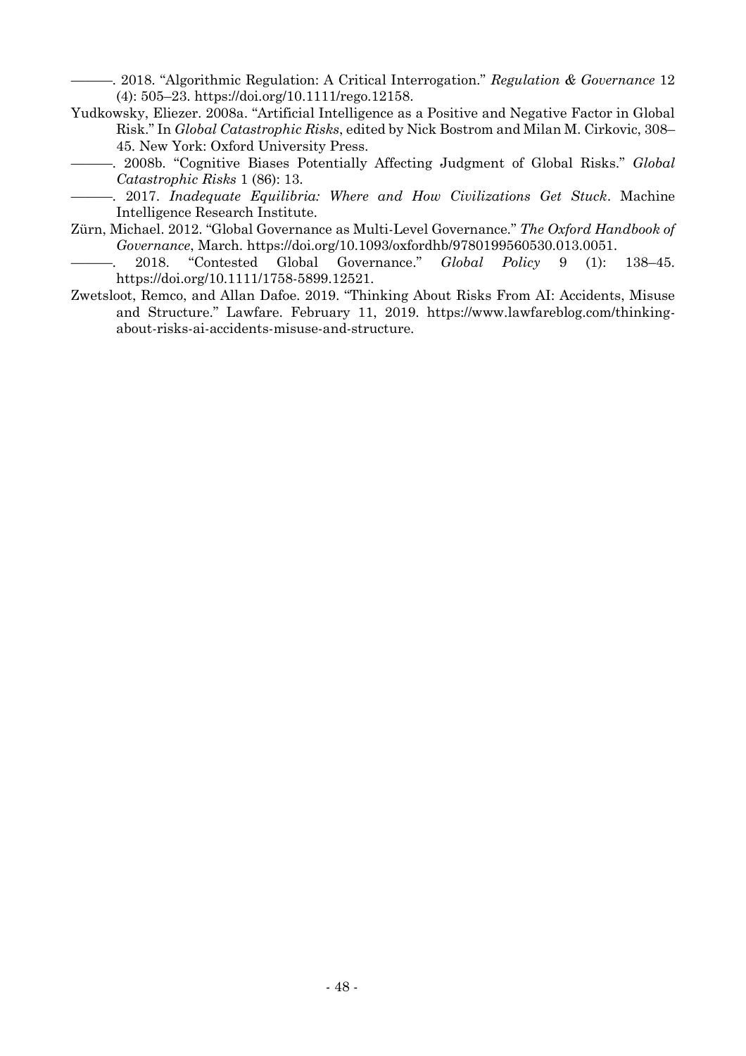———. 2018. "Algorithmic Regulation: A Critical Interrogation." *Regulation & Governance* 12 (4): 505–23. https://doi.org/10.1111/rego.12158.

Yudkowsky, Eliezer. 2008a. "Artificial Intelligence as a Positive and Negative Factor in Global Risk." In *Global Catastrophic Risks*, edited by Nick Bostrom and Milan M. Cirkovic, 308–45. New York: Oxford University Press.

———. 2008b. "Cognitive Biases Potentially Affecting Judgment of Global Risks." *Global Catastrophic Risks* 1 (86): 13.

———. 2017. *Inadequate Equilibria: Where and How Civilizations Get Stuck*. Machine Intelligence Research Institute.

Zürn, Michael. 2012. "Global Governance as Multi-Level Governance." *The Oxford Handbook of Governance*, March. https://doi.org/10.1093/oxfordhb/9780199560530.013.0051.

———. 2018. "Contested Global Governance." *Global Policy* 9 (1): 138–45. https://doi.org/10.1111/1758-5899.12521.

Zwetsloot, Remco, and Allan Dafoe. 2019. "Thinking About Risks From AI: Accidents, Misuse and Structure." Lawfare. February 11, 2019. https://www.lawfareblog.com/thinking-about-risks-ai-accidents-misuse-and-structure.